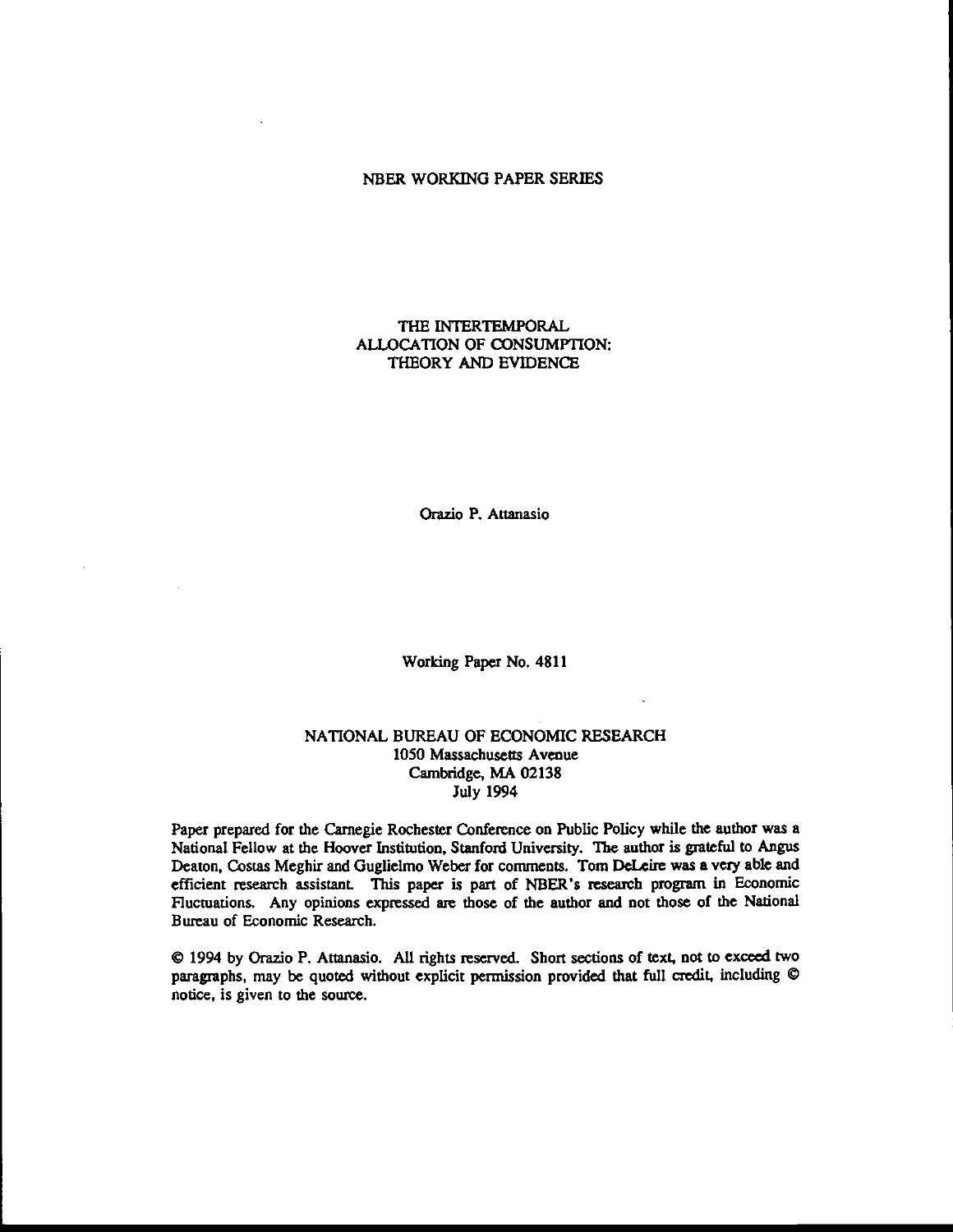NBER WORKING PAPER SERIES

# THE INTERTEMPORAL ALLOCATION OF CONSUMPTION: THEORY AND EVIDENCE

Orazio P. Attanasio

Working Paper No. 4811

NATIONAL BUREAU OF ECONOMIC RESEARCH
1050 Massachusetts Avenue
Cambridge, MA 02138
July 1994

Paper prepared for the Carnegie Rochester Conference on Public Policy while the author was a National Fellow at the Hoover Institution, Stanford University. The author is grateful to Angus Deaton, Costas Meghir and Guglielmo Weber for comments. Tom DeLeire was a very able and efficient research assistant. This paper is part of NBER's research program in Economic Fluctuations. Any opinions expressed are those of the author and not those of the National Bureau of Economic Research.

© 1994 by Orazio P. Attanasio. All rights reserved. Short sections of text, not to exceed two paragraphs, may be quoted without explicit permission provided that full credit, including © notice, is given to the source.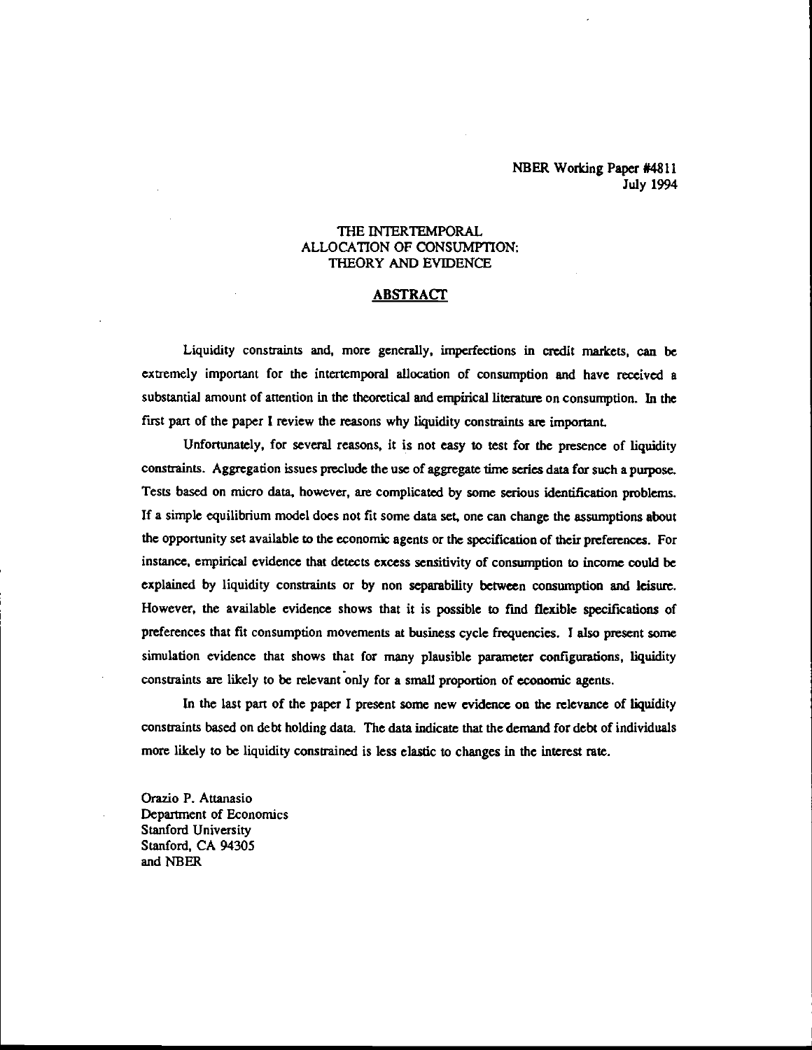NBER Working Paper #4811
July 1994

## THE INTERTEMPORAL ALLOCATION OF CONSUMPTION: THEORY AND EVIDENCE

### ABSTRACT

Liquidity constraints and, more generally, imperfections in credit markets, can be extremely important for the intertemporal allocation of consumption and have received a substantial amount of attention in the theoretical and empirical literature on consumption. In the first part of the paper I review the reasons why liquidity constraints are important.

Unfortunately, for several reasons, it is not easy to test for the presence of liquidity constraints. Aggregation issues preclude the use of aggregate time series data for such a purpose. Tests based on micro data, however, are complicated by some serious identification problems. If a simple equilibrium model does not fit some data set, one can change the assumptions about the opportunity set available to the economic agents or the specification of their preferences. For instance, empirical evidence that detects excess sensitivity of consumption to income could be explained by liquidity constraints or by non separability between consumption and leisure. However, the available evidence shows that it is possible to find flexible specifications of preferences that fit consumption movements at business cycle frequencies. I also present some simulation evidence that shows that for many plausible parameter configurations, liquidity constraints are likely to be relevant only for a small proportion of economic agents.

In the last part of the paper I present some new evidence on the relevance of liquidity constraints based on debt holding data. The data indicate that the demand for debt of individuals more likely to be liquidity constrained is less elastic to changes in the interest rate.

Orazio P. Attanasio
Department of Economics
Stanford University
Stanford, CA 94305
and NBER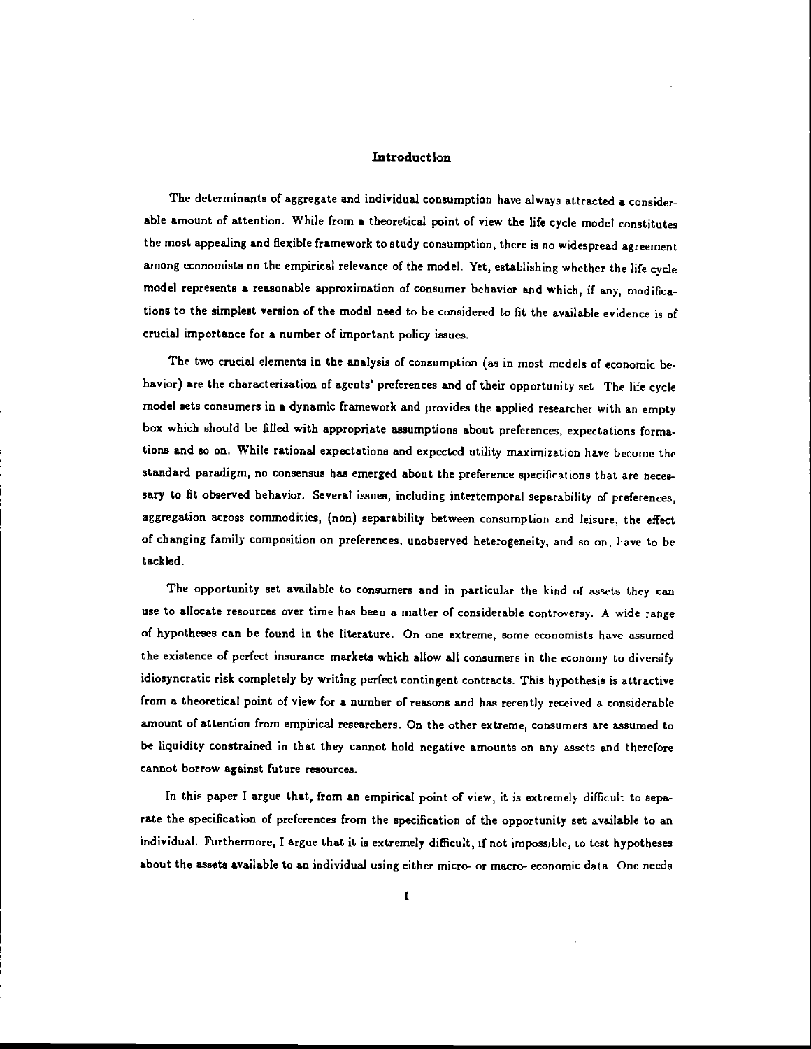## Introduction

The determinants of aggregate and individual consumption have always attracted a considerable amount of attention. While from a theoretical point of view the life cycle model constitutes the most appealing and flexible framework to study consumption, there is no widespread agreement among economists on the empirical relevance of the model. Yet, establishing whether the life cycle model represents a reasonable approximation of consumer behavior and which, if any, modifications to the simplest version of the model need to be considered to fit the available evidence is of crucial importance for a number of important policy issues.

The two crucial elements in the analysis of consumption (as in most models of economic behavior) are the characterization of agents' preferences and of their opportunity set. The life cycle model sets consumers in a dynamic framework and provides the applied researcher with an empty box which should be filled with appropriate assumptions about preferences, expectations formations and so on. While rational expectations and expected utility maximization have become the standard paradigm, no consensus has emerged about the preference specifications that are necessary to fit observed behavior. Several issues, including intertemporal separability of preferences, aggregation across commodities, (non) separability between consumption and leisure, the effect of changing family composition on preferences, unobserved heterogeneity, and so on, have to be tackled.

The opportunity set available to consumers and in particular the kind of assets they can use to allocate resources over time has been a matter of considerable controversy. A wide range of hypotheses can be found in the literature. On one extreme, some economists have assumed the existence of perfect insurance markets which allow all consumers in the economy to diversify idiosyncratic risk completely by writing perfect contingent contracts. This hypothesis is attractive from a theoretical point of view for a number of reasons and has recently received a considerable amount of attention from empirical researchers. On the other extreme, consumers are assumed to be liquidity constrained in that they cannot hold negative amounts on any assets and therefore cannot borrow against future resources.

In this paper I argue that, from an empirical point of view, it is extremely difficult to separate the specification of preferences from the specification of the opportunity set available to an individual. Furthermore, I argue that it is extremely difficult, if not impossible, to test hypotheses about the assets available to an individual using either micro- or macro- economic data. One needs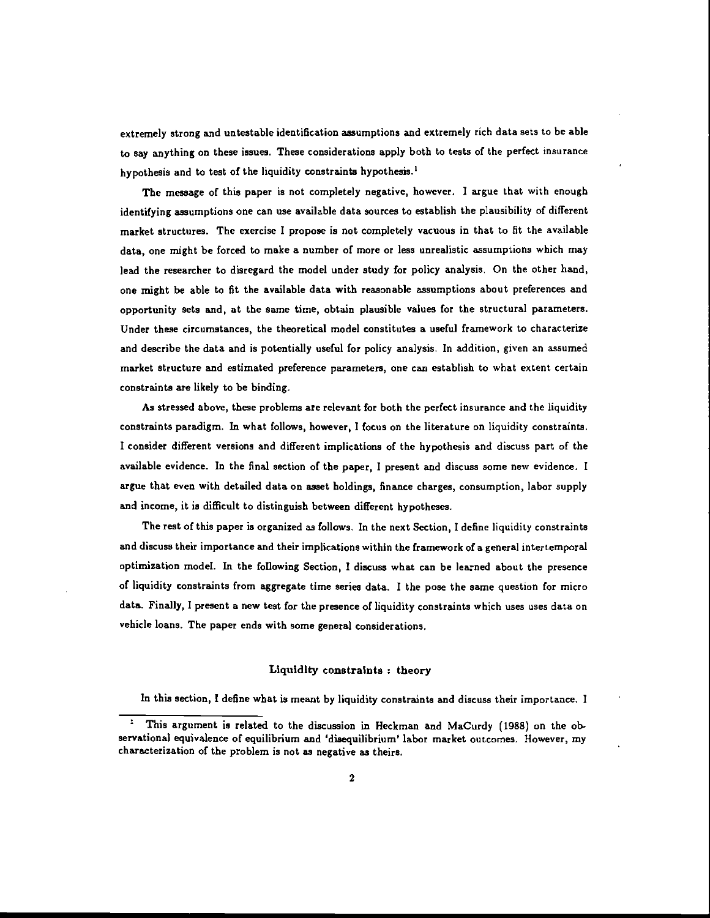extremely strong and untestable identification assumptions and extremely rich data sets to be able to say anything on these issues. These considerations apply both to tests of the perfect insurance hypothesis and to test of the liquidity constraints hypothesis.[1]

The message of this paper is not completely negative, however. I argue that with enough identifying assumptions one can use available data sources to establish the plausibility of different market structures. The exercise I propose is not completely vacuous in that to fit the available data, one might be forced to make a number of more or less unrealistic assumptions which may lead the researcher to disregard the model under study for policy analysis. On the other hand, one might be able to fit the available data with reasonable assumptions about preferences and opportunity sets and, at the same time, obtain plausible values for the structural parameters. Under these circumstances, the theoretical model constitutes a useful framework to characterize and describe the data and is potentially useful for policy analysis. In addition, given an assumed market structure and estimated preference parameters, one can establish to what extent certain constraints are likely to be binding.

As stressed above, these problems are relevant for both the perfect insurance and the liquidity constraints paradigm. In what follows, however, I focus on the literature on liquidity constraints. I consider different versions and different implications of the hypothesis and discuss part of the available evidence. In the final section of the paper, I present and discuss some new evidence. I argue that even with detailed data on asset holdings, finance charges, consumption, labor supply and income, it is difficult to distinguish between different hypotheses.

The rest of this paper is organized as follows. In the next Section, I define liquidity constraints and discuss their importance and their implications within the framework of a general intertemporal optimization model. In the following Section, I discuss what can be learned about the presence of liquidity constraints from aggregate time series data. I the pose the same question for micro data. Finally, I present a new test for the presence of liquidity constraints which uses uses data on vehicle loans. The paper ends with some general considerations.

## Liquidity constraints : theory

In this section, I define what is meant by liquidity constraints and discuss their importance. I

[1] This argument is related to the discussion in Heckman and MaCurdy (1988) on the observational equivalence of equilibrium and 'disequilibrium' labor market outcomes. However, my characterization of the problem is not as negative as theirs.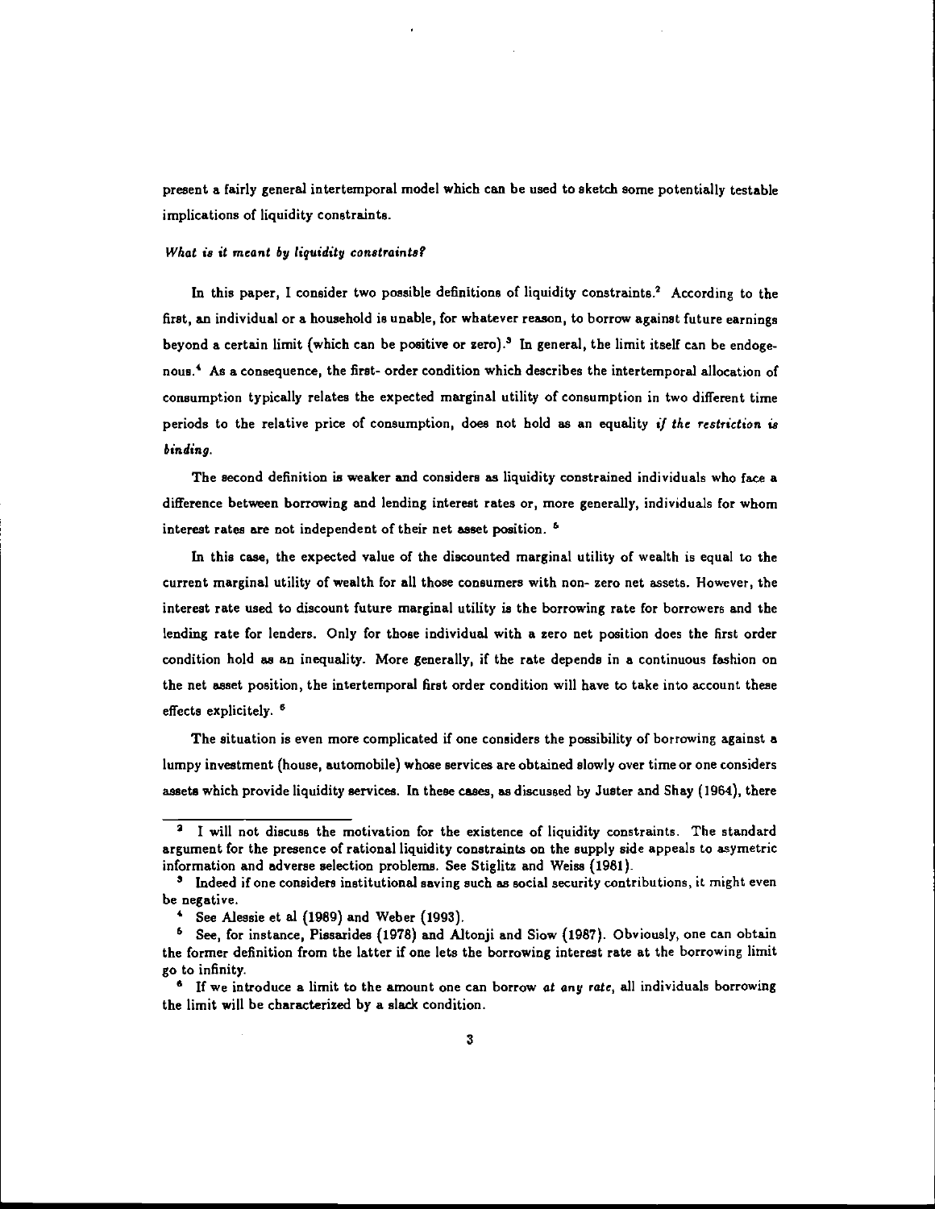present a fairly general intertemporal model which can be used to sketch some potentially testable implications of liquidity constraints.

*What is it meant by liquidity constraints?*

In this paper, I consider two possible definitions of liquidity constraints.[2] According to the first, an individual or a household is unable, for whatever reason, to borrow against future earnings beyond a certain limit (which can be positive or zero).[3] In general, the limit itself can be endogenous.[4] As a consequence, the first- order condition which describes the intertemporal allocation of consumption typically relates the expected marginal utility of consumption in two different time periods to the relative price of consumption, does not hold as an equality *if the restriction is binding.*

The second definition is weaker and considers as liquidity constrained individuals who face a difference between borrowing and lending interest rates or, more generally, individuals for whom interest rates are not independent of their net asset position. [5]

In this case, the expected value of the discounted marginal utility of wealth is equal to the current marginal utility of wealth for all those consumers with non- zero net assets. However, the interest rate used to discount future marginal utility is the borrowing rate for borrowers and the lending rate for lenders. Only for those individual with a zero net position does the first order condition hold as an inequality. More generally, if the rate depends in a continuous fashion on the net asset position, the intertemporal first order condition will have to take into account these effects explicitely. [6]

The situation is even more complicated if one considers the possibility of borrowing against a lumpy investment (house, automobile) whose services are obtained slowly over time or one considers assets which provide liquidity services. In these cases, as discussed by Juster and Shay (1964), there

---

[2] I will not discuss the motivation for the existence of liquidity constraints. The standard argument for the presence of rational liquidity constraints on the supply side appeals to asymetric information and adverse selection problems. See Stiglitz and Weiss (1981).

[3] Indeed if one considers institutional saving such as social security contributions, it might even be negative.

[4] See Alessie et al (1989) and Weber (1993).

[5] See, for instance, Pissarides (1978) and Altonji and Siow (1987). Obviously, one can obtain the former definition from the latter if one lets the borrowing interest rate at the borrowing limit go to infinity.

[6] If we introduce a limit to the amount one can borrow *at any rate*, all individuals borrowing the limit will be characterized by a slack condition.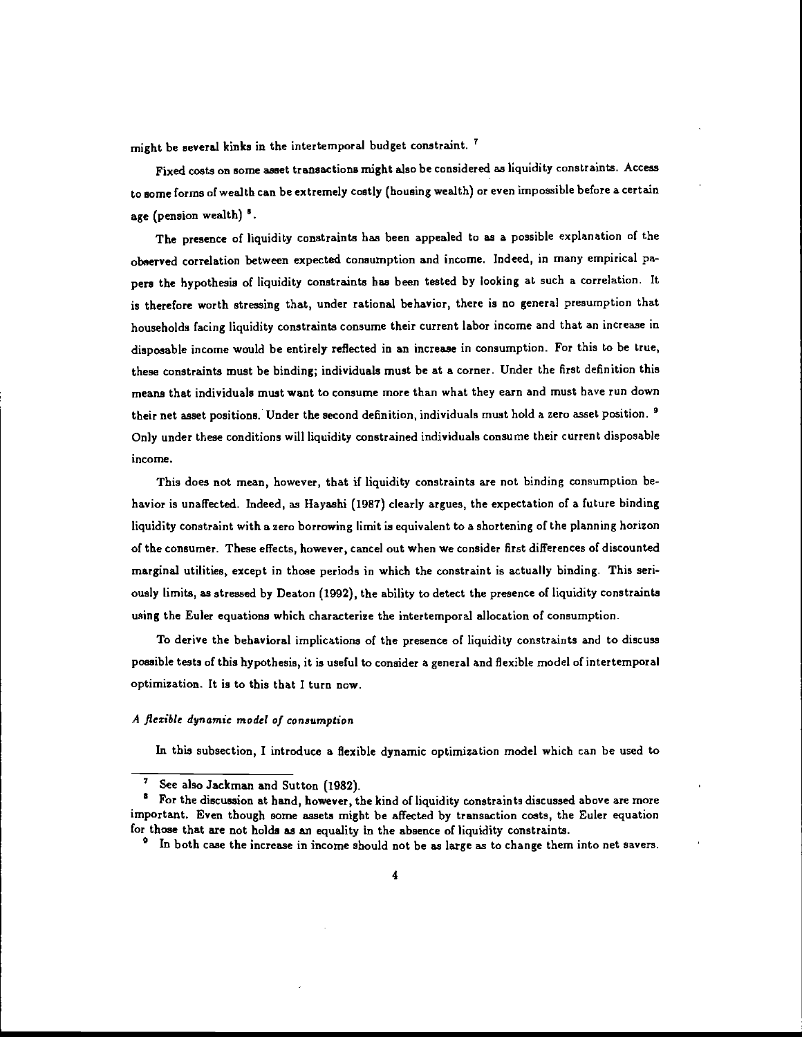might be several kinks in the intertemporal budget constraint. [7]

Fixed costs on some asset transactions might also be considered as liquidity constraints. Access to some forms of wealth can be extremely costly (housing wealth) or even impossible before a certain age (pension wealth) [8].

The presence of liquidity constraints has been appealed to as a possible explanation of the observed correlation between expected consumption and income. Indeed, in many empirical papers the hypothesis of liquidity constraints has been tested by looking at such a correlation. It is therefore worth stressing that, under rational behavior, there is no general presumption that households facing liquidity constraints consume their current labor income and that an increase in disposable income would be entirely reflected in an increase in consumption. For this to be true, these constraints must be binding; individuals must be at a corner. Under the first definition this means that individuals must want to consume more than what they earn and must have run down their net asset positions. Under the second definition, individuals must hold a zero asset position. [9] Only under these conditions will liquidity constrained individuals consume their current disposable income.

This does not mean, however, that if liquidity constraints are not binding consumption behavior is unaffected. Indeed, as Hayashi (1987) clearly argues, the expectation of a future binding liquidity constraint with a zero borrowing limit is equivalent to a shortening of the planning horizon of the consumer. These effects, however, cancel out when we consider first differences of discounted marginal utilities, except in those periods in which the constraint is actually binding. This seriously limits, as stressed by Deaton (1992), the ability to detect the presence of liquidity constraints using the Euler equations which characterize the intertemporal allocation of consumption.

To derive the behavioral implications of the presence of liquidity constraints and to discuss possible tests of this hypothesis, it is useful to consider a general and flexible model of intertemporal optimization. It is to this that I turn now.

### *A flexible dynamic model of consumption*

In this subsection, I introduce a flexible dynamic optimization model which can be used to

---

[7] See also Jackman and Sutton (1982).

[8] For the discussion at hand, however, the kind of liquidity constraints discussed above are more important. Even though some assets might be affected by transaction costs, the Euler equation for those that are not holds as an equality in the absence of liquidity constraints.

[9] In both case the increase in income should not be as large as to change them into net savers.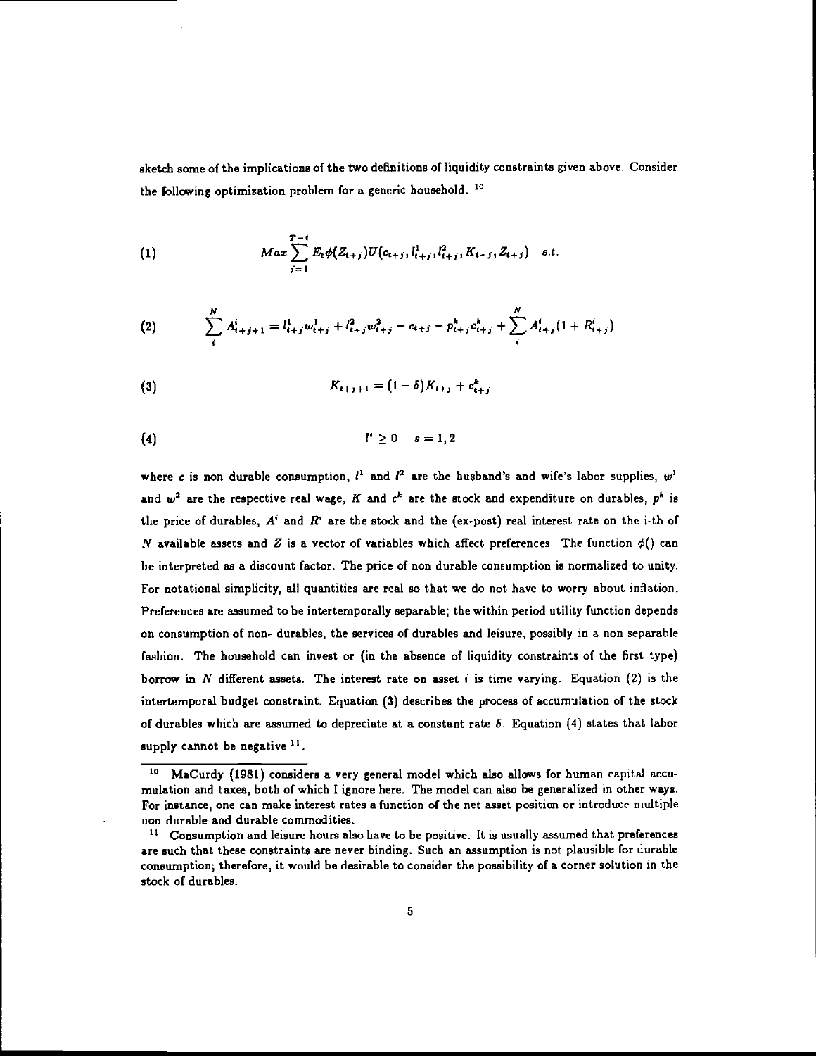sketch some of the implications of the two definitions of liquidity constraints given above. Consider the following optimization problem for a generic household. [10]

$$(1) \qquad Max \sum_{j=1}^{T-t} E_t \phi(Z_{t+j}) U(c_{t+j}, l^1_{t+j}, l^2_{t+j}, K_{t+j}, Z_{t+j}) \quad s.t.$$

$$(2) \qquad \sum_{i}^{N} A^i_{t+j+1} = l^1_{t+j} w^1_{t+j} + l^2_{t+j} w^2_{t+j} - c_{t+j} - p^k_{t+j} c^k_{t+j} + \sum_{i}^{N} A^i_{t+j}(1 + R^i_{t+j})$$

$$(3) \qquad K_{t+j+1} = (1 - \delta) K_{t+j} + c^k_{t+j}$$

$$(4) \qquad l^s \geq 0 \quad s = 1, 2$$

where $c$ is non durable consumption, $l^1$ and $l^2$ are the husband's and wife's labor supplies, $w^1$ and $w^2$ are the respective real wage, $K$ and $c^k$ are the stock and expenditure on durables, $p^k$ is the price of durables, $A^i$ and $R^i$ are the stock and the (ex-post) real interest rate on the i-th of $N$ available assets and $Z$ is a vector of variables which affect preferences. The function $\phi()$ can be interpreted as a discount factor. The price of non durable consumption is normalized to unity. For notational simplicity, all quantities are real so that we do not have to worry about inflation. Preferences are assumed to be intertemporally separable; the within period utility function depends on consumption of non- durables, the services of durables and leisure, possibly in a non separable fashion. The household can invest or (in the absence of liquidity constraints of the first type) borrow in $N$ different assets. The interest rate on asset $i$ is time varying. Equation (2) is the intertemporal budget constraint. Equation (3) describes the process of accumulation of the stock of durables which are assumed to depreciate at a constant rate $\delta$. Equation (4) states that labor supply cannot be negative [11].

---

[10] MaCurdy (1981) considers a very general model which also allows for human capital accumulation and taxes, both of which I ignore here. The model can also be generalized in other ways. For instance, one can make interest rates a function of the net asset position or introduce multiple non durable and durable commodities.

[11] Consumption and leisure hours also have to be positive. It is usually assumed that preferences are such that these constraints are never binding. Such an assumption is not plausible for durable consumption; therefore, it would be desirable to consider the possibility of a corner solution in the stock of durables.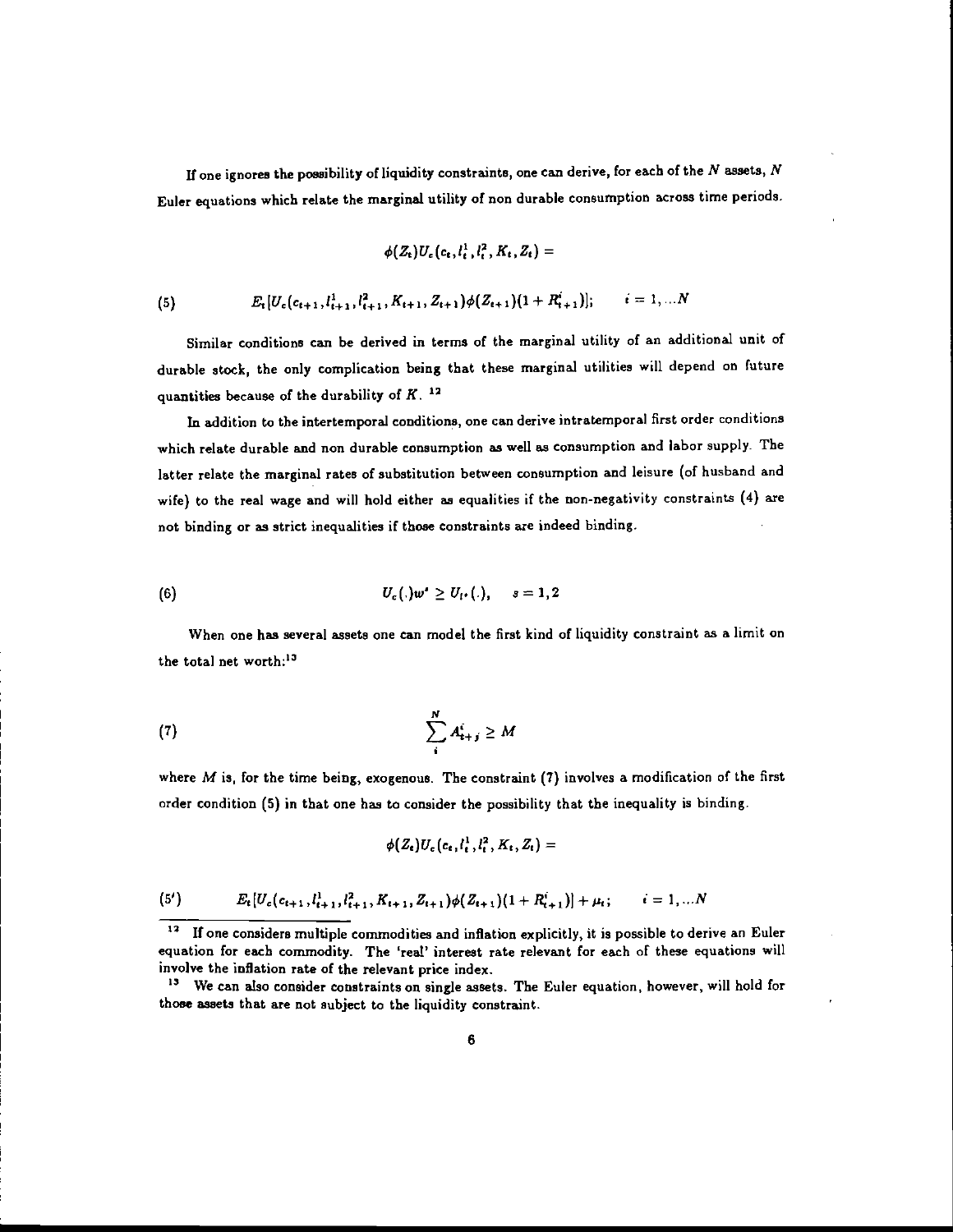If one ignores the possibility of liquidity constraints, one can derive, for each of the $N$ assets, $N$ Euler equations which relate the marginal utility of non durable consumption across time periods.

$$\phi(Z_t)U_c(c_t, l_t^1, l_t^2, K_t, Z_t) =$$

$$E_t[U_c(c_{t+1}, l_{t+1}^1, l_{t+1}^2, K_{t+1}, Z_{t+1})\phi(Z_{t+1})(1 + R_{t+1}^i)]; \qquad i = 1, \ldots N \tag{5}$$

Similar conditions can be derived in terms of the marginal utility of an additional unit of durable stock, the only complication being that these marginal utilities will depend on future quantities because of the durability of $K$. [12]

In addition to the intertemporal conditions, one can derive intratemporal first order conditions which relate durable and non durable consumption as well as consumption and labor supply. The latter relate the marginal rates of substitution between consumption and leisure (of husband and wife) to the real wage and will hold either as equalities if the non-negativity constraints (4) are not binding or as strict inequalities if those constraints are indeed binding.

$$U_c(.)w^s \geq U_{l^s}(.), \quad s = 1, 2 \tag{6}$$

When one has several assets one can model the first kind of liquidity constraint as a limit on the total net worth:[13]

$$\sum_i^N A_{t+j}^i \geq M \tag{7}$$

where $M$ is, for the time being, exogenous. The constraint (7) involves a modification of the first order condition (5) in that one has to consider the possibility that the inequality is binding.

$$\phi(Z_t)U_c(c_t, l_t^1, l_t^2, K_t, Z_t) =$$

$$E_t[U_c(c_{t+1}, l_{t+1}^1, l_{t+1}^2, K_{t+1}, Z_{t+1})\phi(Z_{t+1})(1 + R_{t+1}^i)] + \mu_t; \qquad i = 1, \ldots N \tag{5'}$$

[12] If one considers multiple commodities and inflation explicitly, it is possible to derive an Euler equation for each commodity. The 'real' interest rate relevant for each of these equations will involve the inflation rate of the relevant price index.

[13] We can also consider constraints on single assets. The Euler equation, however, will hold for those assets that are not subject to the liquidity constraint.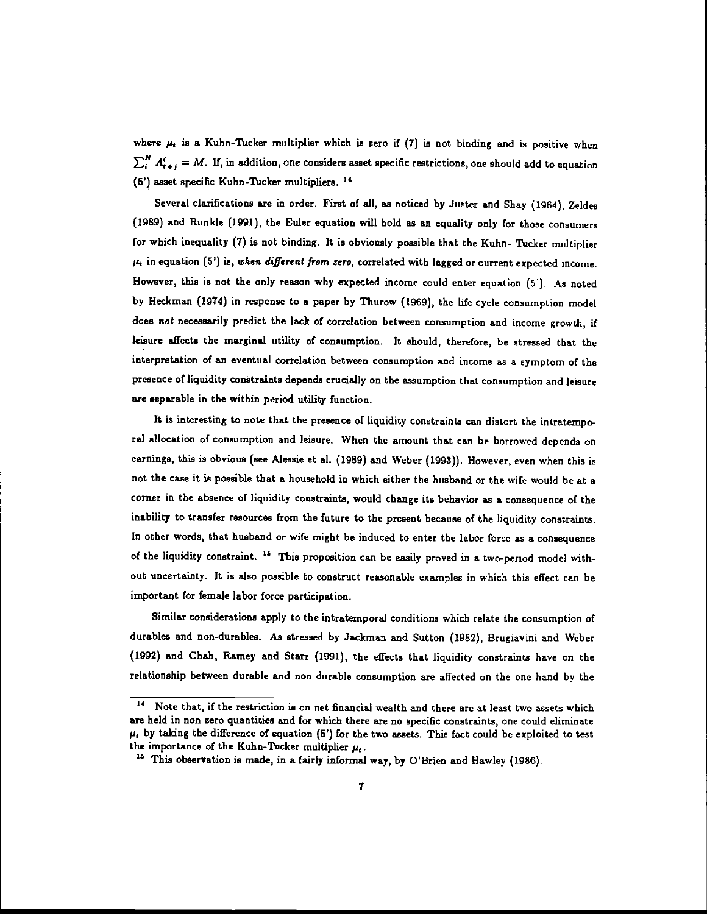where $\mu_t$ is a Kuhn-Tucker multiplier which is zero if (7) is not binding and is positive when $\sum_i^N A_{t+j}^i = M$. If, in addition, one considers asset specific restrictions, one should add to equation (5') asset specific Kuhn-Tucker multipliers. [14]

Several clarifications are in order. First of all, as noticed by Juster and Shay (1964), Zeldes (1989) and Runkle (1991), the Euler equation will hold as an equality only for those consumers for which inequality (7) is not binding. It is obviously possible that the Kuhn- Tucker multiplier $\mu_t$ in equation (5') is, *when different from zero*, correlated with lagged or current expected income. However, this is not the only reason why expected income could enter equation (5'). As noted by Heckman (1974) in response to a paper by Thurow (1969), the life cycle consumption model does *not* necessarily predict the lack of correlation between consumption and income growth, if leisure affects the marginal utility of consumption. It should, therefore, be stressed that the interpretation of an eventual correlation between consumption and income as a symptom of the presence of liquidity constraints depends crucially on the assumption that consumption and leisure are separable in the within period utility function.

It is interesting to note that the presence of liquidity constraints can distort the intratemporal allocation of consumption and leisure. When the amount that can be borrowed depends on earnings, this is obvious (see Alessie et al. (1989) and Weber (1993)). However, even when this is not the case it is possible that a household in which either the husband or the wife would be at a corner in the absence of liquidity constraints, would change its behavior as a consequence of the inability to transfer resources from the future to the present because of the liquidity constraints. In other words, that husband or wife might be induced to enter the labor force as a consequence of the liquidity constraint. [15] This proposition can be easily proved in a two-period model without uncertainty. It is also possible to construct reasonable examples in which this effect can be important for female labor force participation.

Similar considerations apply to the intratemporal conditions which relate the consumption of durables and non-durables. As stressed by Jackman and Sutton (1982), Brugiavini and Weber (1992) and Chah, Ramey and Starr (1991), the effects that liquidity constraints have on the relationship between durable and non durable consumption are affected on the one hand by the

[14] Note that, if the restriction is on net financial wealth and there are at least two assets which are held in non zero quantities and for which there are no specific constraints, one could eliminate $\mu_t$ by taking the difference of equation (5') for the two assets. This fact could be exploited to test the importance of the Kuhn-Tucker multiplier $\mu_t$.

[15] This observation is made, in a fairly informal way, by O'Brien and Hawley (1986).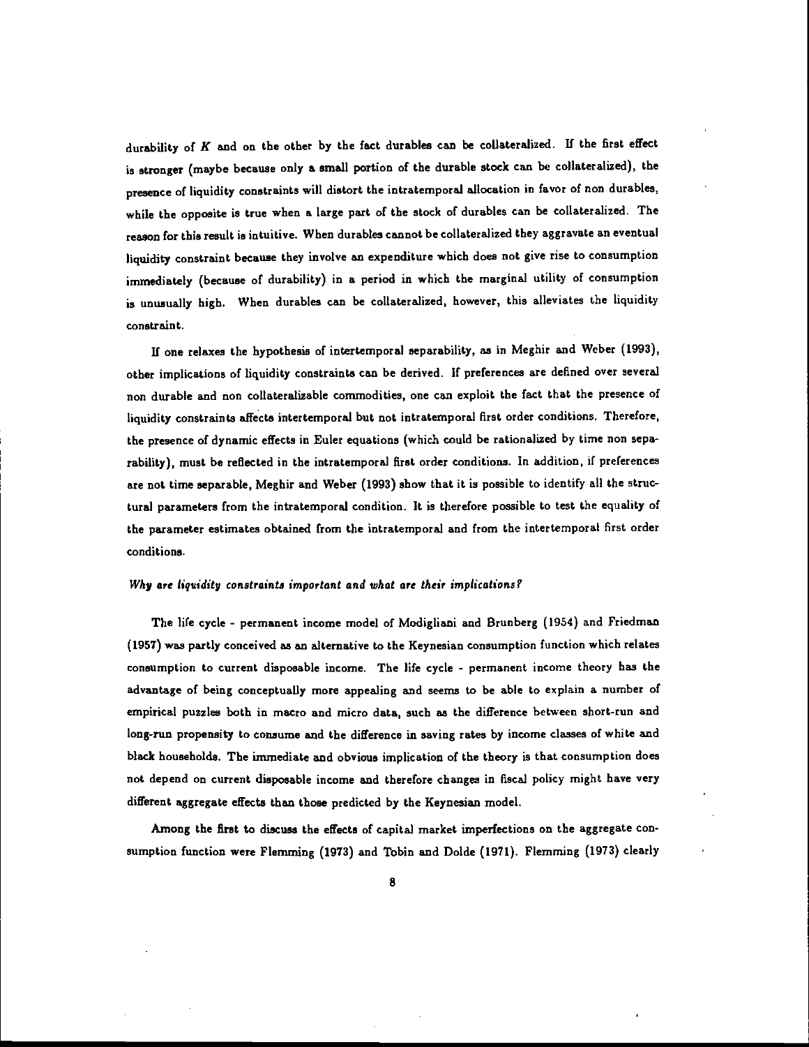durability of $K$ and on the other by the fact durables can be collateralized. If the first effect is stronger (maybe because only a small portion of the durable stock can be collateralized), the presence of liquidity constraints will distort the intratemporal allocation in favor of non durables, while the opposite is true when a large part of the stock of durables can be collateralized. The reason for this result is intuitive. When durables cannot be collateralized they aggravate an eventual liquidity constraint because they involve an expenditure which does not give rise to consumption immediately (because of durability) in a period in which the marginal utility of consumption is unusually high. When durables can be collateralized, however, this alleviates the liquidity constraint.

If one relaxes the hypothesis of intertemporal separability, as in Meghir and Weber (1993), other implications of liquidity constraints can be derived. If preferences are defined over several non durable and non collateralizable commodities, one can exploit the fact that the presence of liquidity constraints affects intertemporal but not intratemporal first order conditions. Therefore, the presence of dynamic effects in Euler equations (which could be rationalized by time non separability), must be reflected in the intratemporal first order conditions. In addition, if preferences are not time separable, Meghir and Weber (1993) show that it is possible to identify all the structural parameters from the intratemporal condition. It is therefore possible to test the equality of the parameter estimates obtained from the intratemporal and from the intertemporal first order conditions.

*Why are liquidity constraints important and what are their implications?*

The life cycle - permanent income model of Modigliani and Brunberg (1954) and Friedman (1957) was partly conceived as an alternative to the Keynesian consumption function which relates consumption to current disposable income. The life cycle - permanent income theory has the advantage of being conceptually more appealing and seems to be able to explain a number of empirical puzzles both in macro and micro data, such as the difference between short-run and long-run propensity to consume and the difference in saving rates by income classes of white and black households. The immediate and obvious implication of the theory is that consumption does not depend on current disposable income and therefore changes in fiscal policy might have very different aggregate effects than those predicted by the Keynesian model.

Among the first to discuss the effects of capital market imperfections on the aggregate consumption function were Flemming (1973) and Tobin and Dolde (1971). Flemming (1973) clearly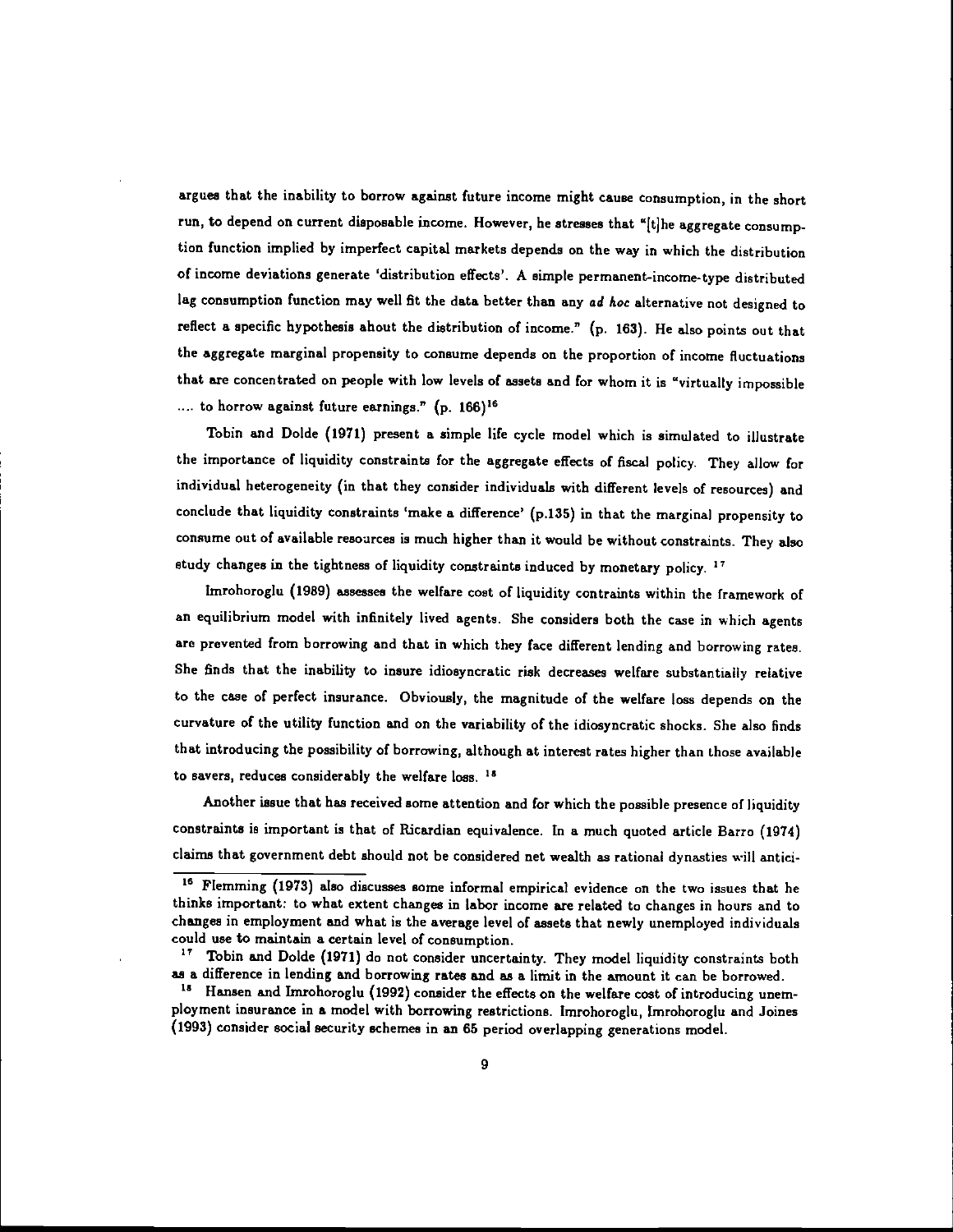argues that the inability to borrow against future income might cause consumption, in the short run, to depend on current disposable income. However, he stresses that "[t]he aggregate consumption function implied by imperfect capital markets depends on the way in which the distribution of income deviations generate 'distribution effects'. A simple permanent-income-type distributed lag consumption function may well fit the data better than any *ad hoc* alternative not designed to reflect a specific hypothesis about the distribution of income." (p. 163). He also points out that the aggregate marginal propensity to consume depends on the proportion of income fluctuations that are concentrated on people with low levels of assets and for whom it is "virtually impossible .... to borrow against future earnings." (p. 166)[16]

Tobin and Dolde (1971) present a simple life cycle model which is simulated to illustrate the importance of liquidity constraints for the aggregate effects of fiscal policy. They allow for individual heterogeneity (in that they consider individuals with different levels of resources) and conclude that liquidity constraints 'make a difference' (p.135) in that the marginal propensity to consume out of available resources is much higher than it would be without constraints. They also study changes in the tightness of liquidity constraints induced by monetary policy. [17]

Imrohoroglu (1989) assesses the welfare cost of liquidity contraints within the framework of an equilibrium model with infinitely lived agents. She considers both the case in which agents are prevented from borrowing and that in which they face different lending and borrowing rates. She finds that the inability to insure idiosyncratic risk decreases welfare substantially relative to the case of perfect insurance. Obviously, the magnitude of the welfare loss depends on the curvature of the utility function and on the variability of the idiosyncratic shocks. She also finds that introducing the possibility of borrowing, although at interest rates higher than those available to savers, reduces considerably the welfare loss. [18]

Another issue that has received some attention and for which the possible presence of liquidity constraints is important is that of Ricardian equivalence. In a much quoted article Barro (1974) claims that government debt should not be considered net wealth as rational dynasties will antici-

[16] Flemming (1973) also discusses some informal empirical evidence on the two issues that he thinks important: to what extent changes in labor income are related to changes in hours and to changes in employment and what is the average level of assets that newly unemployed individuals could use to maintain a certain level of consumption.

[17] Tobin and Dolde (1971) do not consider uncertainty. They model liquidity constraints both as a difference in lending and borrowing rates and as a limit in the amount it can be borrowed.

[18] Hansen and Imrohoroglu (1992) consider the effects on the welfare cost of introducing unemployment insurance in a model with borrowing restrictions. Imrohoroglu, Imrohoroglu and Joines (1993) consider social security schemes in an 65 period overlapping generations model.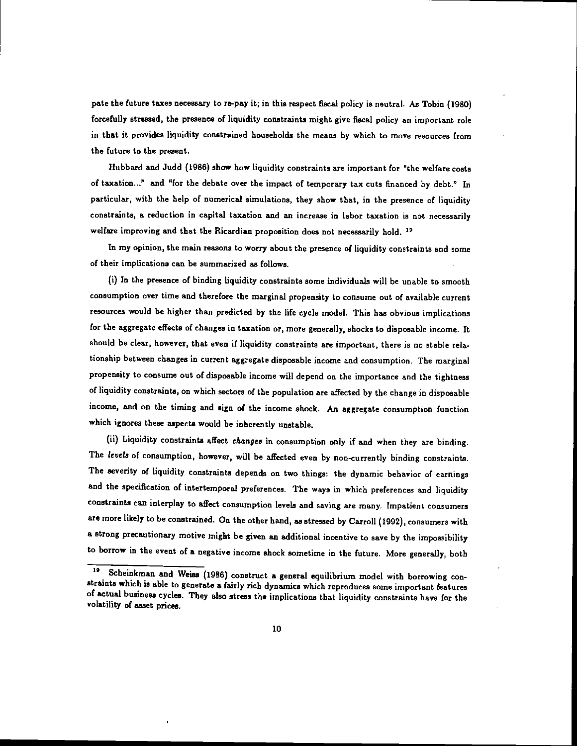pate the future taxes necessary to re-pay it; in this respect fiscal policy is neutral. As Tobin (1980) forcefully stressed, the presence of liquidity constraints might give fiscal policy an important role in that it provides liquidity constrained households the means by which to move resources from the future to the present.

Hubbard and Judd (1986) show how liquidity constraints are important for "the welfare costs of taxation..." and "for the debate over the impact of temporary tax cuts financed by debt." In particular, with the help of numerical simulations, they show that, in the presence of liquidity constraints, a reduction in capital taxation and an increase in labor taxation is not necessarily welfare improving and that the Ricardian proposition does not necessarily hold. [19]

In my opinion, the main reasons to worry about the presence of liquidity constraints and some of their implications can be summarized as follows.

(i) In the presence of binding liquidity constraints some individuals will be unable to smooth consumption over time and therefore the marginal propensity to consume out of available current resources would be higher than predicted by the life cycle model. This has obvious implications for the aggregate effects of changes in taxation or, more generally, shocks to disposable income. It should be clear, however, that even if liquidity constraints are important, there is no stable relationship between changes in current aggregate disposable income and consumption. The marginal propensity to consume out of disposable income will depend on the importance and the tightness of liquidity constraints, on which sectors of the population are affected by the change in disposable income, and on the timing and sign of the income shock. An aggregate consumption function which ignores these aspects would be inherently unstable.

(ii) Liquidity constraints affect *changes* in consumption only if and when they are binding. The *levels* of consumption, however, will be affected even by non-currently binding constraints. The severity of liquidity constraints depends on two things: the dynamic behavior of earnings and the specification of intertemporal preferences. The ways in which preferences and liquidity constraints can interplay to affect consumption levels and saving are many. Impatient consumers are more likely to be constrained. On the other hand, as stressed by Carroll (1992), consumers with a strong precautionary motive might be given an additional incentive to save by the impossibility to borrow in the event of a negative income shock sometime in the future. More generally, both

[19] Scheinkman and Weiss (1986) construct a general equilibrium model with borrowing constraints which is able to generate a fairly rich dynamics which reproduces some important features of actual business cycles. They also stress the implications that liquidity constraints have for the volatility of asset prices.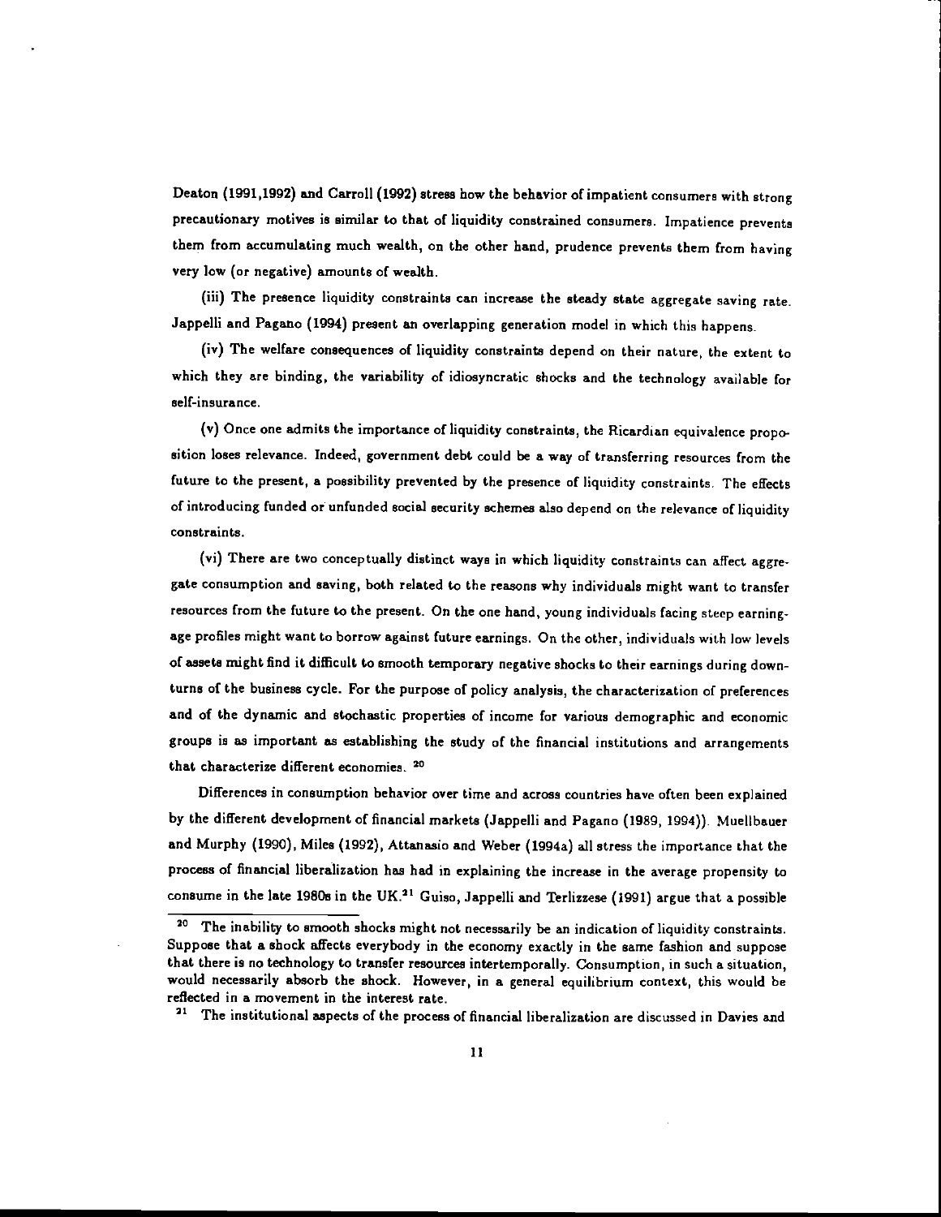Deaton (1991,1992) and Carroll (1992) stress how the behavior of impatient consumers with strong precautionary motives is similar to that of liquidity constrained consumers. Impatience prevents them from accumulating much wealth, on the other hand, prudence prevents them from having very low (or negative) amounts of wealth.

(iii) The presence liquidity constraints can increase the steady state aggregate saving rate. Jappelli and Pagano (1994) present an overlapping generation model in which this happens.

(iv) The welfare consequences of liquidity constraints depend on their nature, the extent to which they are binding, the variability of idiosyncratic shocks and the technology available for self-insurance.

(v) Once one admits the importance of liquidity constraints, the Ricardian equivalence proposition loses relevance. Indeed, government debt could be a way of transferring resources from the future to the present, a possibility prevented by the presence of liquidity constraints. The effects of introducing funded or unfunded social security schemes also depend on the relevance of liquidity constraints.

(vi) There are two conceptually distinct ways in which liquidity constraints can affect aggregate consumption and saving, both related to the reasons why individuals might want to transfer resources from the future to the present. On the one hand, young individuals facing steep earning-age profiles might want to borrow against future earnings. On the other, individuals with low levels of assets might find it difficult to smooth temporary negative shocks to their earnings during downturns of the business cycle. For the purpose of policy analysis, the characterization of preferences and of the dynamic and stochastic properties of income for various demographic and economic groups is as important as establishing the study of the financial institutions and arrangements that characterize different economies. [20]

Differences in consumption behavior over time and across countries have often been explained by the different development of financial markets (Jappelli and Pagano (1989, 1994)). Muellbauer and Murphy (1990), Miles (1992), Attanasio and Weber (1994a) all stress the importance that the process of financial liberalization has had in explaining the increase in the average propensity to consume in the late 1980s in the UK.[21] Guiso, Jappelli and Terlizzese (1991) argue that a possible

[20] The inability to smooth shocks might not necessarily be an indication of liquidity constraints. Suppose that a shock affects everybody in the economy exactly in the same fashion and suppose that there is no technology to transfer resources intertemporally. Consumption, in such a situation, would necessarily absorb the shock. However, in a general equilibrium context, this would be reflected in a movement in the interest rate.

[21] The institutional aspects of the process of financial liberalization are discussed in Davies and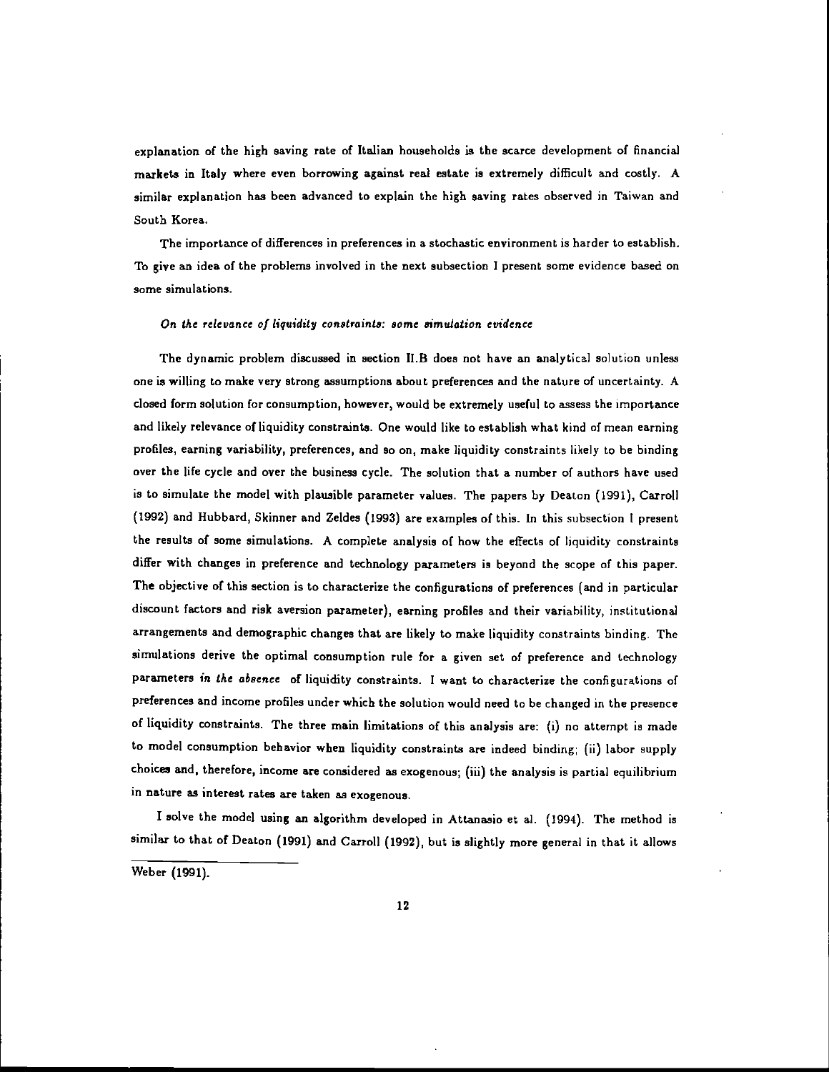explanation of the high saving rate of Italian households is the scarce development of financial markets in Italy where even borrowing against real estate is extremely difficult and costly. A similar explanation has been advanced to explain the high saving rates observed in Taiwan and South Korea.

The importance of differences in preferences in a stochastic environment is harder to establish. To give an idea of the problems involved in the next subsection I present some evidence based on some simulations.

*On the relevance of liquidity constraints: some simulation evidence*

The dynamic problem discussed in section II.B does not have an analytical solution unless one is willing to make very strong assumptions about preferences and the nature of uncertainty. A closed form solution for consumption, however, would be extremely useful to assess the importance and likely relevance of liquidity constraints. One would like to establish what kind of mean earning profiles, earning variability, preferences, and so on, make liquidity constraints likely to be binding over the life cycle and over the business cycle. The solution that a number of authors have used is to simulate the model with plausible parameter values. The papers by Deaton (1991), Carroll (1992) and Hubbard, Skinner and Zeldes (1993) are examples of this. In this subsection I present the results of some simulations. A complete analysis of how the effects of liquidity constraints differ with changes in preference and technology parameters is beyond the scope of this paper. The objective of this section is to characterize the configurations of preferences (and in particular discount factors and risk aversion parameter), earning profiles and their variability, institutional arrangements and demographic changes that are likely to make liquidity constraints binding. The simulations derive the optimal consumption rule for a given set of preference and technology parameters *in the absence* of liquidity constraints. I want to characterize the configurations of preferences and income profiles under which the solution would need to be changed in the presence of liquidity constraints. The three main limitations of this analysis are: (i) no attempt is made to model consumption behavior when liquidity constraints are indeed binding; (ii) labor supply choices and, therefore, income are considered as exogenous; (iii) the analysis is partial equilibrium in nature as interest rates are taken as exogenous.

I solve the model using an algorithm developed in Attanasio et al. (1994). The method is similar to that of Deaton (1991) and Carroll (1992), but is slightly more general in that it allows

Weber (1991).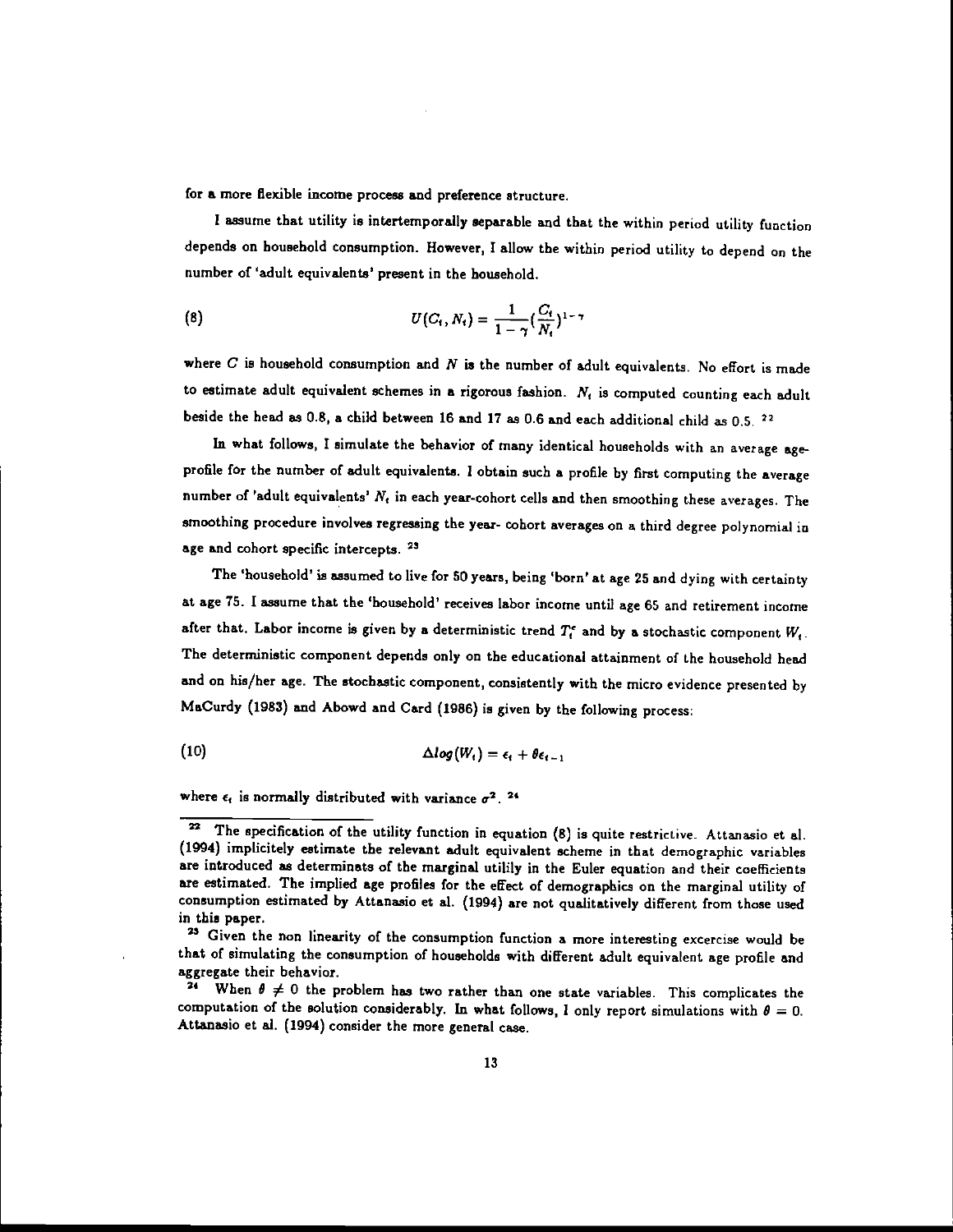for a more flexible income process and preference structure.

I assume that utility is intertemporally separable and that the within period utility function depends on household consumption. However, I allow the within period utility to depend on the number of 'adult equivalents' present in the household.

$$U(C_t, N_t) = \frac{1}{1-\gamma}\left(\frac{C_t}{N_t}\right)^{1-\gamma} \tag{8}$$

where $C$ is household consumption and $N$ is the number of adult equivalents. No effort is made to estimate adult equivalent schemes in a rigorous fashion. $N_t$ is computed counting each adult beside the head as 0.8, a child between 16 and 17 as 0.6 and each additional child as 0.5. [22]

In what follows, I simulate the behavior of many identical households with an average age-profile for the number of adult equivalents. I obtain such a profile by first computing the average number of 'adult equivalents' $N_t$ in each year-cohort cells and then smoothing these averages. The smoothing procedure involves regressing the year- cohort averages on a third degree polynomial in age and cohort specific intercepts. [23]

The 'household' is assumed to live for 50 years, being 'born' at age 25 and dying with certainty at age 75. I assume that the 'household' receives labor income until age 65 and retirement income after that. Labor income is given by a deterministic trend $T_t^e$ and by a stochastic component $W_t$. The deterministic component depends only on the educational attainment of the household head and on his/her age. The stochastic component, consistently with the micro evidence presented by MaCurdy (1983) and Abowd and Card (1986) is given by the following process:

$$\Delta log(W_t) = \epsilon_t + \theta\epsilon_{t-1} \tag{10}$$

where $\epsilon_t$ is normally distributed with variance $\sigma^2$. [24]

---

[22] The specification of the utility function in equation (8) is quite restrictive. Attanasio et al. (1994) implicitely estimate the relevant adult equivalent scheme in that demographic variables are introduced as determinats of the marginal utilily in the Euler equation and their coefficients are estimated. The implied age profiles for the effect of demographics on the marginal utility of consumption estimated by Attanasio et al. (1994) are not qualitatively different from those used in this paper.

[23] Given the non linearity of the consumption function a more interesting excercise would be that of simulating the consumption of households with different adult equivalent age profile and aggregate their behavior.

[24] When $\theta \neq 0$ the problem has two rather than one state variables. This complicates the computation of the solution considerably. In what follows, I only report simulations with $\theta = 0$. Attanasio et al. (1994) consider the more general case.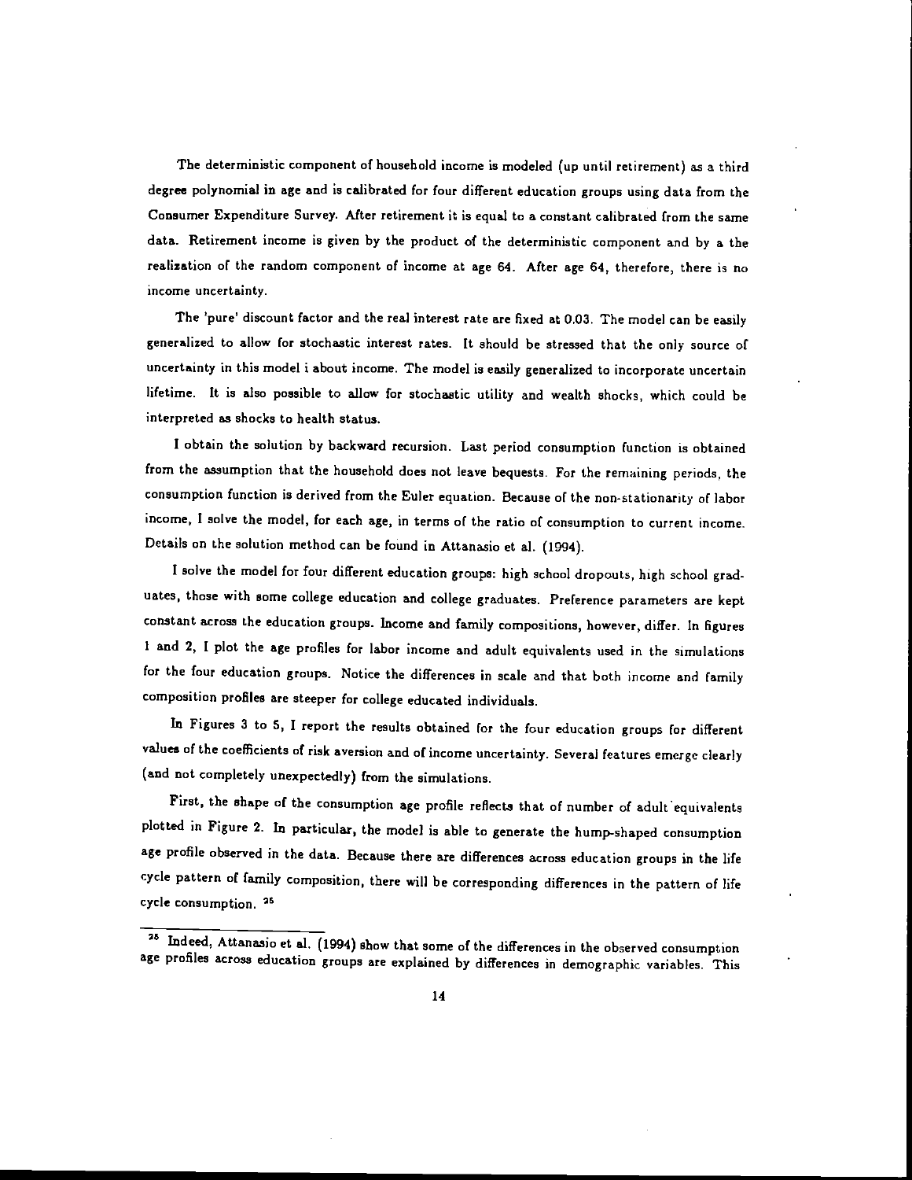The deterministic component of household income is modeled (up until retirement) as a third degree polynomial in age and is calibrated for four different education groups using data from the Consumer Expenditure Survey. After retirement it is equal to a constant calibrated from the same data. Retirement income is given by the product of the deterministic component and by a the realization of the random component of income at age 64. After age 64, therefore, there is no income uncertainty.

The 'pure' discount factor and the real interest rate are fixed at 0.03. The model can be easily generalized to allow for stochastic interest rates. It should be stressed that the only source of uncertainty in this model i about income. The model is easily generalized to incorporate uncertain lifetime. It is also possible to allow for stochastic utility and wealth shocks, which could be interpreted as shocks to health status.

I obtain the solution by backward recursion. Last period consumption function is obtained from the assumption that the household does not leave bequests. For the remaining periods, the consumption function is derived from the Euler equation. Because of the non-stationarity of labor income, I solve the model, for each age, in terms of the ratio of consumption to current income. Details on the solution method can be found in Attanasio et al. (1994).

I solve the model for four different education groups: high school dropouts, high school graduates, those with some college education and college graduates. Preference parameters are kept constant across the education groups. Income and family compositions, however, differ. In figures 1 and 2, I plot the age profiles for labor income and adult equivalents used in the simulations for the four education groups. Notice the differences in scale and that both income and family composition profiles are steeper for college educated individuals.

In Figures 3 to 5, I report the results obtained for the four education groups for different values of the coefficients of risk aversion and of income uncertainty. Several features emerge clearly (and not completely unexpectedly) from the simulations.

First, the shape of the consumption age profile reflects that of number of adult equivalents plotted in Figure 2. In particular, the model is able to generate the hump-shaped consumption age profile observed in the data. Because there are differences across education groups in the life cycle pattern of family composition, there will be corresponding differences in the pattern of life cycle consumption. [25]

[25] Indeed, Attanasio et al. (1994) show that some of the differences in the observed consumption age profiles across education groups are explained by differences in demographic variables. This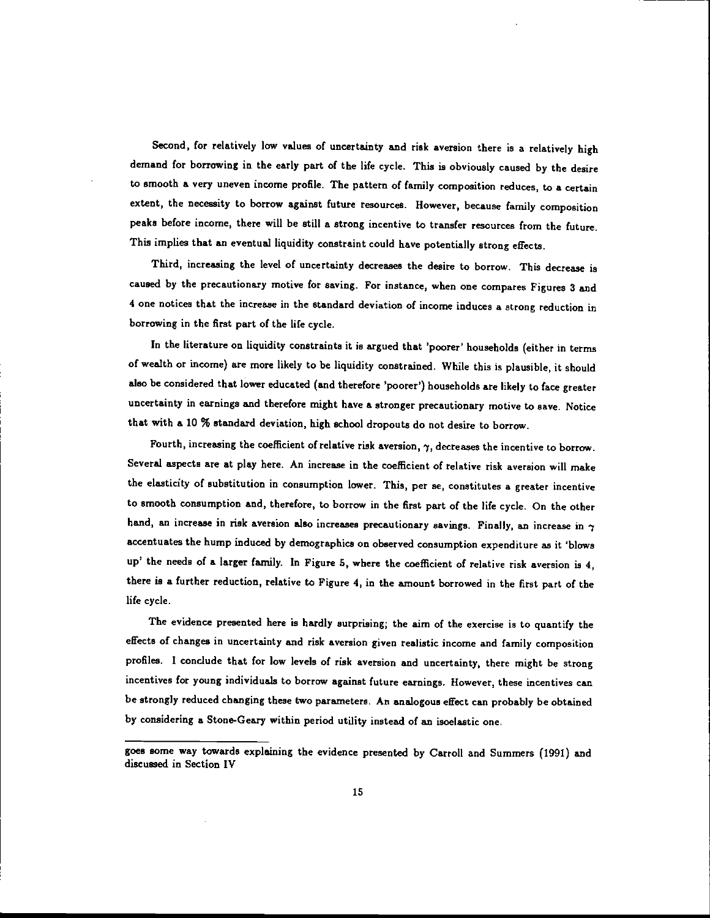Second, for relatively low values of uncertainty and risk aversion there is a relatively high demand for borrowing in the early part of the life cycle. This is obviously caused by the desire to smooth a very uneven income profile. The pattern of family composition reduces, to a certain extent, the necessity to borrow against future resources. However, because family composition peaks before income, there will be still a strong incentive to transfer resources from the future. This implies that an eventual liquidity constraint could have potentially strong effects.

Third, increasing the level of uncertainty decreases the desire to borrow. This decrease is caused by the precautionary motive for saving. For instance, when one compares Figures 3 and 4 one notices that the increase in the standard deviation of income induces a strong reduction in borrowing in the first part of the life cycle.

In the literature on liquidity constraints it is argued that 'poorer' households (either in terms of wealth or income) are more likely to be liquidity constrained. While this is plausible, it should also be considered that lower educated (and therefore 'poorer') households are likely to face greater uncertainty in earnings and therefore might have a stronger precautionary motive to save. Notice that with a 10 % standard deviation, high school dropouts do not desire to borrow.

Fourth, increasing the coefficient of relative risk aversion, $\gamma$, decreases the incentive to borrow. Several aspects are at play here. An increase in the coefficient of relative risk aversion will make the elasticity of substitution in consumption lower. This, per se, constitutes a greater incentive to smooth consumption and, therefore, to borrow in the first part of the life cycle. On the other hand, an increase in risk aversion also increases precautionary savings. Finally, an increase in $\gamma$ accentuates the hump induced by demographics on observed consumption expenditure as it 'blows up' the needs of a larger family. In Figure 5, where the coefficient of relative risk aversion is 4, there is a further reduction, relative to Figure 4, in the amount borrowed in the first part of the life cycle.

The evidence presented here is hardly surprising; the aim of the exercise is to quantify the effects of changes in uncertainty and risk aversion given realistic income and family composition profiles. I conclude that for low levels of risk aversion and uncertainty, there might be strong incentives for young individuals to borrow against future earnings. However, these incentives can be strongly reduced changing these two parameters. An analogous effect can probably be obtained by considering a Stone-Geary within period utility instead of an isoelastic one.

---

goes some way towards explaining the evidence presented by Carroll and Summers (1991) and discussed in Section IV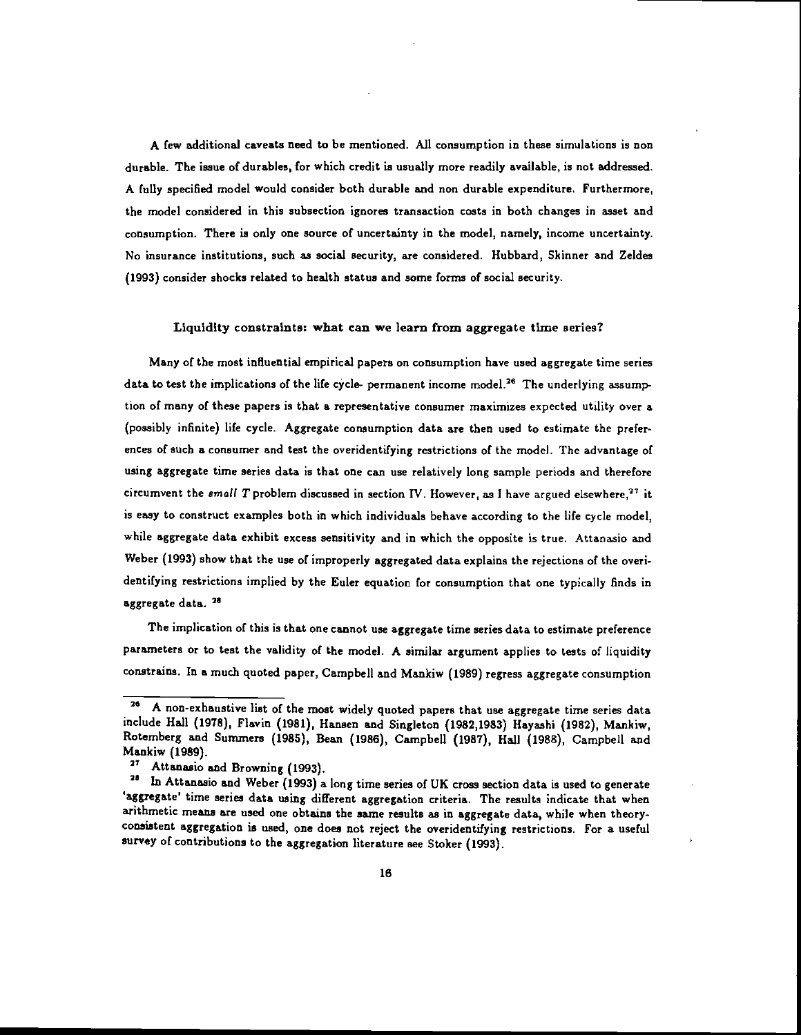A few additional caveats need to be mentioned. All consumption in these simulations is non durable. The issue of durables, for which credit is usually more readily available, is not addressed. A fully specified model would consider both durable and non durable expenditure. Furthermore, the model considered in this subsection ignores transaction costs in both changes in asset and consumption. There is only one source of uncertainty in the model, namely, income uncertainty. No insurance institutions, such as social security, are considered. Hubbard, Skinner and Zeldes (1993) consider shocks related to health status and some forms of social security.

### Liquidity constraints: what can we learn from aggregate time series?

Many of the most influential empirical papers on consumption have used aggregate time series data to test the implications of the life cycle- permanent income model.[26] The underlying assumption of many of these papers is that a representative consumer maximizes expected utility over a (possibly infinite) life cycle. Aggregate consumption data are then used to estimate the preferences of such a consumer and test the overidentifying restrictions of the model. The advantage of using aggregate time series data is that one can use relatively long sample periods and therefore circumvent the *small T* problem discussed in section IV. However, as I have argued elsewhere,[27] it is easy to construct examples both in which individuals behave according to the life cycle model, while aggregate data exhibit excess sensitivity and in which the opposite is true. Attanasio and Weber (1993) show that the use of improperly aggregated data explains the rejections of the overidentifying restrictions implied by the Euler equation for consumption that one typically finds in aggregate data. [28]

The implication of this is that one cannot use aggregate time series data to estimate preference parameters or to test the validity of the model. A similar argument applies to tests of liquidity constrains. In a much quoted paper, Campbell and Mankiw (1989) regress aggregate consumption

---

[26] A non-exhaustive list of the most widely quoted papers that use aggregate time series data include Hall (1978), Flavin (1981), Hansen and Singleton (1982,1983) Hayashi (1982), Mankiw, Rotemberg and Summers (1985), Bean (1986), Campbell (1987), Hall (1988), Campbell and Mankiw (1989).

[27] Attanasio and Browning (1993).

[28] In Attanasio and Weber (1993) a long time series of UK cross section data is used to generate 'aggregate' time series data using different aggregation criteria. The results indicate that when arithmetic means are used one obtains the same results as in aggregate data, while when theory-consistent aggregation is used, one does not reject the overidentifying restrictions. For a useful survey of contributions to the aggregation literature see Stoker (1993).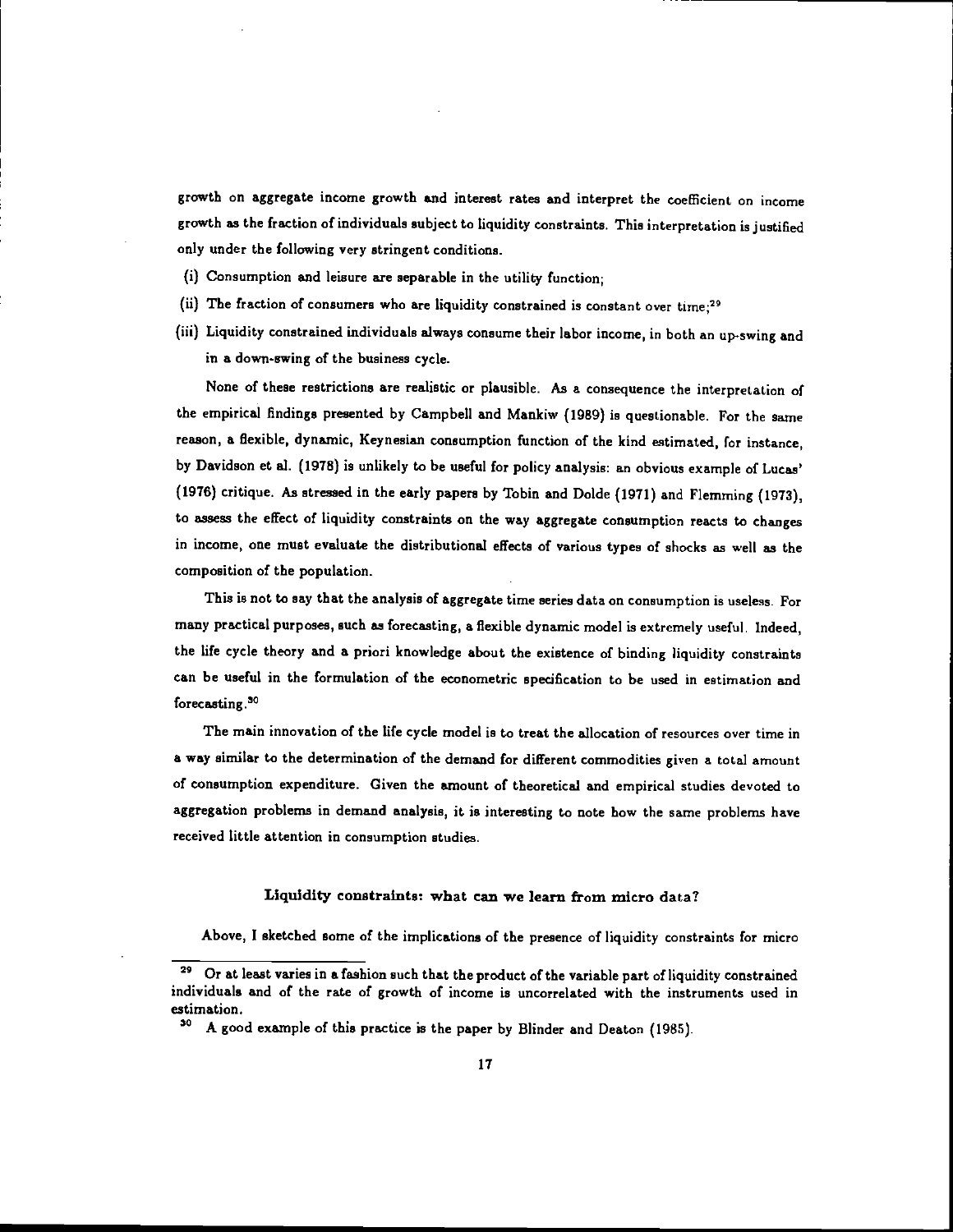growth on aggregate income growth and interest rates and interpret the coefficient on income growth as the fraction of individuals subject to liquidity constraints. This interpretation is justified only under the following very stringent conditions.

(i) Consumption and leisure are separable in the utility function;

(ii) The fraction of consumers who are liquidity constrained is constant over time;[29]

(iii) Liquidity constrained individuals always consume their labor income, in both an up-swing and in a down-swing of the business cycle.

None of these restrictions are realistic or plausible. As a consequence the interpretation of the empirical findings presented by Campbell and Mankiw (1989) is questionable. For the same reason, a flexible, dynamic, Keynesian consumption function of the kind estimated, for instance, by Davidson et al. (1978) is unlikely to be useful for policy analysis: an obvious example of Lucas' (1976) critique. As stressed in the early papers by Tobin and Dolde (1971) and Flemming (1973), to assess the effect of liquidity constraints on the way aggregate consumption reacts to changes in income, one must evaluate the distributional effects of various types of shocks as well as the composition of the population.

This is not to say that the analysis of aggregate time series data on consumption is useless. For many practical purposes, such as forecasting, a flexible dynamic model is extremely useful. Indeed, the life cycle theory and a priori knowledge about the existence of binding liquidity constraints can be useful in the formulation of the econometric specification to be used in estimation and forecasting.[30]

The main innovation of the life cycle model is to treat the allocation of resources over time in a way similar to the determination of the demand for different commodities given a total amount of consumption expenditure. Given the amount of theoretical and empirical studies devoted to aggregation problems in demand analysis, it is interesting to note how the same problems have received little attention in consumption studies.

### Liquidity constraints: what can we learn from micro data?

Above, I sketched some of the implications of the presence of liquidity constraints for micro

[29] Or at least varies in a fashion such that the product of the variable part of liquidity constrained individuals and of the rate of growth of income is uncorrelated with the instruments used in estimation.

[30] A good example of this practice is the paper by Blinder and Deaton (1985).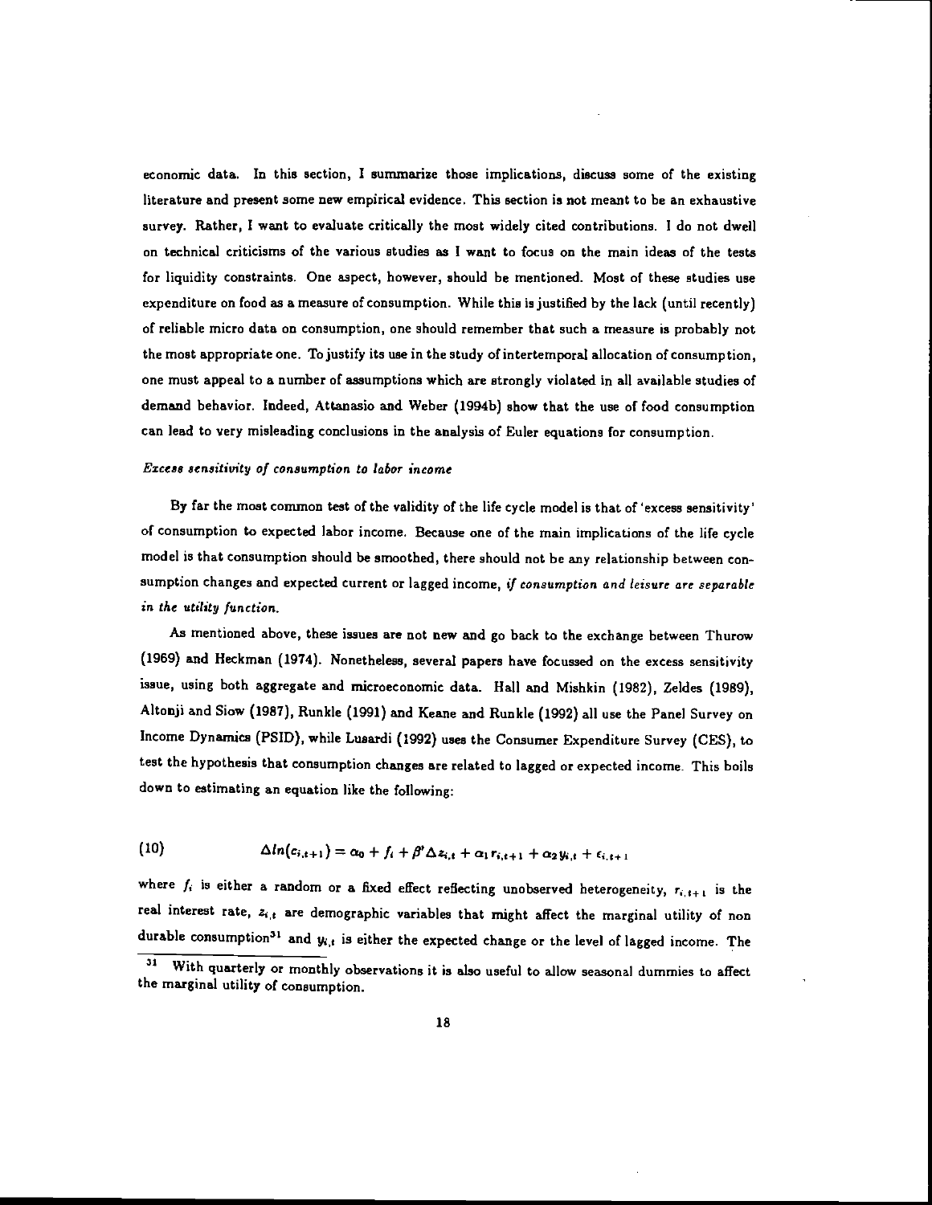economic data. In this section, I summarize those implications, discuss some of the existing literature and present some new empirical evidence. This section is not meant to be an exhaustive survey. Rather, I want to evaluate critically the most widely cited contributions. I do not dwell on technical criticisms of the various studies as I want to focus on the main ideas of the tests for liquidity constraints. One aspect, however, should be mentioned. Most of these studies use expenditure on food as a measure of consumption. While this is justified by the lack (until recently) of reliable micro data on consumption, one should remember that such a measure is probably not the most appropriate one. To justify its use in the study of intertemporal allocation of consumption, one must appeal to a number of assumptions which are strongly violated in all available studies of demand behavior. Indeed, Attanasio and Weber (1994b) show that the use of food consumption can lead to very misleading conclusions in the analysis of Euler equations for consumption.

*Excess sensitivity of consumption to labor income*

By far the most common test of the validity of the life cycle model is that of 'excess sensitivity' of consumption to expected labor income. Because one of the main implications of the life cycle model is that consumption should be smoothed, there should not be any relationship between consumption changes and expected current or lagged income, *if consumption and leisure are separable in the utility function.*

As mentioned above, these issues are not new and go back to the exchange between Thurow (1969) and Heckman (1974). Nonetheless, several papers have focussed on the excess sensitivity issue, using both aggregate and microeconomic data. Hall and Mishkin (1982), Zeldes (1989), Altonji and Siow (1987), Runkle (1991) and Keane and Runkle (1992) all use the Panel Survey on Income Dynamics (PSID), while Lusardi (1992) uses the Consumer Expenditure Survey (CES), to test the hypothesis that consumption changes are related to lagged or expected income. This boils down to estimating an equation like the following:

$$\Delta ln(c_{i,t+1}) = \alpha_0 + f_i + \beta' \Delta z_{i,t} + \alpha_1 r_{i,t+1} + \alpha_2 y_{i,t} + \epsilon_{i,t+1} \tag{10}$$

where $f_i$ is either a random or a fixed effect reflecting unobserved heterogeneity, $r_{i,t+1}$ is the real interest rate, $z_{i,t}$ are demographic variables that might affect the marginal utility of non durable consumption[31] and $y_{i,t}$ is either the expected change or the level of lagged income. The

[31] With quarterly or monthly observations it is also useful to allow seasonal dummies to affect the marginal utility of consumption.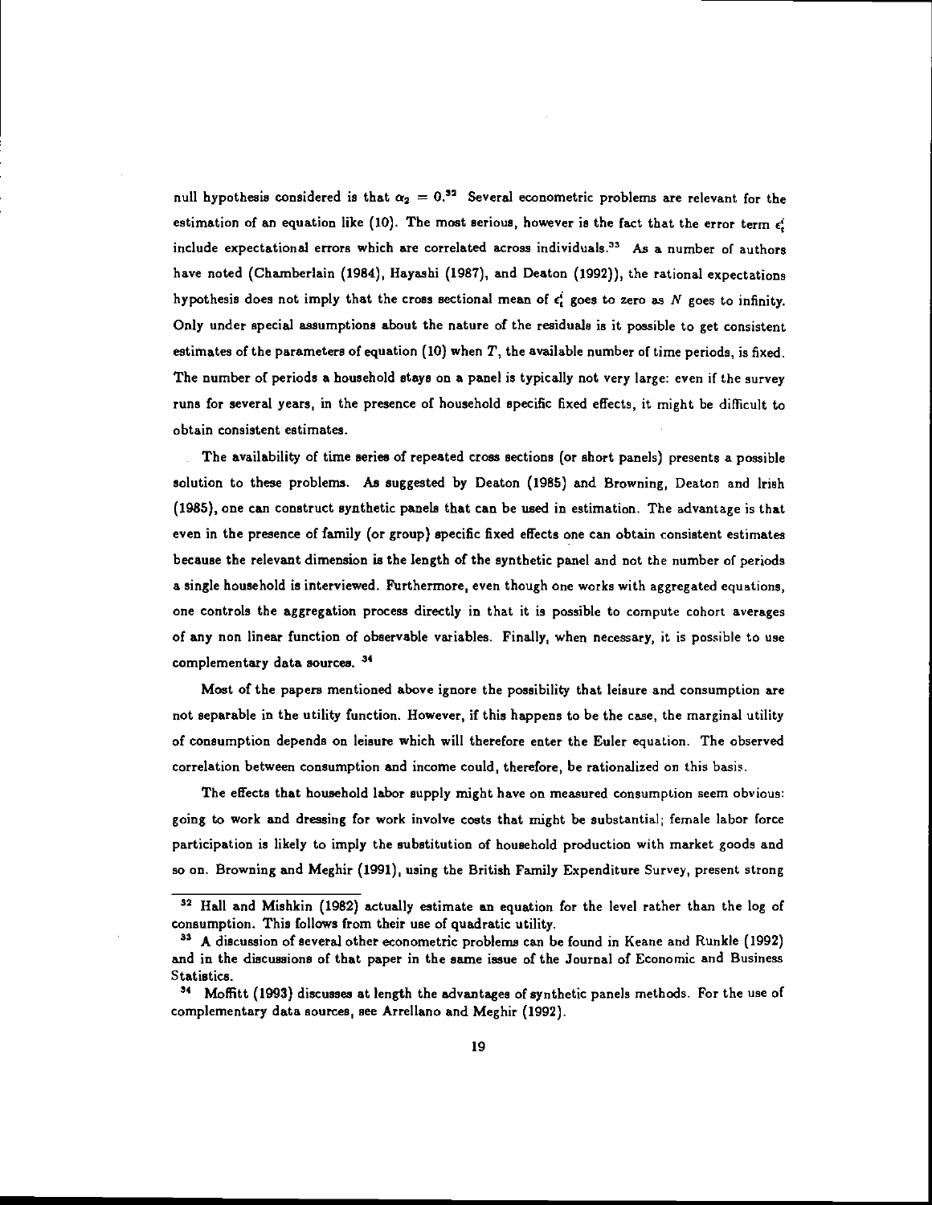null hypothesis considered is that $\alpha_2 = 0$.[32] Several econometric problems are relevant for the estimation of an equation like (10). The most serious, however is the fact that the error term $\epsilon_t^i$ include expectational errors which are correlated across individuals.[33] As a number of authors have noted (Chamberlain (1984), Hayashi (1987), and Deaton (1992)), the rational expectations hypothesis does not imply that the cross sectional mean of $\epsilon_t^i$ goes to zero as $N$ goes to infinity. Only under special assumptions about the nature of the residuals is it possible to get consistent estimates of the parameters of equation (10) when $T$, the available number of time periods, is fixed. The number of periods a household stays on a panel is typically not very large: even if the survey runs for several years, in the presence of household specific fixed effects, it might be difficult to obtain consistent estimates.

The availability of time series of repeated cross sections (or short panels) presents a possible solution to these problems. As suggested by Deaton (1985) and Browning, Deaton and Irish (1985), one can construct synthetic panels that can be used in estimation. The advantage is that even in the presence of family (or group) specific fixed effects one can obtain consistent estimates because the relevant dimension is the length of the synthetic panel and not the number of periods a single household is interviewed. Furthermore, even though one works with aggregated equations, one controls the aggregation process directly in that it is possible to compute cohort averages of any non linear function of observable variables. Finally, when necessary, it is possible to use complementary data sources. [34]

Most of the papers mentioned above ignore the possibility that leisure and consumption are not separable in the utility function. However, if this happens to be the case, the marginal utility of consumption depends on leisure which will therefore enter the Euler equation. The observed correlation between consumption and income could, therefore, be rationalized on this basis.

The effects that household labor supply might have on measured consumption seem obvious: going to work and dressing for work involve costs that might be substantial; female labor force participation is likely to imply the substitution of household production with market goods and so on. Browning and Meghir (1991), using the British Family Expenditure Survey, present strong

---

[32] Hall and Mishkin (1982) actually estimate an equation for the level rather than the log of consumption. This follows from their use of quadratic utility.

[33] A discussion of several other econometric problems can be found in Keane and Runkle (1992) and in the discussions of that paper in the same issue of the Journal of Economic and Business Statistics.

[34] Moffitt (1993) discusses at length the advantages of synthetic panels methods. For the use of complementary data sources, see Arellano and Meghir (1992).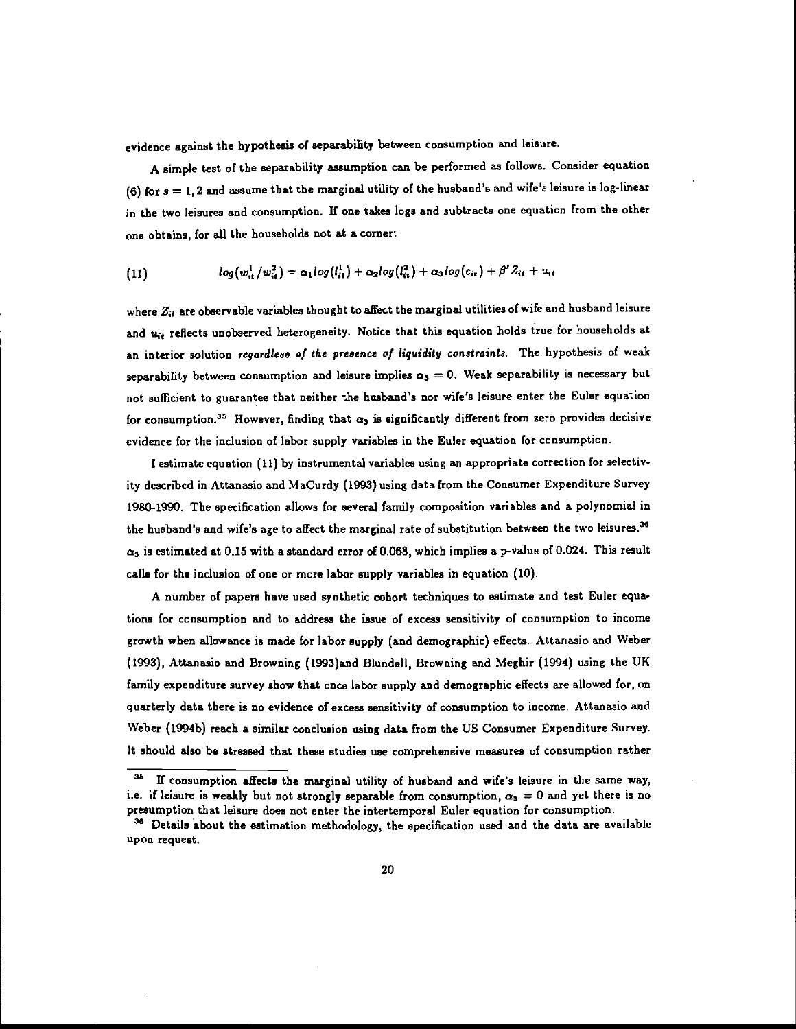evidence against the hypothesis of separability between consumption and leisure.

A simple test of the separability assumption can be performed as follows. Consider equation (6) for $s = 1, 2$ and assume that the marginal utility of the husband's and wife's leisure is log-linear in the two leisures and consumption. If one takes logs and subtracts one equation from the other one obtains, for all the households not at a corner:

$$
(11) \qquad log(w_{it}^1/w_{it}^2) = \alpha_1 log(l_{it}^1) + \alpha_2 log(l_{it}^2) + \alpha_3 log(c_{it}) + \beta' Z_{it} + u_{it}
$$

where $Z_{it}$ are observable variables thought to affect the marginal utilities of wife and husband leisure and $u_{it}$ reflects unobserved heterogeneity. Notice that this equation holds true for households at an interior solution *regardless of the presence of liquidity constraints.* The hypothesis of weak separability between consumption and leisure implies $\alpha_3 = 0$. Weak separability is necessary but not sufficient to guarantee that neither the husband's nor wife's leisure enter the Euler equation for consumption.[35] However, finding that $\alpha_3$ is significantly different from zero provides decisive evidence for the inclusion of labor supply variables in the Euler equation for consumption.

I estimate equation (11) by instrumental variables using an appropriate correction for selectivity described in Attanasio and MaCurdy (1993) using data from the Consumer Expenditure Survey 1980-1990. The specification allows for several family composition variables and a polynomial in the husband's and wife's age to affect the marginal rate of substitution between the two leisures.[36] $\alpha_3$ is estimated at 0.15 with a standard error of 0.068, which implies a p-value of 0.024. This result calls for the inclusion of one or more labor supply variables in equation (10).

A number of papers have used synthetic cohort techniques to estimate and test Euler equations for consumption and to address the issue of excess sensitivity of consumption to income growth when allowance is made for labor supply (and demographic) effects. Attanasio and Weber (1993), Attanasio and Browning (1993)and Blundell, Browning and Meghir (1994) using the UK family expenditure survey show that once labor supply and demographic effects are allowed for, on quarterly data there is no evidence of excess sensitivity of consumption to income. Attanasio and Weber (1994b) reach a similar conclusion using data from the US Consumer Expenditure Survey. It should also be stressed that these studies use comprehensive measures of consumption rather

[35] If consumption affects the marginal utility of husband and wife's leisure in the same way, i.e. if leisure is weakly but not strongly separable from consumption, $\alpha_3 = 0$ and yet there is no presumption that leisure does not enter the intertemporal Euler equation for consumption.

[36] Details about the estimation methodology, the specification used and the data are available upon request.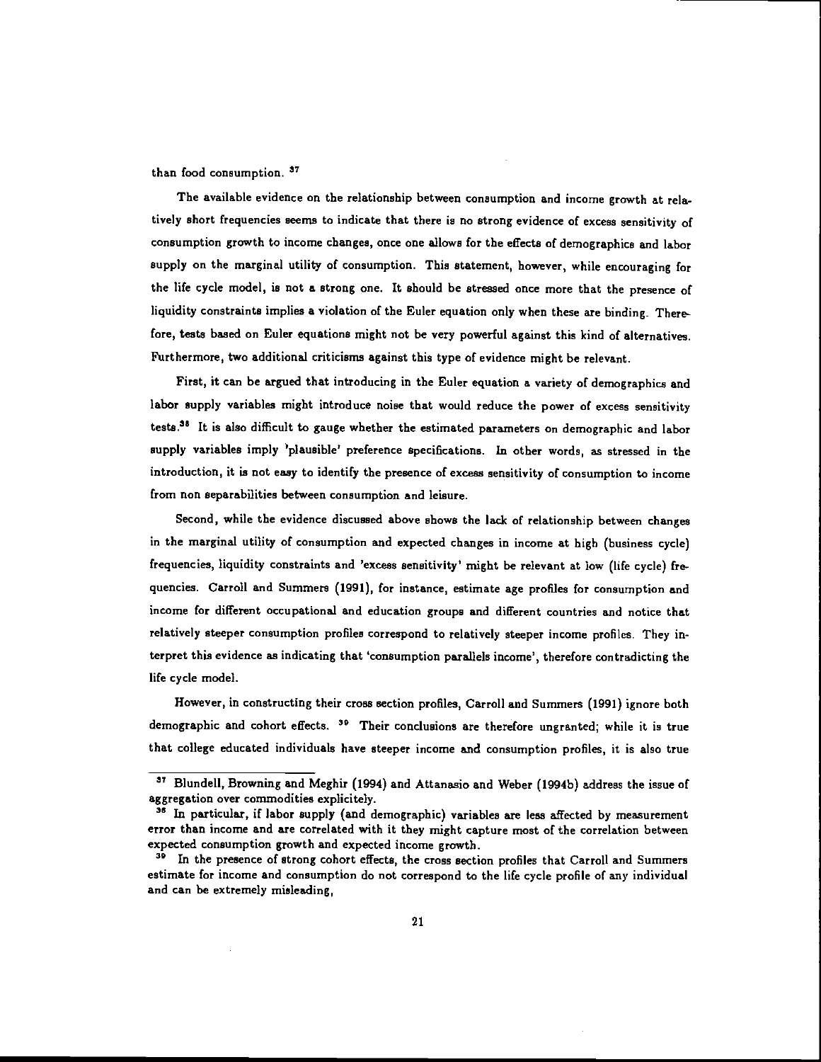than food consumption. [37]

The available evidence on the relationship between consumption and income growth at relatively short frequencies seems to indicate that there is no strong evidence of excess sensitivity of consumption growth to income changes, once one allows for the effects of demographics and labor supply on the marginal utility of consumption. This statement, however, while encouraging for the life cycle model, is not a strong one. It should be stressed once more that the presence of liquidity constraints implies a violation of the Euler equation only when these are binding. Therefore, tests based on Euler equations might not be very powerful against this kind of alternatives. Furthermore, two additional criticisms against this type of evidence might be relevant.

First, it can be argued that introducing in the Euler equation a variety of demographics and labor supply variables might introduce noise that would reduce the power of excess sensitivity tests.[38] It is also difficult to gauge whether the estimated parameters on demographic and labor supply variables imply 'plausible' preference specifications. In other words, as stressed in the introduction, it is not easy to identify the presence of excess sensitivity of consumption to income from non separabilities between consumption and leisure.

Second, while the evidence discussed above shows the lack of relationship between changes in the marginal utility of consumption and expected changes in income at high (business cycle) frequencies, liquidity constraints and 'excess sensitivity' might be relevant at low (life cycle) frequencies. Carroll and Summers (1991), for instance, estimate age profiles for consumption and income for different occupational and education groups and different countries and notice that relatively steeper consumption profiles correspond to relatively steeper income profiles. They interpret this evidence as indicating that 'consumption parallels income', therefore contradicting the life cycle model.

However, in constructing their cross section profiles, Carroll and Summers (1991) ignore both demographic and cohort effects. [39] Their conclusions are therefore ungranted; while it is true that college educated individuals have steeper income and consumption profiles, it is also true

[37] Blundell, Browning and Meghir (1994) and Attanasio and Weber (1994b) address the issue of aggregation over commodities explicitly.

[38] In particular, if labor supply (and demographic) variables are less affected by measurement error than income and are correlated with it they might capture most of the correlation between expected consumption growth and expected income growth.

[39] In the presence of strong cohort effects, the cross section profiles that Carroll and Summers estimate for income and consumption do not correspond to the life cycle profile of any individual and can be extremely misleading,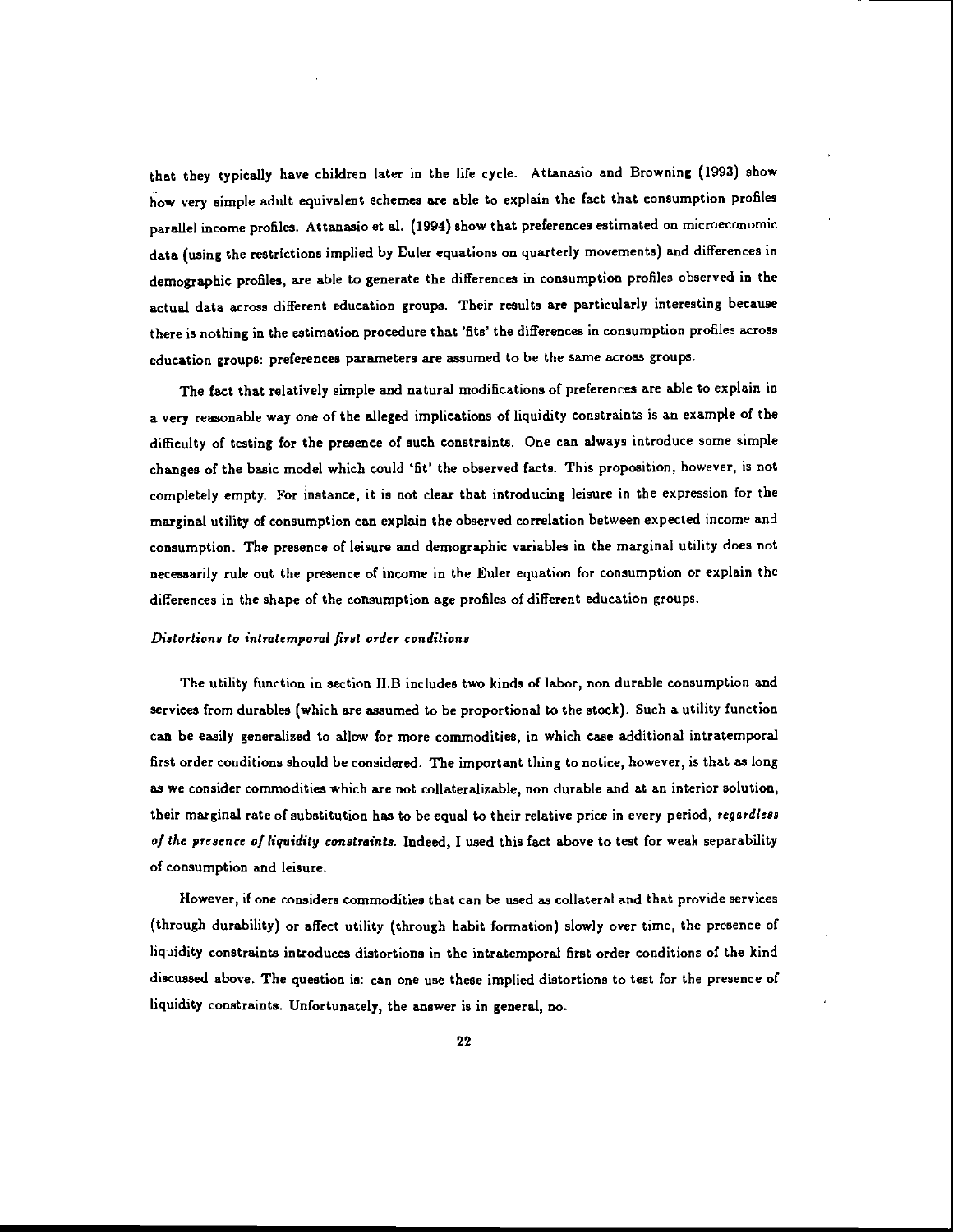that they typically have children later in the life cycle. Attanasio and Browning (1993) show how very simple adult equivalent schemes are able to explain the fact that consumption profiles parallel income profiles. Attanasio et al. (1994) show that preferences estimated on microeconomic data (using the restrictions implied by Euler equations on quarterly movements) and differences in demographic profiles, are able to generate the differences in consumption profiles observed in the actual data across different education groups. Their results are particularly interesting because there is nothing in the estimation procedure that 'fits' the differences in consumption profiles across education groups: preferences parameters are assumed to be the same across groups.

The fact that relatively simple and natural modifications of preferences are able to explain in a very reasonable way one of the alleged implications of liquidity constraints is an example of the difficulty of testing for the presence of such constraints. One can always introduce some simple changes of the basic model which could 'fit' the observed facts. This proposition, however, is not completely empty. For instance, it is not clear that introducing leisure in the expression for the marginal utility of consumption can explain the observed correlation between expected income and consumption. The presence of leisure and demographic variables in the marginal utility does not necessarily rule out the presence of income in the Euler equation for consumption or explain the differences in the shape of the consumption age profiles of different education groups.

*Distortions to intratemporal first order conditions*

The utility function in section II.B includes two kinds of labor, non durable consumption and services from durables (which are assumed to be proportional to the stock). Such a utility function can be easily generalized to allow for more commodities, in which case additional intratemporal first order conditions should be considered. The important thing to notice, however, is that as long as we consider commodities which are not collateralizable, non durable and at an interior solution, their marginal rate of substitution has to be equal to their relative price in every period, *regardless of the presence of liquidity constraints.* Indeed, I used this fact above to test for weak separability of consumption and leisure.

However, if one considers commodities that can be used as collateral and that provide services (through durability) or affect utility (through habit formation) slowly over time, the presence of liquidity constraints introduces distortions in the intratemporal first order conditions of the kind discussed above. The question is: can one use these implied distortions to test for the presence of liquidity constraints. Unfortunately, the answer is in general, no.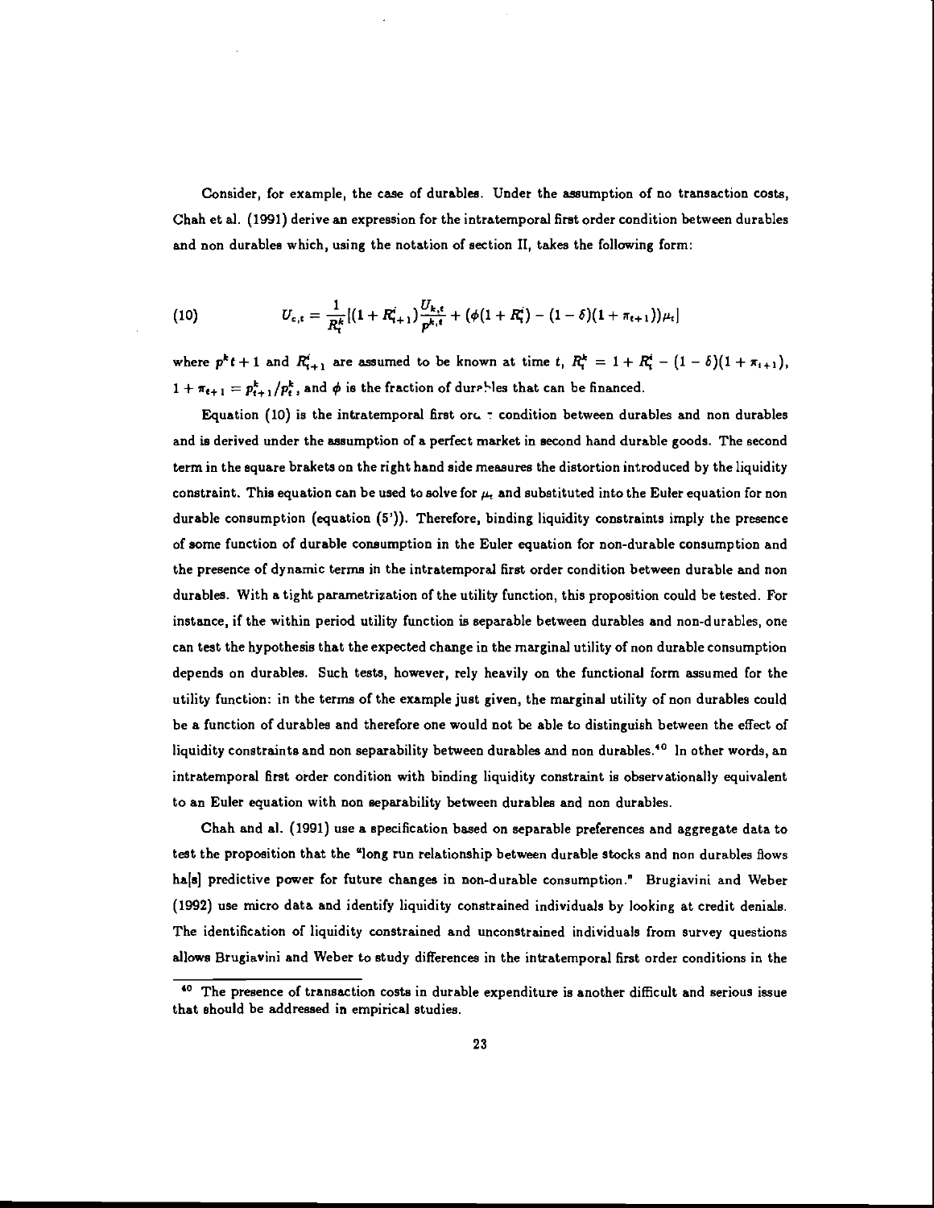Consider, for example, the case of durables. Under the assumption of no transaction costs, Chah et al. (1991) derive an expression for the intratemporal first order condition between durables and non durables which, using the notation of section II, takes the following form:

$$
U_{c,t} = \frac{1}{R_t^k}[(1 + R_{t+1}^i)\frac{U_{k,t}}{p^{k,t}} + (\phi(1 + R_t^i) - (1 - \delta)(1 + \pi_{t+1}))\mu_t] \tag{10}
$$

where $p^k t + 1$ and $R_{t+1}^i$ are assumed to be known at time $t$, $R_t^k = 1 + R_t^i - (1 - \delta)(1 + \pi_{t+1})$, $1 + \pi_{t+1} = p_{t+1}^k / p_t^k$, and $\phi$ is the fraction of durables that can be financed.

Equation (10) is the intratemporal first order condition between durables and non durables and is derived under the assumption of a perfect market in second hand durable goods. The second term in the square brakets on the right hand side measures the distortion introduced by the liquidity constraint. This equation can be used to solve for $\mu_t$ and substituted into the Euler equation for non durable consumption (equation (5')). Therefore, binding liquidity constraints imply the presence of some function of durable consumption in the Euler equation for non-durable consumption and the presence of dynamic terms in the intratemporal first order condition between durable and non durables. With a tight parametrization of the utility function, this proposition could be tested. For instance, if the within period utility function is separable between durables and non-durables, one can test the hypothesis that the expected change in the marginal utility of non durable consumption depends on durables. Such tests, however, rely heavily on the functional form assumed for the utility function: in the terms of the example just given, the marginal utility of non durables could be a function of durables and therefore one would not be able to distinguish between the effect of liquidity constraints and non separability between durables and non durables.[40] In other words, an intratemporal first order condition with binding liquidity constraint is observationally equivalent to an Euler equation with non separability between durables and non durables.

Chah and al. (1991) use a specification based on separable preferences and aggregate data to test the proposition that the "long run relationship between durable stocks and non durables flows ha[s] predictive power for future changes in non-durable consumption." Brugiavini and Weber (1992) use micro data and identify liquidity constrained individuals by looking at credit denials. The identification of liquidity constrained and unconstrained individuals from survey questions allows Brugiavini and Weber to study differences in the intratemporal first order conditions in the

---

[40] The presence of transaction costs in durable expenditure is another difficult and serious issue that should be addressed in empirical studies.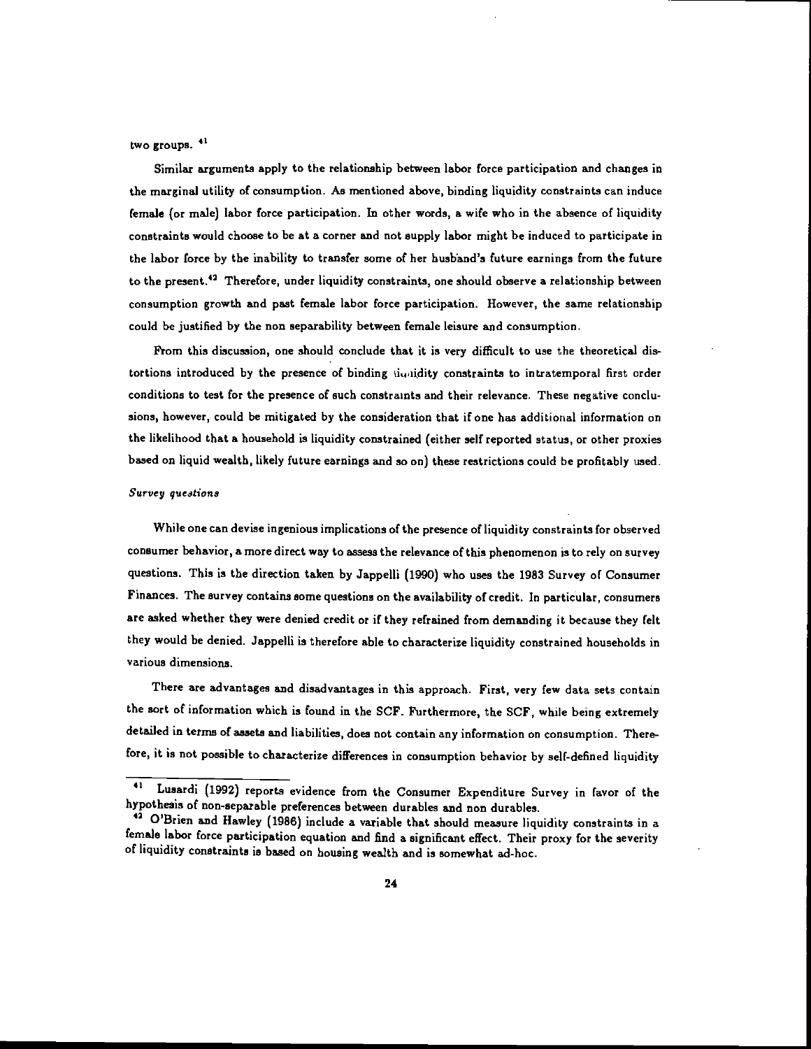two groups. [41]

Similar arguments apply to the relationship between labor force participation and changes in the marginal utility of consumption. As mentioned above, binding liquidity constraints can induce female (or male) labor force participation. In other words, a wife who in the absence of liquidity constraints would choose to be at a corner and not supply labor might be induced to participate in the labor force by the inability to transfer some of her husband's future earnings from the future to the present.[42] Therefore, under liquidity constraints, one should observe a relationship between consumption growth and past female labor force participation. However, the same relationship could be justified by the non separability between female leisure and consumption.

From this discussion, one should conclude that it is very difficult to use the theoretical distortions introduced by the presence of binding liquidity constraints to intratemporal first order conditions to test for the presence of such constraints and their relevance. These negative conclusions, however, could be mitigated by the consideration that if one has additional information on the likelihood that a household is liquidity constrained (either self reported status, or other proxies based on liquid wealth, likely future earnings and so on) these restrictions could be profitably used.

*Survey questions*

While one can devise ingenious implications of the presence of liquidity constraints for observed consumer behavior, a more direct way to assess the relevance of this phenomenon is to rely on survey questions. This is the direction taken by Jappelli (1990) who uses the 1983 Survey of Consumer Finances. The survey contains some questions on the availability of credit. In particular, consumers are asked whether they were denied credit or if they refrained from demanding it because they felt they would be denied. Jappelli is therefore able to characterize liquidity constrained households in various dimensions.

There are advantages and disadvantages in this approach. First, very few data sets contain the sort of information which is found in the SCF. Furthermore, the SCF, while being extremely detailed in terms of assets and liabilities, does not contain any information on consumption. Therefore, it is not possible to characterize differences in consumption behavior by self-defined liquidity

---

[41] Lusardi (1992) reports evidence from the Consumer Expenditure Survey in favor of the hypothesis of non-separable preferences between durables and non durables.

[42] O'Brien and Hawley (1986) include a variable that should measure liquidity constraints in a female labor force participation equation and find a significant effect. Their proxy for the severity of liquidity constraints is based on housing wealth and is somewhat ad-hoc.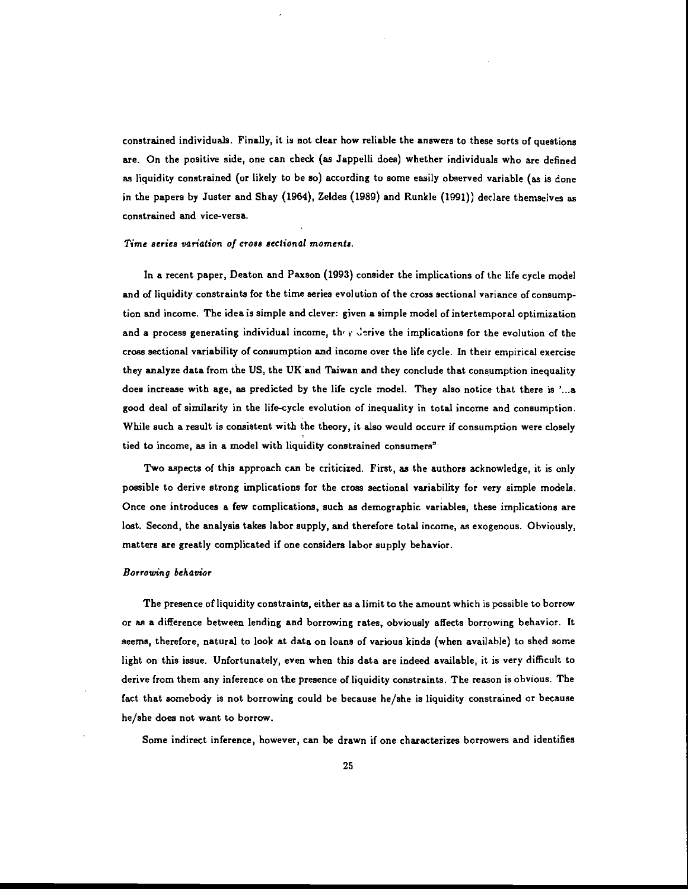constrained individuals. Finally, it is not clear how reliable the answers to these sorts of questions are. On the positive side, one can check (as Jappelli does) whether individuals who are defined as liquidity constrained (or likely to be so) according to some easily observed variable (as is done in the papers by Juster and Shay (1964), Zeldes (1989) and Runkle (1991)) declare themselves as constrained and vice-versa.

*Time series variation of cross sectional moments.*

In a recent paper, Deaton and Paxson (1993) consider the implications of the life cycle model and of liquidity constraints for the time series evolution of the cross sectional variance of consumption and income. The idea is simple and clever: given a simple model of intertemporal optimization and a process generating individual income, they derive the implications for the evolution of the cross sectional variability of consumption and income over the life cycle. In their empirical exercise they analyze data from the US, the UK and Taiwan and they conclude that consumption inequality does increase with age, as predicted by the life cycle model. They also notice that there is '...a good deal of similarity in the life-cycle evolution of inequality in total income and consumption. While such a result is consistent with the theory, it also would occurr if consumption were closely tied to income, as in a model with liquidity constrained consumers"

Two aspects of this approach can be criticized. First, as the authors acknowledge, it is only possible to derive strong implications for the cross sectional variability for very simple models. Once one introduces a few complications, such as demographic variables, these implications are lost. Second, the analysis takes labor supply, and therefore total income, as exogenous. Obviously, matters are greatly complicated if one considers labor supply behavior.

*Borrowing behavior*

The presence of liquidity constraints, either as a limit to the amount which is possible to borrow or as a difference between lending and borrowing rates, obviously affects borrowing behavior. It seems, therefore, natural to look at data on loans of various kinds (when available) to shed some light on this issue. Unfortunately, even when this data are indeed available, it is very difficult to derive from them any inference on the presence of liquidity constraints. The reason is obvious. The fact that somebody is not borrowing could be because he/she is liquidity constrained or because he/she does not want to borrow.

Some indirect inference, however, can be drawn if one characterizes borrowers and identifies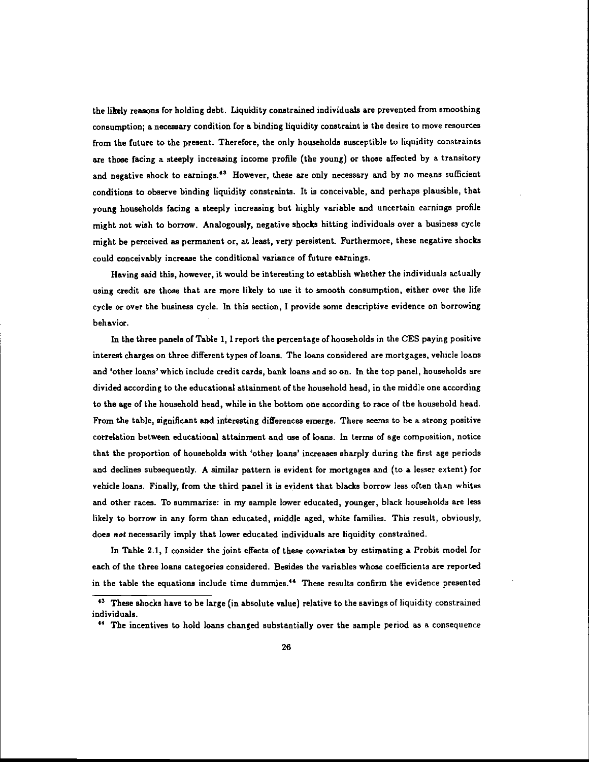the likely reasons for holding debt. Liquidity constrained individuals are prevented from smoothing consumption; a necessary condition for a binding liquidity constraint is the desire to move resources from the future to the present. Therefore, the only households susceptible to liquidity constraints are those facing a steeply increasing income profile (the young) or those affected by a transitory and negative shock to earnings.[43] However, these are only necessary and by no means sufficient conditions to observe binding liquidity constraints. It is conceivable, and perhaps plausible, that young households facing a steeply increasing but highly variable and uncertain earnings profile might not wish to borrow. Analogously, negative shocks hitting individuals over a business cycle might be perceived as permanent or, at least, very persistent. Furthermore, these negative shocks could conceivably increase the conditional variance of future earnings.

Having said this, however, it would be interesting to establish whether the individuals actually using credit are those that are more likely to use it to smooth consumption, either over the life cycle or over the business cycle. In this section, I provide some descriptive evidence on borrowing behavior.

In the three panels of Table 1, I report the percentage of households in the CES paying positive interest charges on three different types of loans. The loans considered are mortgages, vehicle loans and 'other loans' which include credit cards, bank loans and so on. In the top panel, households are divided according to the educational attainment of the household head, in the middle one according to the age of the household head, while in the bottom one according to race of the household head. From the table, significant and interesting differences emerge. There seems to be a strong positive correlation between educational attainment and use of loans. In terms of age composition, notice that the proportion of households with 'other loans' increases sharply during the first age periods and declines subsequently. A similar pattern is evident for mortgages and (to a lesser extent) for vehicle loans. Finally, from the third panel it is evident that blacks borrow less often than whites and other races. To summarize: in my sample lower educated, younger, black households are less likely to borrow in any form than educated, middle aged, white families. This result, obviously, does *not* necessarily imply that lower educated individuals are liquidity constrained.

In Table 2.1, I consider the joint effects of these covariates by estimating a Probit model for each of the three loans categories considered. Besides the variables whose coefficients are reported in the table the equations include time dummies.[44] These results confirm the evidence presented

[43] These shocks have to be large (in absolute value) relative to the savings of liquidity constrained individuals.

[44] The incentives to hold loans changed substantially over the sample period as a consequence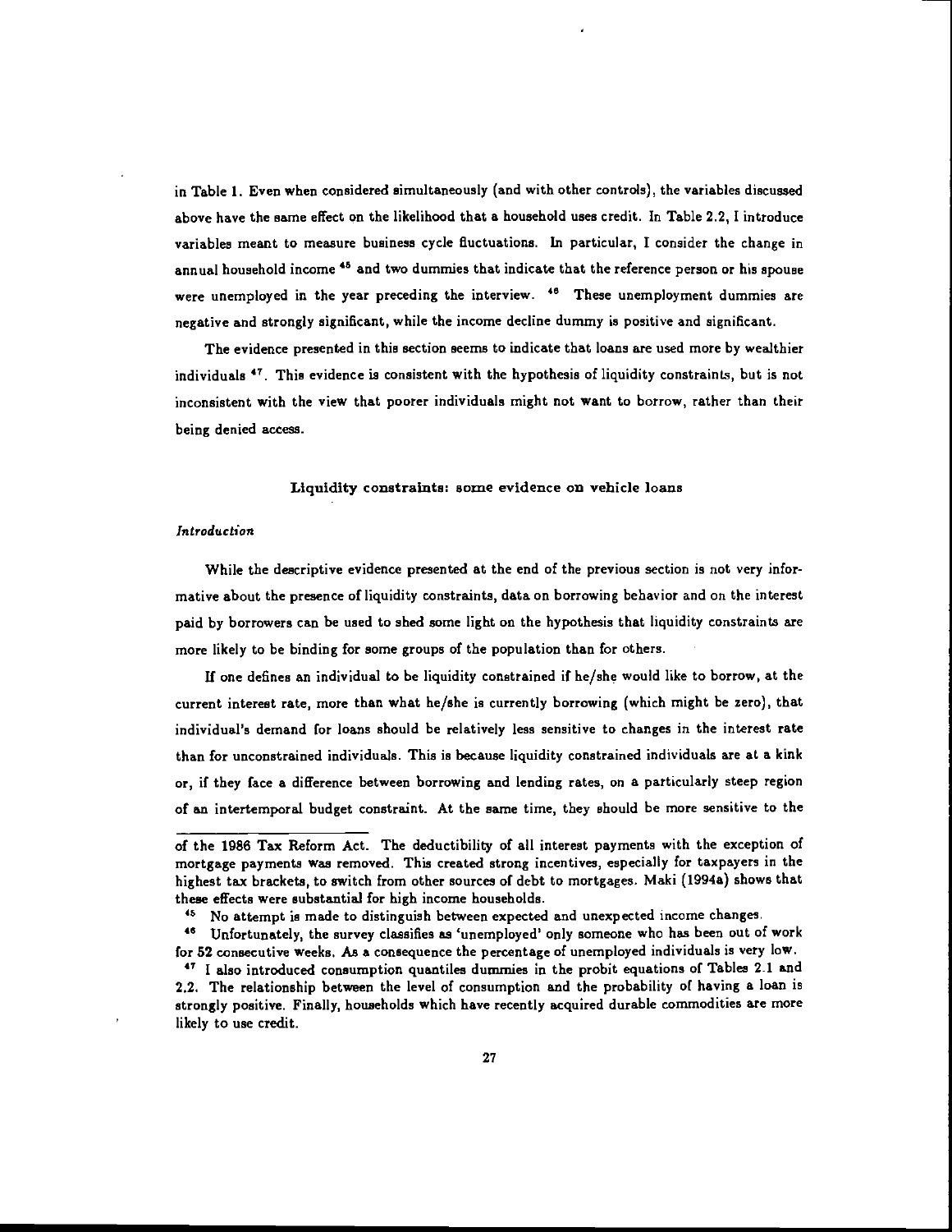in Table 1. Even when considered simultaneously (and with other controls), the variables discussed above have the same effect on the likelihood that a household uses credit. In Table 2.2, I introduce variables meant to measure business cycle fluctuations. In particular, I consider the change in annual household income [45] and two dummies that indicate that the reference person or his spouse were unemployed in the year preceding the interview. [46] These unemployment dummies are negative and strongly significant, while the income decline dummy is positive and significant.

The evidence presented in this section seems to indicate that loans are used more by wealthier individuals [47]. This evidence is consistent with the hypothesis of liquidity constraints, but is not inconsistent with the view that poorer individuals might not want to borrow, rather than their being denied access.

### Liquidity constraints: some evidence on vehicle loans

*Introduction*

While the descriptive evidence presented at the end of the previous section is not very informative about the presence of liquidity constraints, data on borrowing behavior and on the interest paid by borrowers can be used to shed some light on the hypothesis that liquidity constraints are more likely to be binding for some groups of the population than for others.

If one defines an individual to be liquidity constrained if he/she would like to borrow, at the current interest rate, more than what he/she is currently borrowing (which might be zero), that individual's demand for loans should be relatively less sensitive to changes in the interest rate than for unconstrained individuals. This is because liquidity constrained individuals are at a kink or, if they face a difference between borrowing and lending rates, on a particularly steep region of an intertemporal budget constraint. At the same time, they should be more sensitive to the

---

of the 1986 Tax Reform Act. The deductibility of all interest payments with the exception of mortgage payments was removed. This created strong incentives, especially for taxpayers in the highest tax brackets, to switch from other sources of debt to mortgages. Maki (1994a) shows that these effects were substantial for high income households.

[45] No attempt is made to distinguish between expected and unexpected income changes.

[46] Unfortunately, the survey classifies as 'unemployed' only someone who has been out of work for 52 consecutive weeks. As a consequence the percentage of unemployed individuals is very low.

[47] I also introduced consumption quantiles dummies in the probit equations of Tables 2.1 and 2.2. The relationship between the level of consumption and the probability of having a loan is strongly positive. Finally, households which have recently acquired durable commodities are more likely to use credit.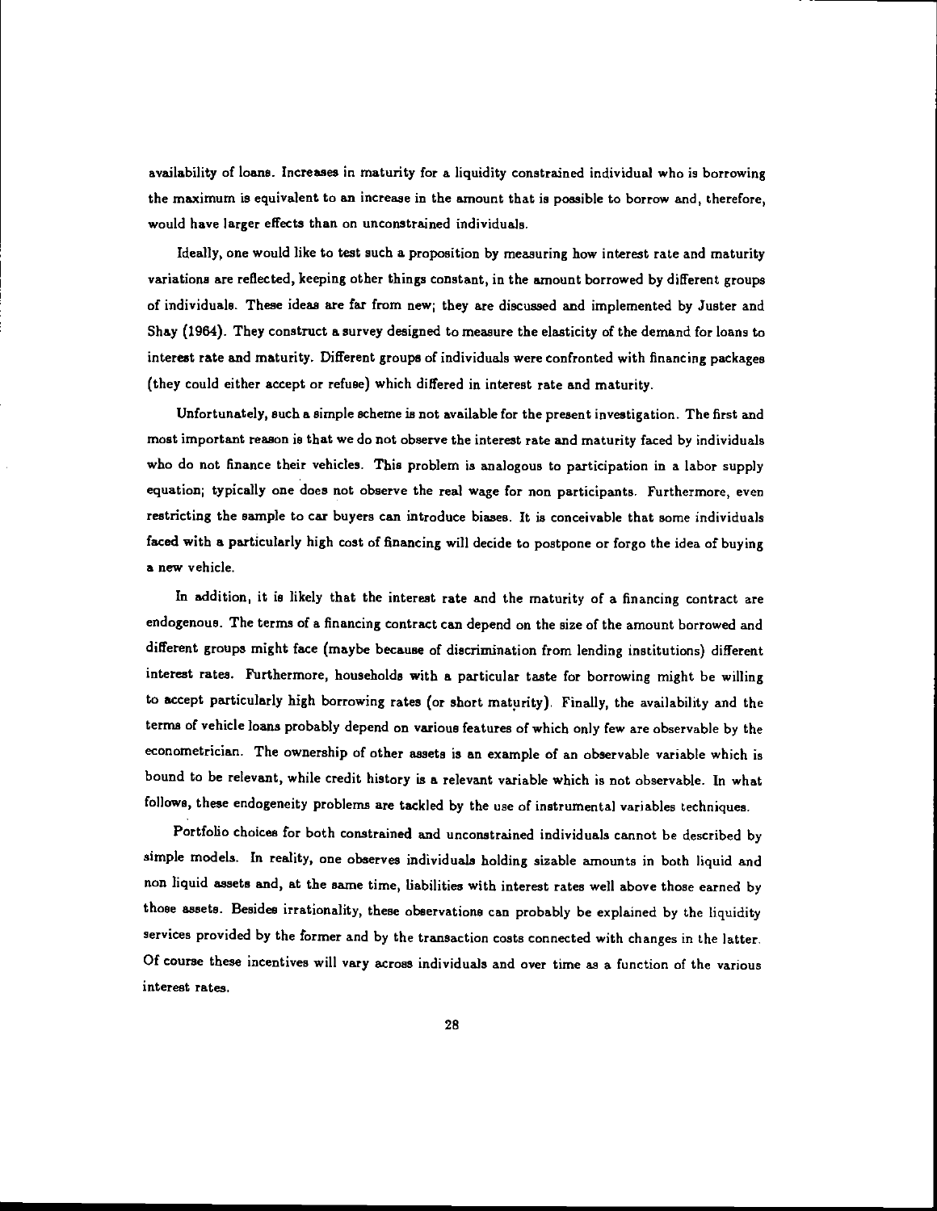availability of loans. Increases in maturity for a liquidity constrained individual who is borrowing the maximum is equivalent to an increase in the amount that is possible to borrow and, therefore, would have larger effects than on unconstrained individuals.

Ideally, one would like to test such a proposition by measuring how interest rate and maturity variations are reflected, keeping other things constant, in the amount borrowed by different groups of individuals. These ideas are far from new; they are discussed and implemented by Juster and Shay (1964). They construct a survey designed to measure the elasticity of the demand for loans to interest rate and maturity. Different groups of individuals were confronted with financing packages (they could either accept or refuse) which differed in interest rate and maturity.

Unfortunately, such a simple scheme is not available for the present investigation. The first and most important reason is that we do not observe the interest rate and maturity faced by individuals who do not finance their vehicles. This problem is analogous to participation in a labor supply equation; typically one does not observe the real wage for non participants. Furthermore, even restricting the sample to car buyers can introduce biases. It is conceivable that some individuals faced with a particularly high cost of financing will decide to postpone or forgo the idea of buying a new vehicle.

In addition, it is likely that the interest rate and the maturity of a financing contract are endogenous. The terms of a financing contract can depend on the size of the amount borrowed and different groups might face (maybe because of discrimination from lending institutions) different interest rates. Furthermore, households with a particular taste for borrowing might be willing to accept particularly high borrowing rates (or short maturity). Finally, the availability and the terms of vehicle loans probably depend on various features of which only few are observable by the econometrician. The ownership of other assets is an example of an observable variable which is bound to be relevant, while credit history is a relevant variable which is not observable. In what follows, these endogeneity problems are tackled by the use of instrumental variables techniques.

Portfolio choices for both constrained and unconstrained individuals cannot be described by simple models. In reality, one observes individuals holding sizable amounts in both liquid and non liquid assets and, at the same time, liabilities with interest rates well above those earned by those assets. Besides irrationality, these observations can probably be explained by the liquidity services provided by the former and by the transaction costs connected with changes in the latter. Of course these incentives will vary across individuals and over time as a function of the various interest rates.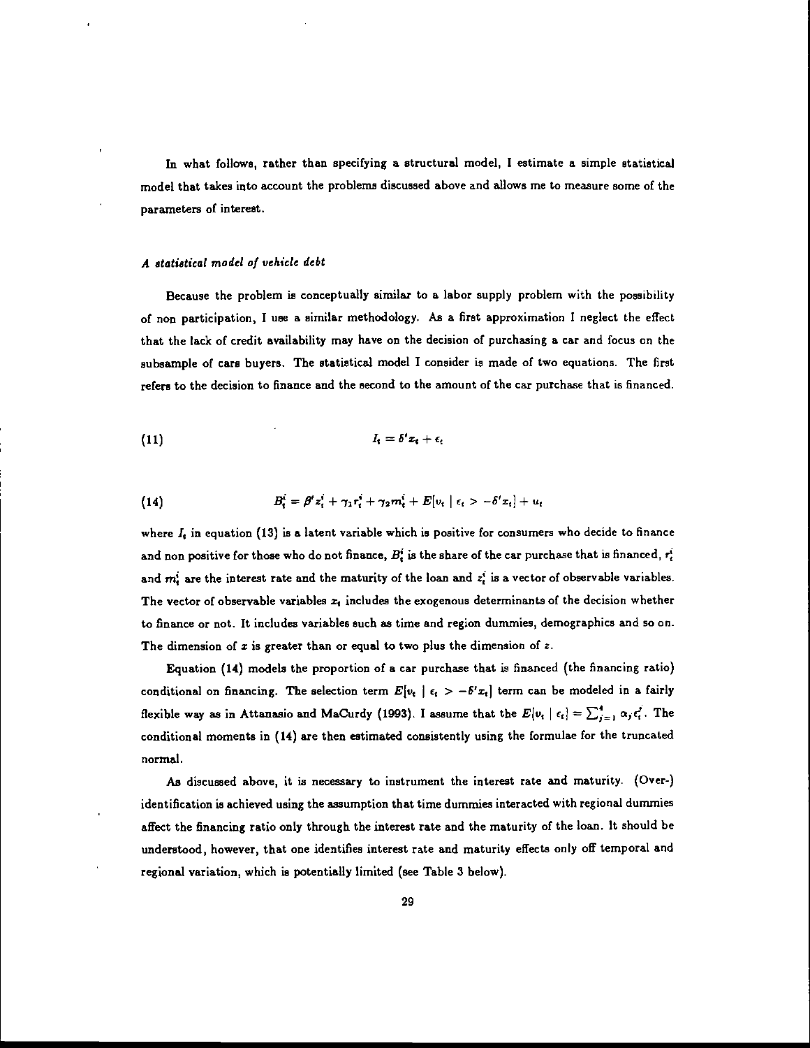In what follows, rather than specifying a structural model, I estimate a simple statistical model that takes into account the problems discussed above and allows me to measure some of the parameters of interest.

*A statistical model of vehicle debt*

Because the problem is conceptually similar to a labor supply problem with the possibility of non participation, I use a similar methodology. As a first approximation I neglect the effect that the lack of credit availability may have on the decision of purchasing a car and focus on the subsample of cars buyers. The statistical model I consider is made of two equations. The first refers to the decision to finance and the second to the amount of the car purchase that is financed.

$$I_t = \delta' x_t + \epsilon_t \tag{11}$$

$$B_t^i = \beta' z_t^i + \gamma_1 r_t^i + \gamma_2 m_t^i + E[v_t \mid \epsilon_t > -\delta' x_t] + u_t \tag{14}$$

where $I_t$ in equation (13) is a latent variable which is positive for consumers who decide to finance and non positive for those who do not finance, $B_t^i$ is the share of the car purchase that is financed, $r_t^i$ and $m_t^i$ are the interest rate and the maturity of the loan and $z_t^i$ is a vector of observable variables. The vector of observable variables $x_t$ includes the exogenous determinants of the decision whether to finance or not. It includes variables such as time and region dummies, demographics and so on. The dimension of $x$ is greater than or equal to two plus the dimension of $z$.

Equation (14) models the proportion of a car purchase that is financed (the financing ratio) conditional on financing. The selection term $E[v_t \mid \epsilon_t > -\delta' x_t]$ term can be modeled in a fairly flexible way as in Attanasio and MaCurdy (1993). I assume that the $E[v_t \mid \epsilon_t] = \sum_{j=1}^{4} \alpha_j \epsilon_t^j$. The conditional moments in (14) are then estimated consistently using the formulae for the truncated normal.

As discussed above, it is necessary to instrument the interest rate and maturity. (Over-) identification is achieved using the assumption that time dummies interacted with regional dummies affect the financing ratio only through the interest rate and the maturity of the loan. It should be understood, however, that one identifies interest rate and maturity effects only off temporal and regional variation, which is potentially limited (see Table 3 below).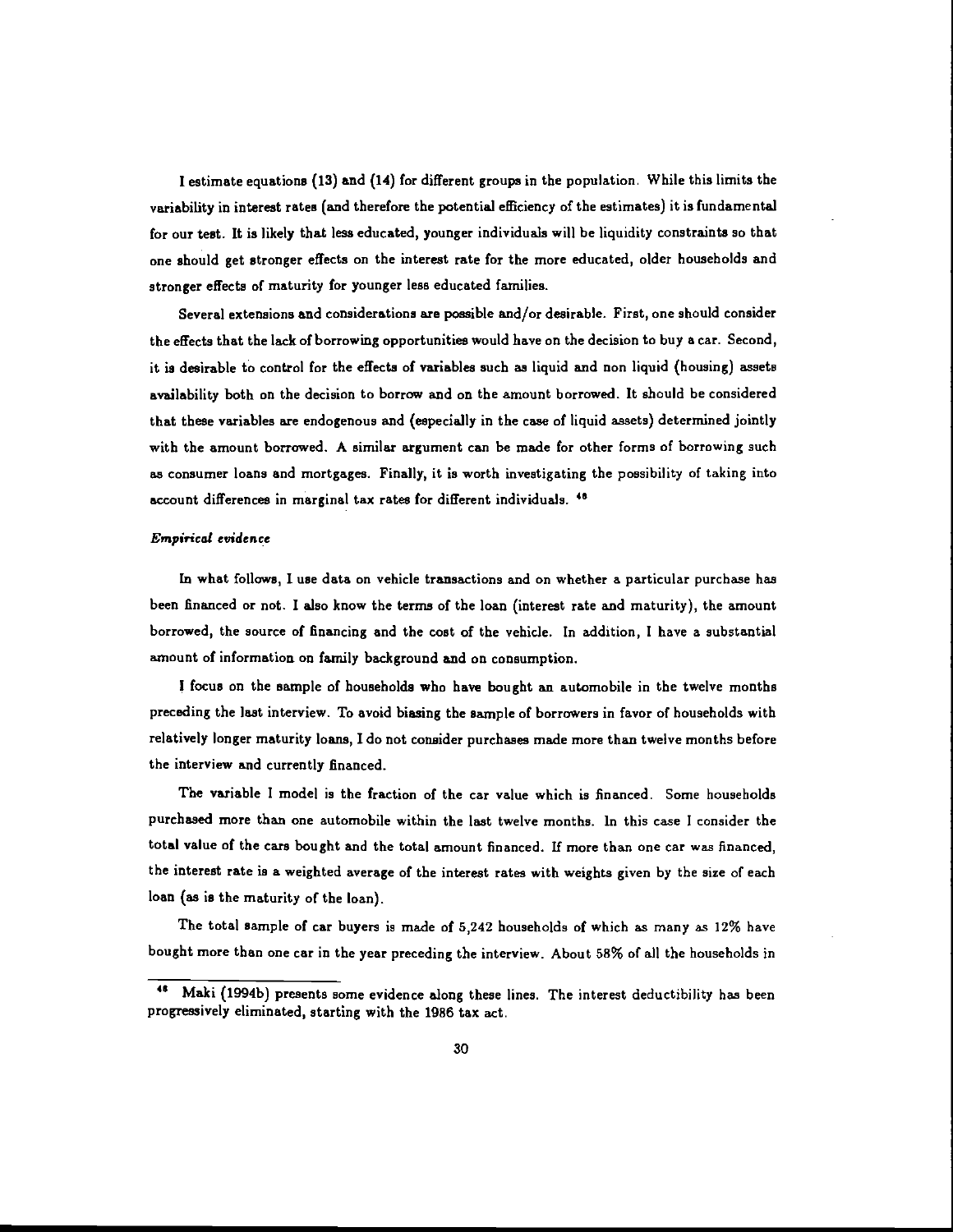I estimate equations (13) and (14) for different groups in the population. While this limits the variability in interest rates (and therefore the potential efficiency of the estimates) it is fundamental for our test. It is likely that less educated, younger individuals will be liquidity constraints so that one should get stronger effects on the interest rate for the more educated, older households and stronger effects of maturity for younger less educated families.

Several extensions and considerations are possible and/or desirable. First, one should consider the effects that the lack of borrowing opportunities would have on the decision to buy a car. Second, it is desirable to control for the effects of variables such as liquid and non liquid (housing) assets availability both on the decision to borrow and on the amount borrowed. It should be considered that these variables are endogenous and (especially in the case of liquid assets) determined jointly with the amount borrowed. A similar argument can be made for other forms of borrowing such as consumer loans and mortgages. Finally, it is worth investigating the possibility of taking into account differences in marginal tax rates for different individuals. [48]

*Empirical evidence*

In what follows, I use data on vehicle transactions and on whether a particular purchase has been financed or not. I also know the terms of the loan (interest rate and maturity), the amount borrowed, the source of financing and the cost of the vehicle. In addition, I have a substantial amount of information on family background and on consumption.

I focus on the sample of households who have bought an automobile in the twelve months preceding the last interview. To avoid biasing the sample of borrowers in favor of households with relatively longer maturity loans, I do not consider purchases made more than twelve months before the interview and currently financed.

The variable I model is the fraction of the car value which is financed. Some households purchased more than one automobile within the last twelve months. In this case I consider the total value of the cars bought and the total amount financed. If more than one car was financed, the interest rate is a weighted average of the interest rates with weights given by the size of each loan (as is the maturity of the loan).

The total sample of car buyers is made of 5,242 households of which as many as 12% have bought more than one car in the year preceding the interview. About 58% of all the households in

---

[48] Maki (1994b) presents some evidence along these lines. The interest deductibility has been progressively eliminated, starting with the 1986 tax act.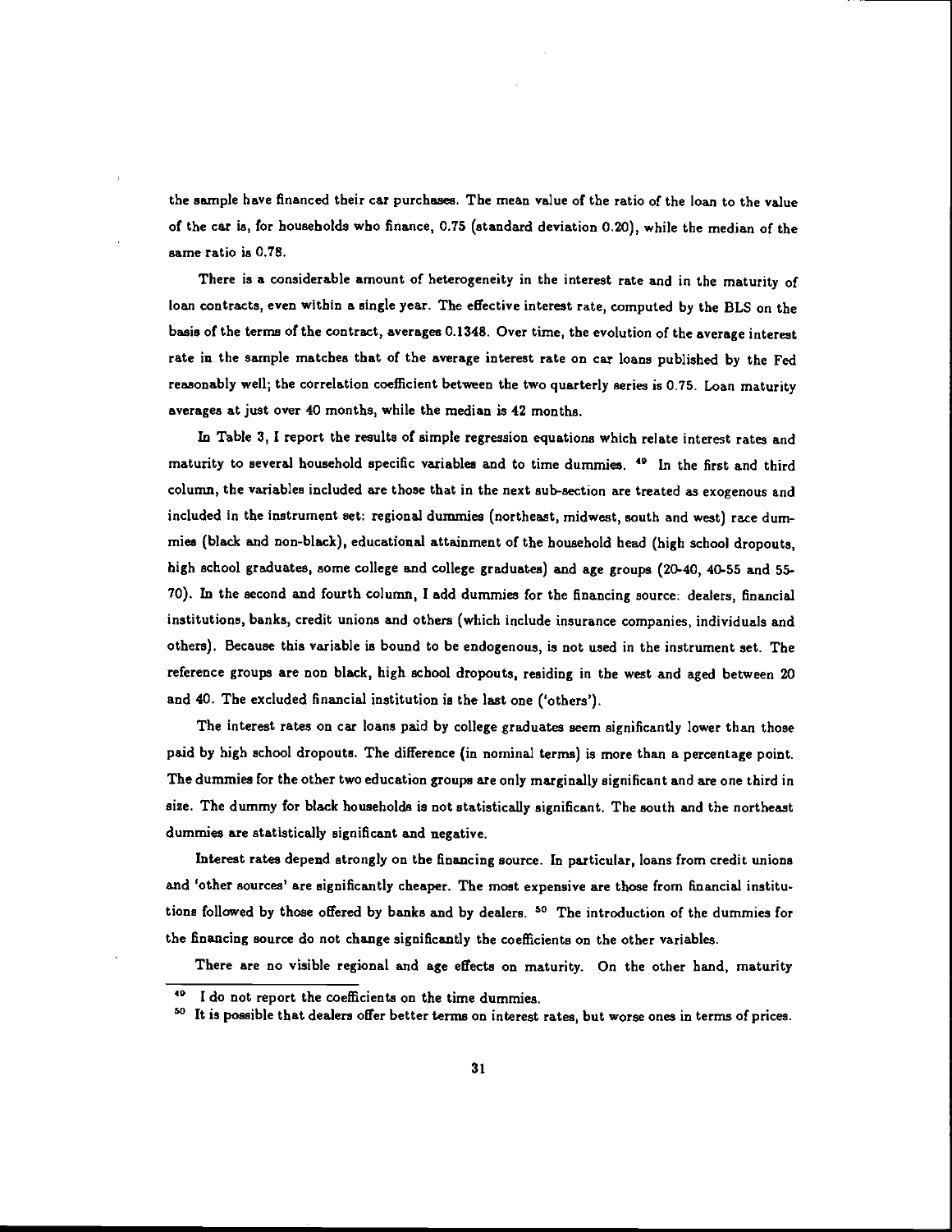the sample have financed their car purchases. The mean value of the ratio of the loan to the value of the car is, for households who finance, 0.75 (standard deviation 0.20), while the median of the same ratio is 0.78.

There is a considerable amount of heterogeneity in the interest rate and in the maturity of loan contracts, even within a single year. The effective interest rate, computed by the BLS on the basis of the terms of the contract, averages 0.1348. Over time, the evolution of the average interest rate in the sample matches that of the average interest rate on car loans published by the Fed reasonably well; the correlation coefficient between the two quarterly series is 0.75. Loan maturity averages at just over 40 months, while the median is 42 months.

In Table 3, I report the results of simple regression equations which relate interest rates and maturity to several household specific variables and to time dummies. [49] In the first and third column, the variables included are those that in the next sub-section are treated as exogenous and included in the instrument set: regional dummies (northeast, midwest, south and west) race dummies (black and non-black), educational attainment of the household head (high school dropouts, high school graduates, some college and college graduates) and age groups (20-40, 40-55 and 55-70). In the second and fourth column, I add dummies for the financing source: dealers, financial institutions, banks, credit unions and others (which include insurance companies, individuals and others). Because this variable is bound to be endogenous, is not used in the instrument set. The reference groups are non black, high school dropouts, residing in the west and aged between 20 and 40. The excluded financial institution is the last one ('others').

The interest rates on car loans paid by college graduates seem significantly lower than those paid by high school dropouts. The difference (in nominal terms) is more than a percentage point. The dummies for the other two education groups are only marginally significant and are one third in size. The dummy for black households is not statistically significant. The south and the northeast dummies are statistically significant and negative.

Interest rates depend strongly on the financing source. In particular, loans from credit unions and 'other sources' are significantly cheaper. The most expensive are those from financial institutions followed by those offered by banks and by dealers. [50] The introduction of the dummies for the financing source do not change significantly the coefficients on the other variables.

There are no visible regional and age effects on maturity. On the other hand, maturity

[49] I do not report the coefficients on the time dummies.

[50] It is possible that dealers offer better terms on interest rates, but worse ones in terms of prices.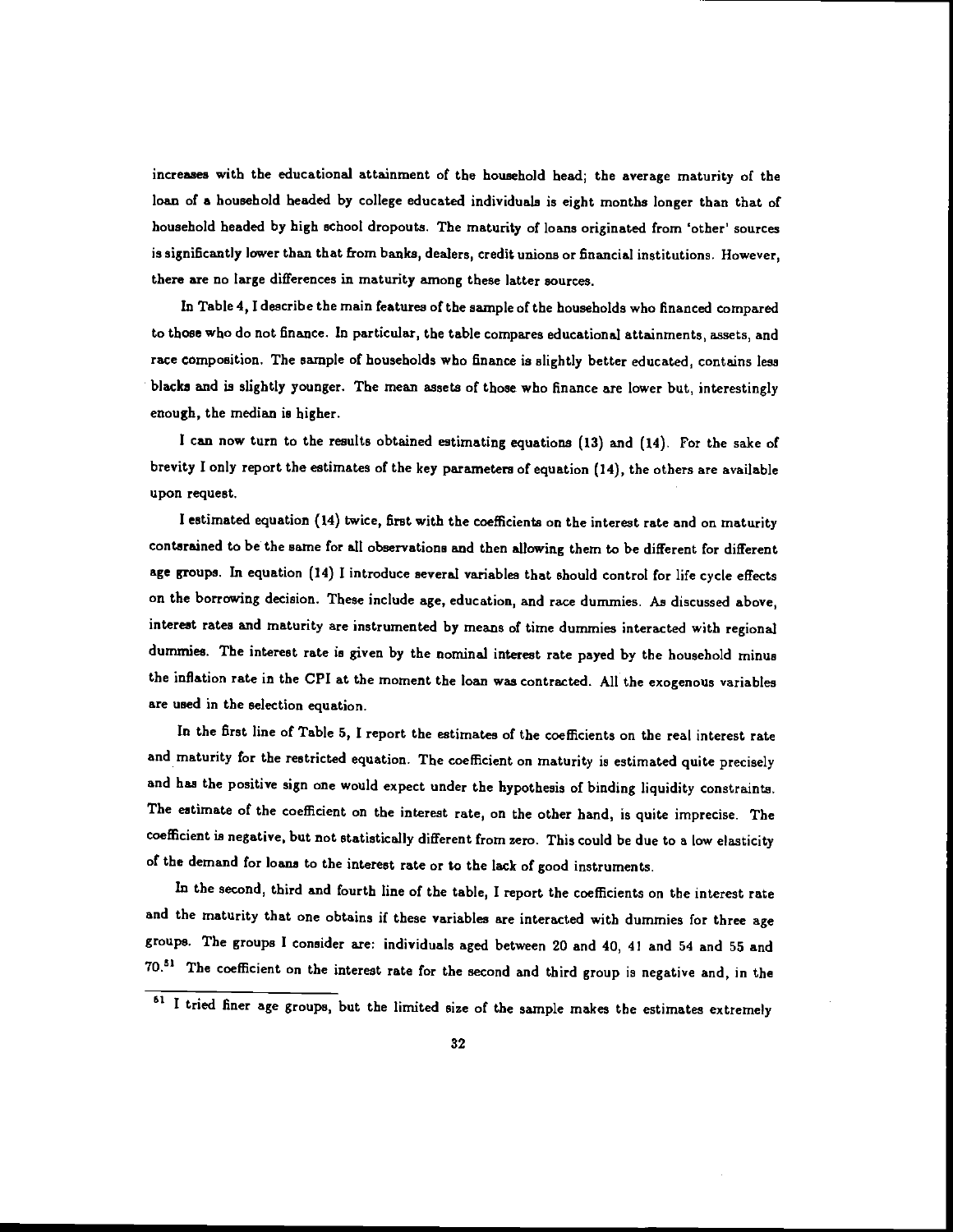increases with the educational attainment of the household head; the average maturity of the loan of a household headed by college educated individuals is eight months longer than that of household headed by high school dropouts. The maturity of loans originated from 'other' sources is significantly lower than that from banks, dealers, credit unions or financial institutions. However, there are no large differences in maturity among these latter sources.

In Table 4, I describe the main features of the sample of the households who financed compared to those who do not finance. In particular, the table compares educational attainments, assets, and race composition. The sample of households who finance is slightly better educated, contains less blacks and is slightly younger. The mean assets of those who finance are lower but, interestingly enough, the median is higher.

I can now turn to the results obtained estimating equations (13) and (14). For the sake of brevity I only report the estimates of the key parameters of equation (14), the others are available upon request.

I estimated equation (14) twice, first with the coefficients on the interest rate and on maturity contsrained to be the same for all observations and then allowing them to be different for different age groups. In equation (14) I introduce several variables that should control for life cycle effects on the borrowing decision. These include age, education, and race dummies. As discussed above, interest rates and maturity are instrumented by means of time dummies interacted with regional dummies. The interest rate is given by the nominal interest rate payed by the household minus the inflation rate in the CPI at the moment the loan was contracted. All the exogenous variables are used in the selection equation.

In the first line of Table 5, I report the estimates of the coefficients on the real interest rate and maturity for the restricted equation. The coefficient on maturity is estimated quite precisely and has the positive sign one would expect under the hypothesis of binding liquidity constraints. The estimate of the coefficient on the interest rate, on the other hand, is quite imprecise. The coefficient is negative, but not statistically different from zero. This could be due to a low elasticity of the demand for loans to the interest rate or to the lack of good instruments.

In the second, third and fourth line of the table, I report the coefficients on the interest rate and the maturity that one obtains if these variables are interacted with dummies for three age groups. The groups I consider are: individuals aged between 20 and 40, 41 and 54 and 55 and 70.[51] The coefficient on the interest rate for the second and third group is negative and, in the

[51] I tried finer age groups, but the limited size of the sample makes the estimates extremely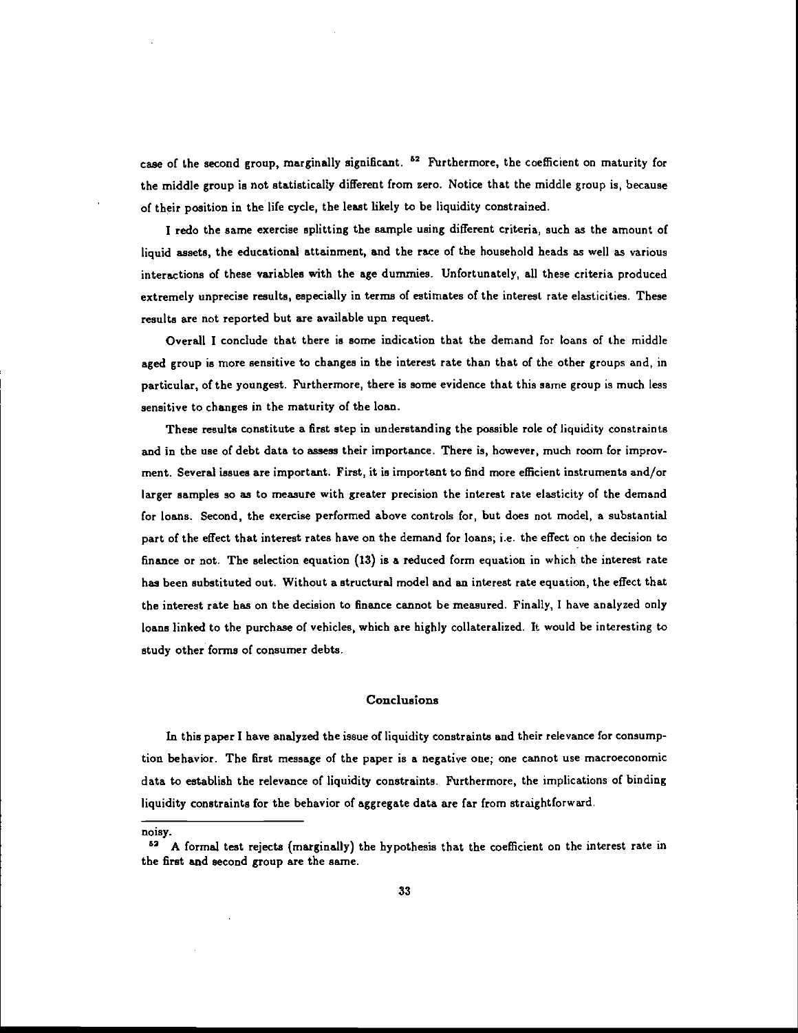case of the second group, marginally significant. [52] Furthermore, the coefficient on maturity for the middle group is not statistically different from zero. Notice that the middle group is, because of their position in the life cycle, the least likely to be liquidity constrained.

I redo the same exercise splitting the sample using different criteria, such as the amount of liquid assets, the educational attainment, and the race of the household heads as well as various interactions of these variables with the age dummies. Unfortunately, all these criteria produced extremely unprecise results, especially in terms of estimates of the interest rate elasticities. These results are not reported but are available upn request.

Overall I conclude that there is some indication that the demand for loans of the middle aged group is more sensitive to changes in the interest rate than that of the other groups and, in particular, of the youngest. Furthermore, there is some evidence that this same group is much less sensitive to changes in the maturity of the loan.

These results constitute a first step in understanding the possible role of liquidity constraints and in the use of debt data to assess their importance. There is, however, much room for improvment. Several issues are important. First, it is important to find more efficient instruments and/or larger samples so as to measure with greater precision the interest rate elasticity of the demand for loans. Second, the exercise performed above controls for, but does not model, a substantial part of the effect that interest rates have on the demand for loans; i.e. the effect on the decision to finance or not. The selection equation (13) is a reduced form equation in which the interest rate has been substituted out. Without a structural model and an interest rate equation, the effect that the interest rate has on the decision to finance cannot be measured. Finally, I have analyzed only loans linked to the purchase of vehicles, which are highly collateralized. It would be interesting to study other forms of consumer debts.

## Conclusions

In this paper I have analyzed the issue of liquidity constraints and their relevance for consumption behavior. The first message of the paper is a negative one; one cannot use macroeconomic data to establish the relevance of liquidity constraints. Furthermore, the implications of binding liquidity constraints for the behavior of aggregate data are far from straightforward.

---

noisy.

[52] A formal test rejects (marginally) the hypothesis that the coefficient on the interest rate in the first and second group are the same.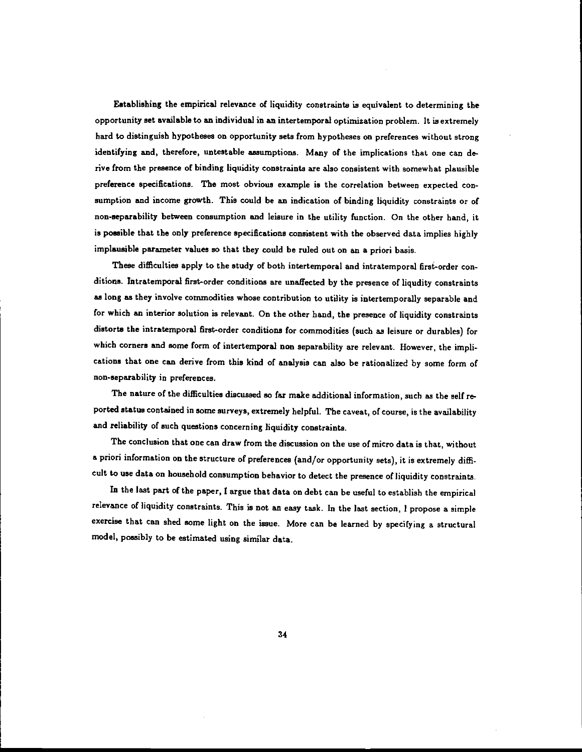Establishing the empirical relevance of liquidity constraints is equivalent to determining the opportunity set available to an individual in an intertemporal optimization problem. It is extremely hard to distinguish hypotheses on opportunity sets from hypotheses on preferences without strong identifying and, therefore, untestable assumptions. Many of the implications that one can derive from the presence of binding liquidity constraints are also consistent with somewhat plausible preference specifications. The most obvious example is the correlation between expected consumption and income growth. This could be an indication of binding liquidity constraints or of non-separability between consumption and leisure in the utility function. On the other hand, it is possible that the only preference specifications consistent with the observed data implies highly implausible parameter values so that they could be ruled out on an a priori basis.

These difficulties apply to the study of both intertemporal and intratemporal first-order conditions. Intratemporal first-order conditions are unaffected by the presence of liqudity constraints as long as they involve commodities whose contribution to utility is intertemporally separable and for which an interior solution is relevant. On the other hand, the presence of liquidity constraints distorts the intratemporal first-order conditions for commodities (such as leisure or durables) for which corners and some form of intertemporal non separability are relevant. However, the implications that one can derive from this kind of analysis can also be rationalized by some form of non-separability in preferences.

The nature of the difficulties discussed so far make additional information, such as the self reported status contained in some surveys, extremely helpful. The caveat, of course, is the availability and reliability of such questions concerning liquidity constraints.

The conclusion that one can draw from the discussion on the use of micro data is that, without a priori information on the structure of preferences (and/or opportunity sets), it is extremely difficult to use data on household consumption behavior to detect the presence of liquidity constraints.

In the last part of the paper, I argue that data on debt can be useful to establish the empirical relevance of liquidity constraints. This is not an easy task. In the last section, I propose a simple exercise that can shed some light on the issue. More can be learned by specifying a structural model, possibly to be estimated using similar data.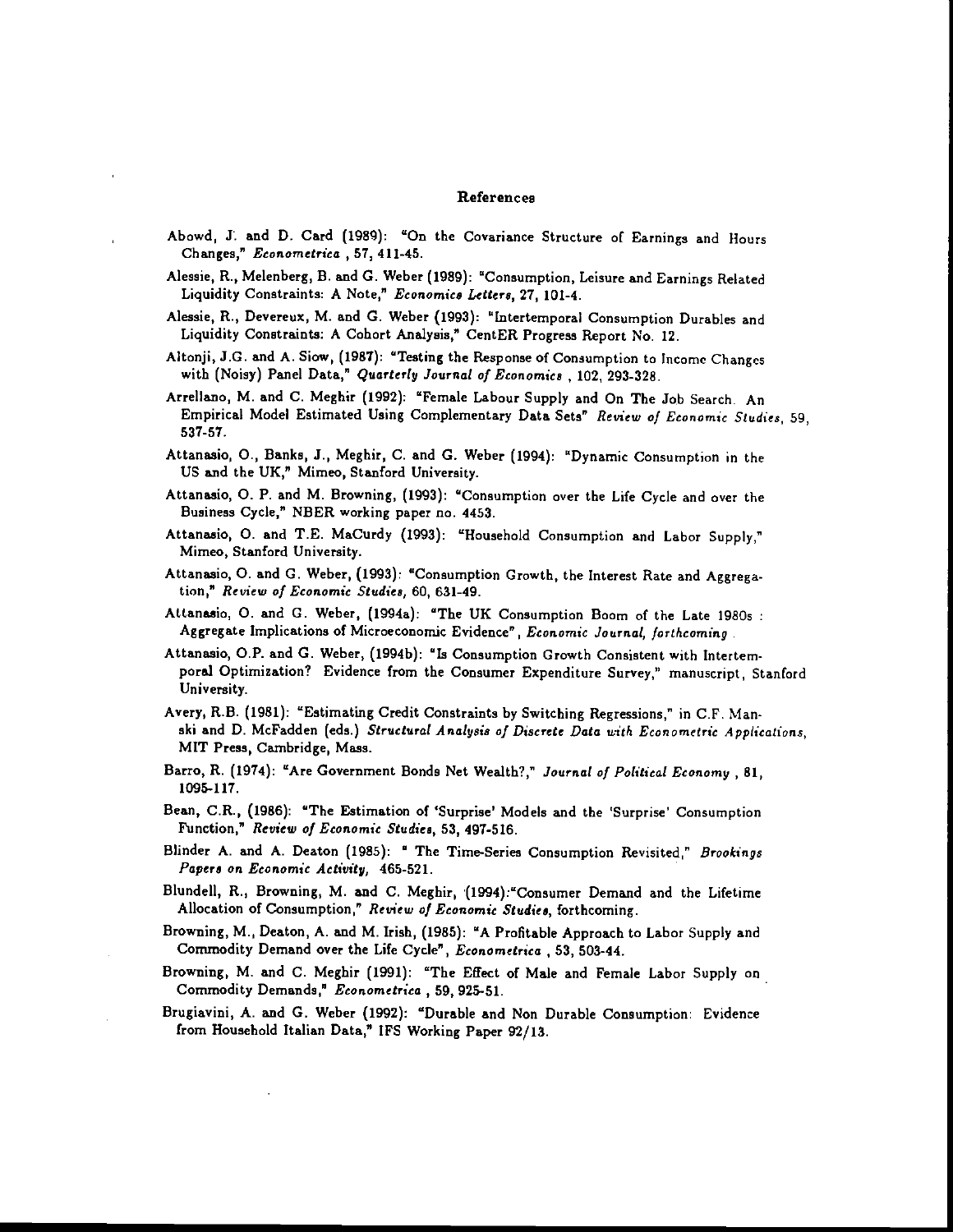# References

Abowd, J. and D. Card (1989): "On the Covariance Structure of Earnings and Hours Changes," *Econometrica* , 57, 411-45.

Alessie, R., Melenberg, B. and G. Weber (1989): "Consumption, Leisure and Earnings Related Liquidity Constraints: A Note," *Economics Letters*, 27, 101-4.

Alessie, R., Devereux, M. and G. Weber (1993): "Intertemporal Consumption Durables and Liquidity Constraints: A Cohort Analysis," CentER Progress Report No. 12.

Altonji, J.G. and A. Siow, (1987): "Testing the Response of Consumption to Income Changes with (Noisy) Panel Data," *Quarterly Journal of Economics* , 102, 293-328.

Arrellano, M. and C. Meghir (1992): "Female Labour Supply and On The Job Search. An Empirical Model Estimated Using Complementary Data Sets" *Review of Economic Studies*, 59, 537-57.

Attanasio, O., Banks, J., Meghir, C. and G. Weber (1994): "Dynamic Consumption in the US and the UK," Mimeo, Stanford University.

Attanasio, O. P. and M. Browning, (1993): "Consumption over the Life Cycle and over the Business Cycle," NBER working paper no. 4453.

Attanasio, O. and T.E. MaCurdy (1993): "Household Consumption and Labor Supply," Mimeo, Stanford University.

Attanasio, O. and G. Weber, (1993): "Consumption Growth, the Interest Rate and Aggregation," *Review of Economic Studies*, 60, 631-49.

Attanasio, O. and G. Weber, (1994a): "The UK Consumption Boom of the Late 1980s : Aggregate Implications of Microeconomic Evidence", *Economic Journal, forthcoming* .

Attanasio, O.P. and G. Weber, (1994b): "Is Consumption Growth Consistent with Intertemporal Optimization? Evidence from the Consumer Expenditure Survey," manuscript, Stanford University.

Avery, R.B. (1981): "Estimating Credit Constraints by Switching Regressions," in C.F. Manski and D. McFadden (eds.) *Structural Analysis of Discrete Data with Econometric Applications*, MIT Press, Cambridge, Mass.

Barro, R. (1974): "Are Government Bonds Net Wealth?," *Journal of Political Economy* , 81, 1095-117.

Bean, C.R., (1986): "The Estimation of 'Surprise' Models and the 'Surprise' Consumption Function," *Review of Economic Studies*, 53, 497-516.

Blinder A. and A. Deaton (1985): " The Time-Series Consumption Revisited," *Brookings Papers on Economic Activity*, 465-521.

Blundell, R., Browning, M. and C. Meghir, (1994):"Consumer Demand and the Lifetime Allocation of Consumption," *Review of Economic Studies*, forthcoming.

Browning, M., Deaton, A. and M. Irish, (1985): "A Profitable Approach to Labor Supply and Commodity Demand over the Life Cycle", *Econometrica* , 53, 503-44.

Browning, M. and C. Meghir (1991): "The Effect of Male and Female Labor Supply on Commodity Demands," *Econometrica* , 59, 925-51.

Brugiavini, A. and G. Weber (1992): "Durable and Non Durable Consumption: Evidence from Household Italian Data," IFS Working Paper 92/13.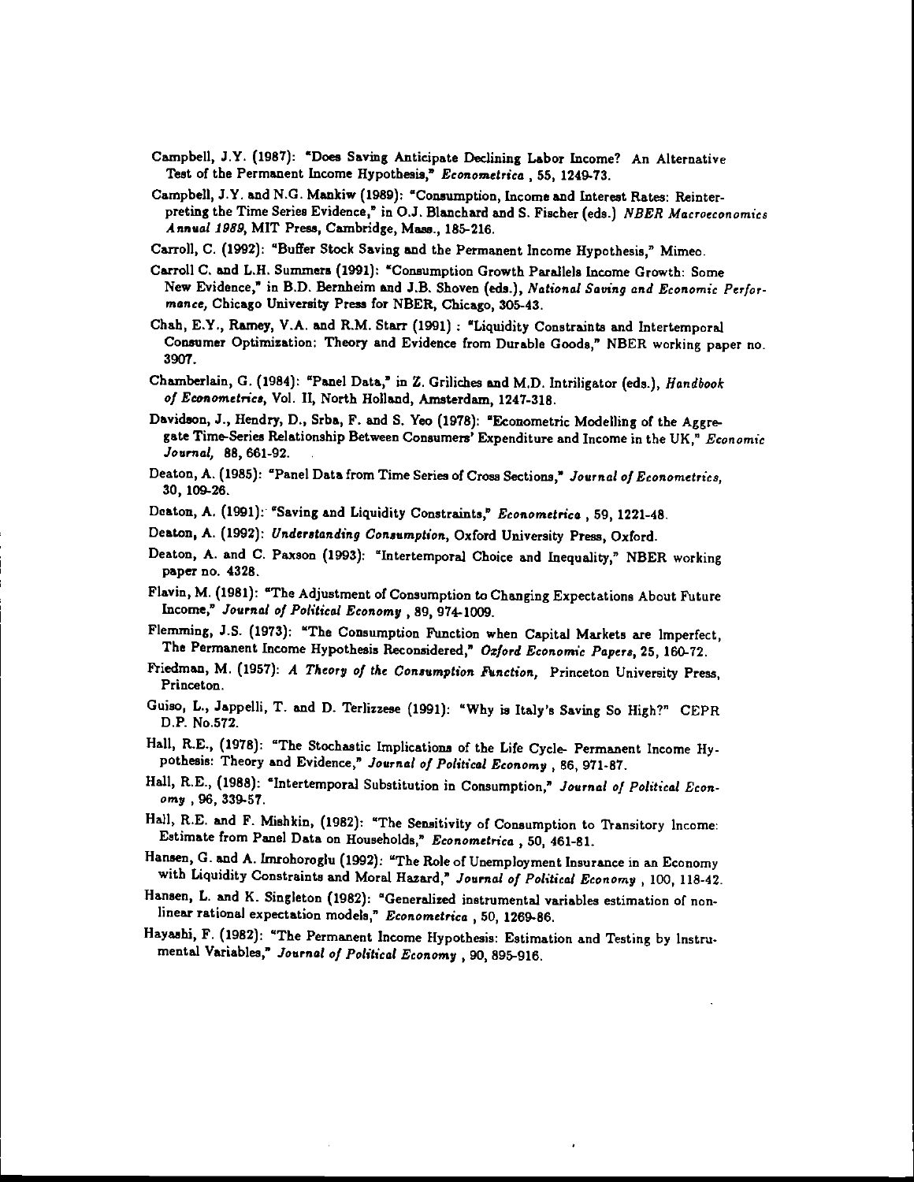Campbell, J.Y. (1987): "Does Saving Anticipate Declining Labor Income? An Alternative Test of the Permanent Income Hypothesis," *Econometrica*, 55, 1249-73.

Campbell, J.Y. and N.G. Mankiw (1989): "Consumption, Income and Interest Rates: Reinterpreting the Time Series Evidence," in O.J. Blanchard and S. Fischer (eds.) *NBER Macroeconomics Annual 1989*, MIT Press, Cambridge, Mass., 185-216.

Carroll, C. (1992): "Buffer Stock Saving and the Permanent Income Hypothesis," Mimeo.

Carroll C. and L.H. Summers (1991): "Consumption Growth Parallels Income Growth: Some New Evidence," in B.D. Bernheim and J.B. Shoven (eds.), *National Saving and Economic Performance*, Chicago University Press for NBER, Chicago, 305-43.

Chah, E.Y., Ramey, V.A. and R.M. Starr (1991) : "Liquidity Constraints and Intertemporal Consumer Optimization: Theory and Evidence from Durable Goods," NBER working paper no. 3907.

Chamberlain, G. (1984): "Panel Data," in Z. Griliches and M.D. Intriligator (eds.), *Handbook of Econometrics*, Vol. II, North Holland, Amsterdam, 1247-318.

Davidson, J., Hendry, D., Srba, F. and S. Yeo (1978): "Econometric Modelling of the Aggregate Time-Series Relationship Between Consumers' Expenditure and Income in the UK," *Economic Journal*, 88, 661-92.

Deaton, A. (1985): "Panel Data from Time Series of Cross Sections," *Journal of Econometrics*, 30, 109-26.

Deaton, A. (1991): "Saving and Liquidity Constraints," *Econometrica*, 59, 1221-48.

Deaton, A. (1992): *Understanding Consumption*, Oxford University Press, Oxford.

Deaton, A. and C. Paxson (1993): "Intertemporal Choice and Inequality," NBER working paper no. 4328.

Flavin, M. (1981): "The Adjustment of Consumption to Changing Expectations About Future Income," *Journal of Political Economy*, 89, 974-1009.

Flemming, J.S. (1973): "The Consumption Function when Capital Markets are Imperfect, The Permanent Income Hypothesis Reconsidered," *Oxford Economic Papers*, 25, 160-72.

Friedman, M. (1957): *A Theory of the Consumption Function*, Princeton University Press, Princeton.

Guiso, L., Jappelli, T. and D. Terlizzese (1991): "Why is Italy's Saving So High?" CEPR D.P. No.572.

Hall, R.E., (1978): "The Stochastic Implications of the Life Cycle- Permanent Income Hypothesis: Theory and Evidence," *Journal of Political Economy*, 86, 971-87.

Hall, R.E., (1988): "Intertemporal Substitution in Consumption," *Journal of Political Economy*, 96, 339-57.

Hall, R.E. and F. Mishkin, (1982): "The Sensitivity of Consumption to Transitory Income: Estimate from Panel Data on Households," *Econometrica*, 50, 461-81.

Hansen, G. and A. Imrohoroglu (1992): "The Role of Unemployment Insurance in an Economy with Liquidity Constraints and Moral Hazard," *Journal of Political Economy*, 100, 118-42.

Hansen, L. and K. Singleton (1982): "Generalized instrumental variables estimation of nonlinear rational expectation models," *Econometrica*, 50, 1269-86.

Hayashi, F. (1982): "The Permanent Income Hypothesis: Estimation and Testing by Instrumental Variables," *Journal of Political Economy*, 90, 895-916.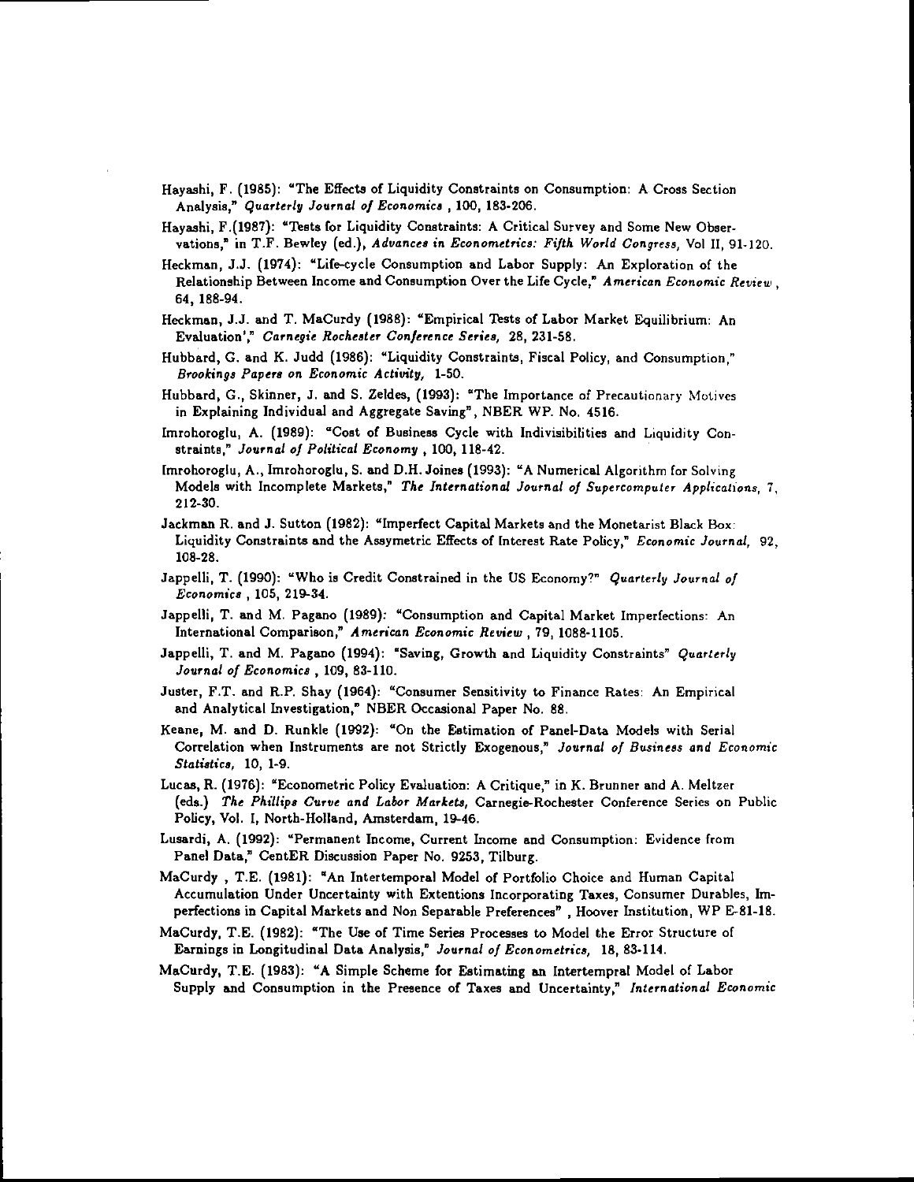Hayashi, F. (1985): "The Effects of Liquidity Constraints on Consumption: A Cross Section Analysis," *Quarterly Journal of Economics* , 100, 183-206.

Hayashi, F.(1987): "Tests for Liquidity Constraints: A Critical Survey and Some New Observations," in T.F. Bewley (ed.), *Advances in Econometrics: Fifth World Congress*, Vol II, 91-120.

Heckman, J.J. (1974): "Life-cycle Consumption and Labor Supply: An Exploration of the Relationship Between Income and Consumption Over the Life Cycle," *American Economic Review* , 64, 188-94.

Heckman, J.J. and T. MaCurdy (1988): "Empirical Tests of Labor Market Equilibrium: An Evaluation'," *Carnegie Rochester Conference Series*, 28, 231-58.

Hubbard, G. and K. Judd (1986): "Liquidity Constraints, Fiscal Policy, and Consumption," *Brookings Papers on Economic Activity*, 1-50.

Hubbard, G., Skinner, J. and S. Zeldes, (1993): "The Importance of Precautionary Motives in Explaining Individual and Aggregate Saving", NBER WP. No. 4516.

Imrohoroglu, A. (1989): "Cost of Business Cycle with Indivisibilities and Liquidity Constraints," *Journal of Political Economy* , 100, 118-42.

Imrohoroglu, A., Imrohoroglu, S. and D.H. Joines (1993): "A Numerical Algorithm for Solving Models with Incomplete Markets," *The International Journal of Supercomputer Applications*, 7, 212-30.

Jackman R. and J. Sutton (1982): "Imperfect Capital Markets and the Monetarist Black Box: Liquidity Constraints and the Assymetric Effects of Interest Rate Policy," *Economic Journal*, 92, 108-28.

Jappelli, T. (1990): "Who is Credit Constrained in the US Economy?" *Quarterly Journal of Economics* , 105, 219-34.

Jappelli, T. and M. Pagano (1989): "Consumption and Capital Market Imperfections: An International Comparison," *American Economic Review* , 79, 1088-1105.

Jappelli, T. and M. Pagano (1994): "Saving, Growth and Liquidity Constraints" *Quarterly Journal of Economics* , 109, 83-110.

Juster, F.T. and R.P. Shay (1964): "Consumer Sensitivity to Finance Rates: An Empirical and Analytical Investigation," NBER Occasional Paper No. 88.

Keane, M. and D. Runkle (1992): "On the Estimation of Panel-Data Models with Serial Correlation when Instruments are not Strictly Exogenous," *Journal of Business and Economic Statistics*, 10, 1-9.

Lucas, R. (1976): "Econometric Policy Evaluation: A Critique," in K. Brunner and A. Meltzer (eds.) *The Phillips Curve and Labor Markets*, Carnegie-Rochester Conference Series on Public Policy, Vol. I, North-Holland, Amsterdam, 19-46.

Lusardi, A. (1992): "Permanent Income, Current Income and Consumption: Evidence from Panel Data," CentER Discussion Paper No. 9253, Tilburg.

MaCurdy , T.E. (1981): "An Intertemporal Model of Portfolio Choice and Human Capital Accumulation Under Uncertainty with Extentions Incorporating Taxes, Consumer Durables, Imperfections in Capital Markets and Non Separable Preferences" , Hoover Institution, WP E-81-18.

MaCurdy, T.E. (1982): "The Use of Time Series Processes to Model the Error Structure of Earnings in Longitudinal Data Analysis," *Journal of Econometrics*, 18, 83-114.

MaCurdy, T.E. (1983): "A Simple Scheme for Estimating an Intertempral Model of Labor Supply and Consumption in the Presence of Taxes and Uncertainty," *International Economic*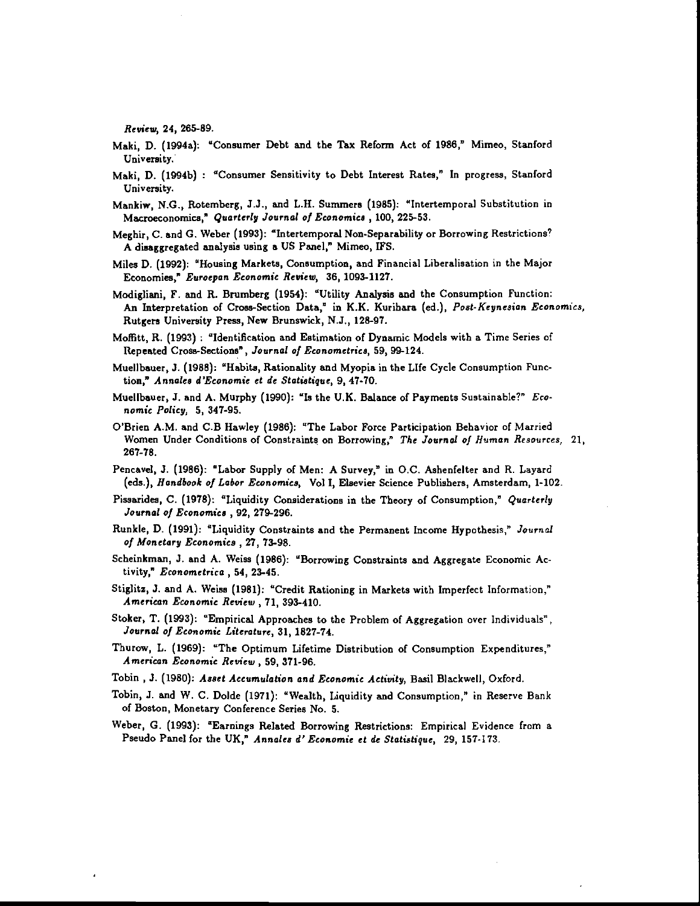*Review*, 24, 265-89.

Maki, D. (1994a): "Consumer Debt and the Tax Reform Act of 1986," Mimeo, Stanford University.

Maki, D. (1994b) : "Consumer Sensitivity to Debt Interest Rates," In progress, Stanford University.

Mankiw, N.G., Rotemberg, J.J., and L.H. Summers (1985): "Intertemporal Substitution in Macroeconomics," *Quarterly Journal of Economics* , 100, 225-53.

Meghir, C. and G. Weber (1993): "Intertemporal Non-Separability or Borrowing Restrictions? A disaggregated analysis using a US Panel," Mimeo, IFS.

Miles D. (1992): "Housing Markets, Consumption, and Financial Liberalisation in the Major Economies," *Euroepan Economic Review*, 36, 1093-1127.

Modigliani, F. and R. Brumberg (1954): "Utility Analysis and the Consumption Function: An Interpretation of Cross-Section Data," in K.K. Kurihara (ed.), *Post-Keynesian Economics*, Rutgers University Press, New Brunswick, N.J., 128-97.

Moffitt, R. (1993) : "Identification and Estimation of Dynamic Models with a Time Series of Repeated Cross-Sections", *Journal of Econometrics*, 59, 99-124.

Muellbauer, J. (1988): "Habits, Rationality and Myopia in the LIfe Cycle Consumption Function," *Annales d'Economie et de Statistique*, 9, 47-70.

Muellbauer, J. and A. Murphy (1990): "Is the U.K. Balance of Payments Sustainable?" *Economic Policy*, 5, 347-95.

O'Brien A.M. and C.B Hawley (1986): "The Labor Force Participation Behavior of Married Women Under Conditions of Constraints on Borrowing," *The Journal of Human Resources*, 21, 267-78.

Pencavel, J. (1986): "Labor Supply of Men: A Survey," in O.C. Ashenfelter and R. Layard (eds.), *Handbook of Labor Economics*, Vol I, Elsevier Science Publishers, Amsterdam, 1-102.

Pissarides, C. (1978): "Liquidity Considerations in the Theory of Consumption," *Quarterly Journal of Economics* , 92, 279-296.

Runkle, D. (1991): "Liquidity Constraints and the Permanent Income Hypothesis," *Journal of Monetary Economics* , 27, 73-98.

Scheinkman, J. and A. Weiss (1986): "Borrowing Constraints and Aggregate Economic Activity," *Econometrica* , 54, 23-45.

Stiglitz, J. and A. Weiss (1981): "Credit Rationing in Markets with Imperfect Information," *American Economic Review* , 71, 393-410.

Stoker, T. (1993): "Empirical Approaches to the Problem of Aggregation over Individuals", *Journal of Economic Literature*, 31, 1827-74.

Thurow, L. (1969): "The Optimum Lifetime Distribution of Consumption Expenditures," *American Economic Review* , 59, 371-96.

Tobin , J. (1980): *Asset Accumulation and Economic Activity*, Basil Blackwell, Oxford.

Tobin, J. and W. C. Dolde (1971): "Wealth, Liquidity and Consumption," in Reserve Bank of Boston, Monetary Conference Series No. 5.

Weber, G. (1993): "Earnings Related Borrowing Restrictions: Empirical Evidence from a Pseudo Panel for the UK," *Annales d' Economie et de Statistique*, 29, 157-173.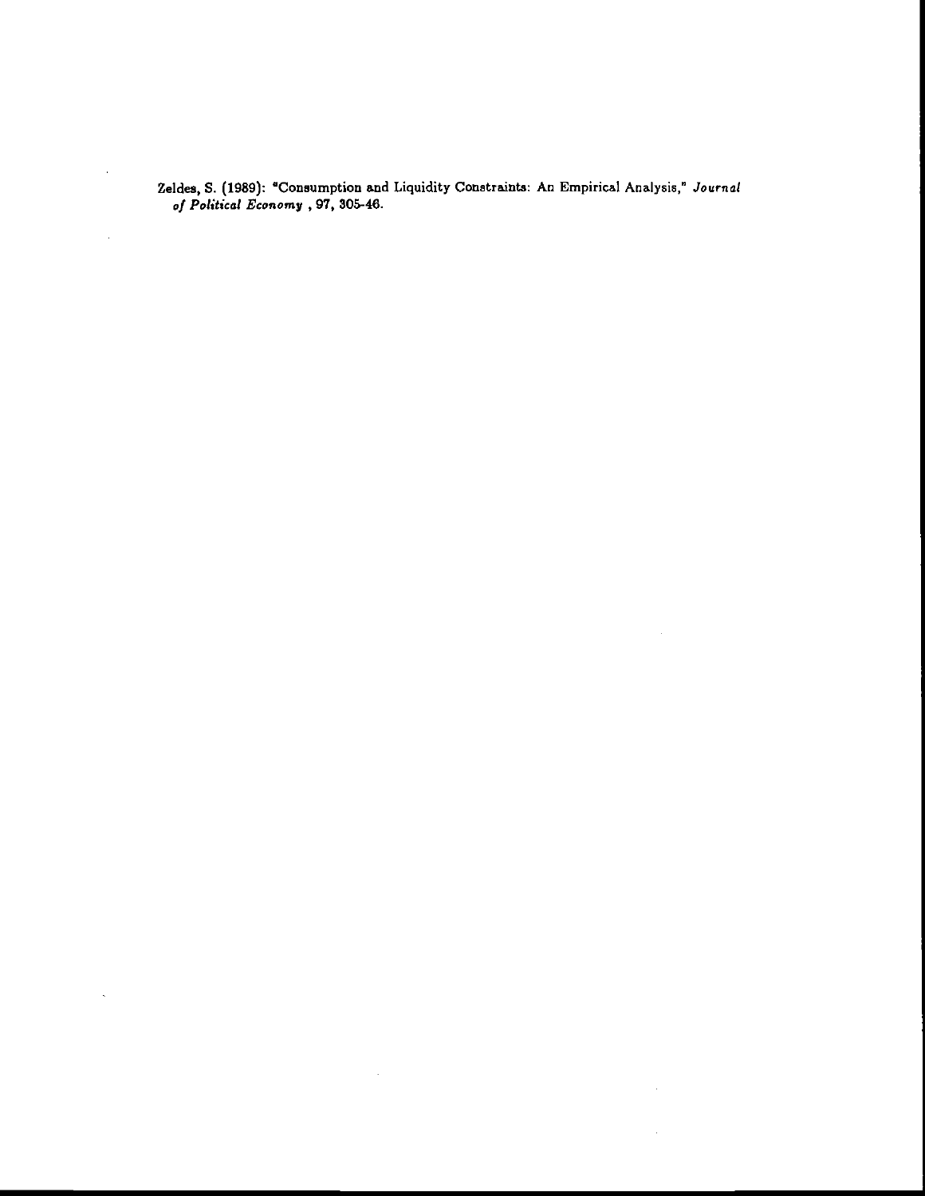Zeldes, S. (1989): "Consumption and Liquidity Constraints: An Empirical Analysis," *Journal of Political Economy* , 97, 305-46.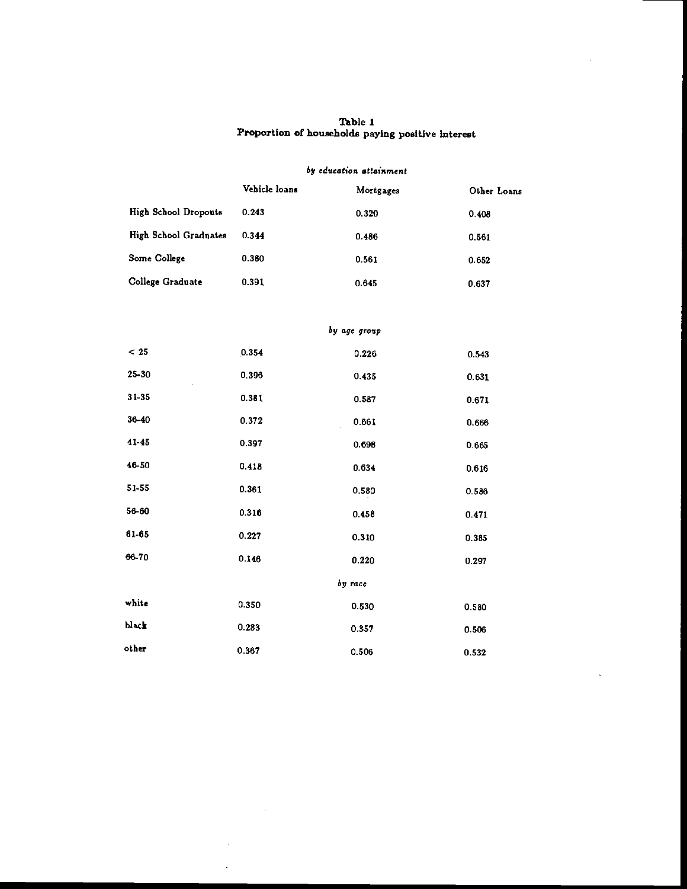**Table 1**
**Proportion of households paying positive interest**

| | Vehicle loans | Mortgages | Other Loans |
|---|---|---|---|
| | *by education attainment* | | |
| High School Dropouts | 0.243 | 0.320 | 0.408 |
| High School Graduates | 0.344 | 0.486 | 0.561 |
| Some College | 0.380 | 0.561 | 0.652 |
| College Graduate | 0.391 | 0.645 | 0.637 |
| | *by age group* | | |
| < 25 | 0.354 | 0.226 | 0.543 |
| 25-30 | 0.396 | 0.435 | 0.631 |
| 31-35 | 0.381 | 0.587 | 0.671 |
| 36-40 | 0.372 | 0.661 | 0.666 |
| 41-45 | 0.397 | 0.698 | 0.665 |
| 46-50 | 0.418 | 0.634 | 0.616 |
| 51-55 | 0.361 | 0.580 | 0.586 |
| 56-60 | 0.316 | 0.458 | 0.471 |
| 61-65 | 0.227 | 0.310 | 0.385 |
| 66-70 | 0.146 | 0.220 | 0.297 |
| | *by race* | | |
| white | 0.350 | 0.530 | 0.580 |
| black | 0.283 | 0.357 | 0.506 |
| other | 0.367 | 0.506 | 0.532 |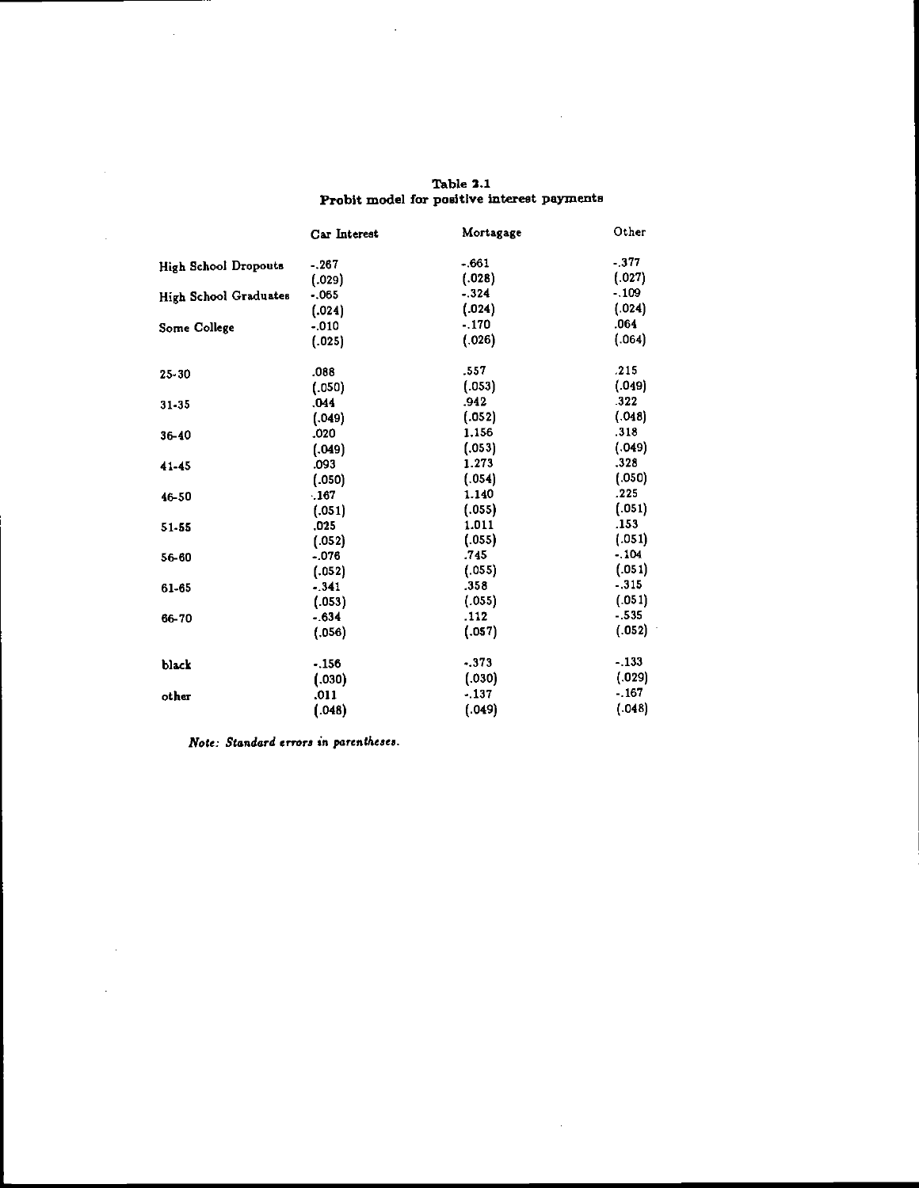**Table 2.1**
**Probit model for positive interest payments**

| | Car Interest | Mortagage | Other |
|---|---|---|---|
| High School Dropouts | -.267 | -.661 | -.377 |
| | (.029) | (.028) | (.027) |
| High School Graduates | -.065 | -.324 | -.109 |
| | (.024) | (.024) | (.024) |
| Some College | -.010 | -.170 | .064 |
| | (.025) | (.026) | (.064) |
| 25-30 | .088 | .557 | .215 |
| | (.050) | (.053) | (.049) |
| 31-35 | .044 | .942 | .322 |
| | (.049) | (.052) | (.048) |
| 36-40 | .020 | 1.156 | .318 |
| | (.049) | (.053) | (.049) |
| 41-45 | .093 | 1.273 | .328 |
| | (.050) | (.054) | (.050) |
| 46-50 | .167 | 1.140 | .225 |
| | (.051) | (.055) | (.051) |
| 51-55 | .025 | 1.011 | .153 |
| | (.052) | (.055) | (.051) |
| 56-60 | -.076 | .745 | -.104 |
| | (.052) | (.055) | (.051) |
| 61-65 | -.341 | .358 | -.315 |
| | (.053) | (.055) | (.051) |
| 66-70 | -.634 | .112 | -.535 |
| | (.056) | (.057) | (.052) |
| black | -.156 | -.373 | -.133 |
| | (.030) | (.030) | (.029) |
| other | .011 | -.137 | -.167 |
| | (.048) | (.049) | (.048) |

*Note: Standard errors in parentheses.*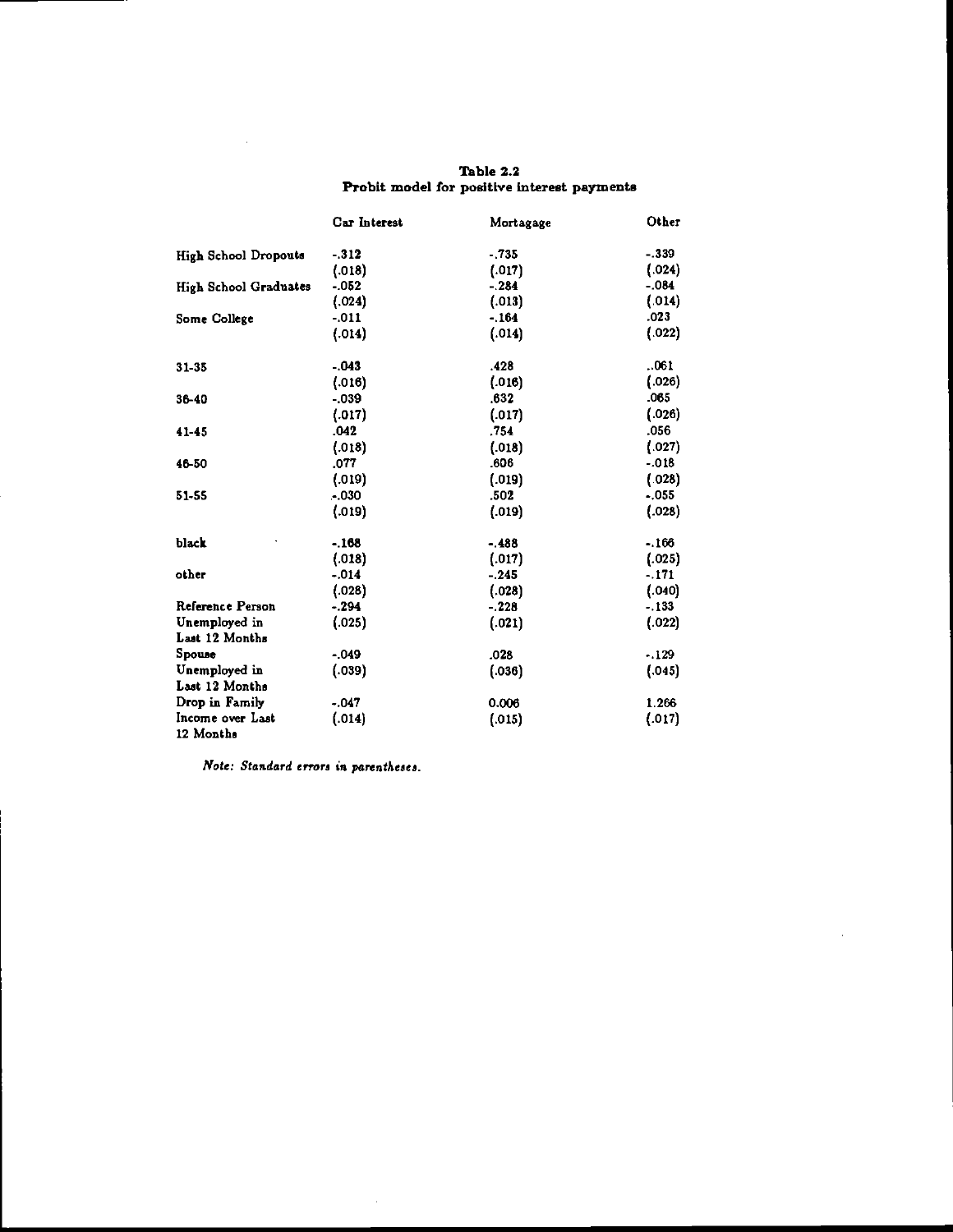**Table 2.2**
**Probit model for positive interest payments**

| | Car Interest | Mortagage | Other |
|---|---|---|---|
| High School Dropouts | -.312 | -.735 | -.339 |
| | (.018) | (.017) | (.024) |
| High School Graduates | -.052 | -.284 | -.084 |
| | (.024) | (.013) | (.014) |
| Some College | -.011 | -.164 | .023 |
| | (.014) | (.014) | (.022) |
| 31-35 | -.043 | .428 | ..061 |
| | (.016) | (.016) | (.026) |
| 36-40 | -.039 | .632 | .065 |
| | (.017) | (.017) | (.026) |
| 41-45 | .042 | .754 | .056 |
| | (.018) | (.018) | (.027) |
| 46-50 | .077 | .606 | -.018 |
| | (.019) | (.019) | (.028) |
| 51-55 | -.030 | .502 | -.055 |
| | (.019) | (.019) | (.028) |
| black | -.168 | -.488 | -.166 |
| | (.018) | (.017) | (.025) |
| other | -.014 | -.245 | -.171 |
| | (.028) | (.028) | (.040) |
| Reference Person Unemployed in Last 12 Months | -.294 | -.228 | -.133 |
| | (.025) | (.021) | (.022) |
| Spouse Unemployed in Last 12 Months | -.049 | .028 | -.129 |
| | (.039) | (.036) | (.045) |
| Drop in Family Income over Last 12 Months | -.047 | 0.006 | 1.266 |
| | (.014) | (.015) | (.017) |

*Note: Standard errors in parentheses.*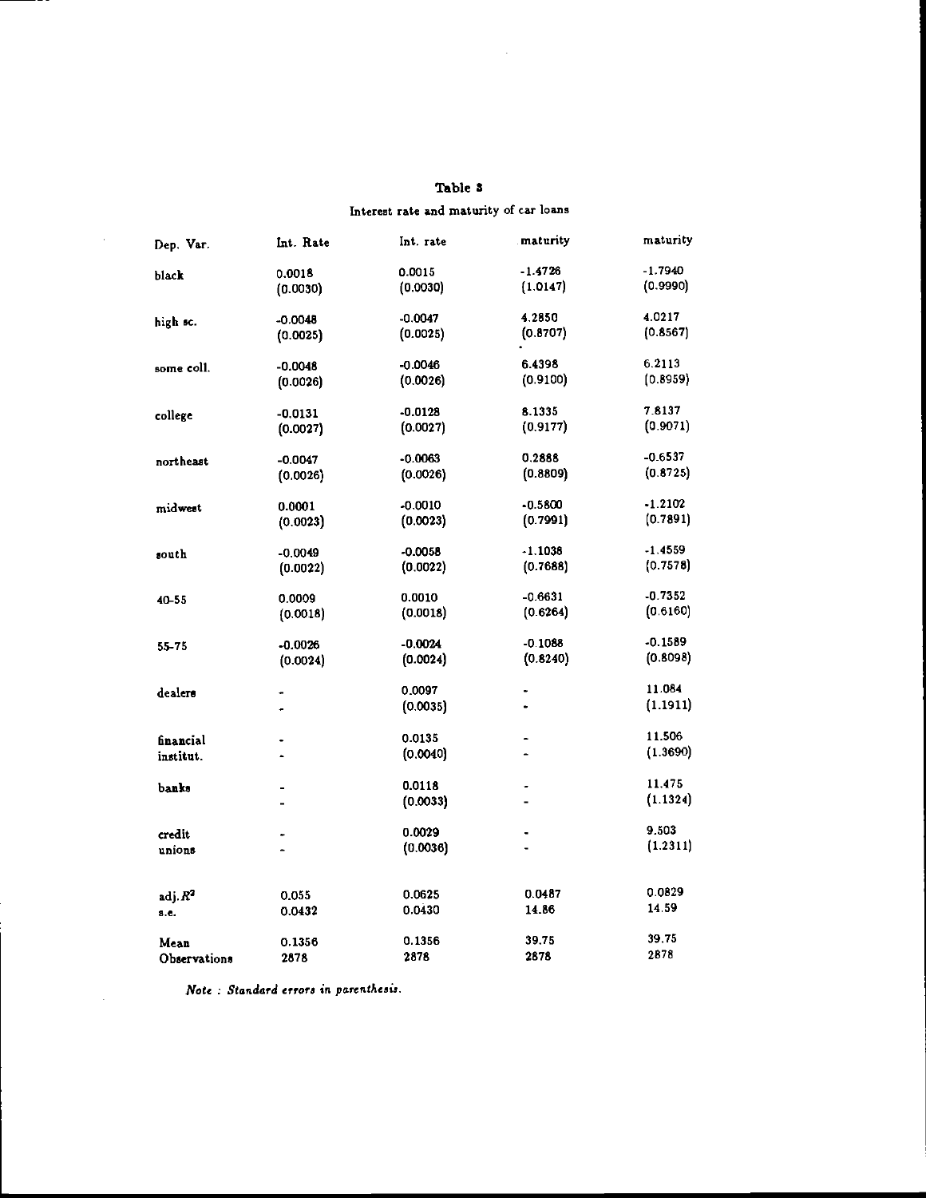**Table 8**

Interest rate and maturity of car loans

| Dep. Var. | Int. Rate | Int. rate | maturity | maturity |
|---|---|---|---|---|
| black | 0.0018 | 0.0015 | -1.4726 | -1.7940 |
| | (0.0030) | (0.0030) | (1.0147) | (0.9990) |
| high sc. | -0.0048 | -0.0047 | 4.2850 | 4.0217 |
| | (0.0025) | (0.0025) | (0.8707) | (0.8567) |
| some coll. | -0.0048 | -0.0046 | 6.4398 | 6.2113 |
| | (0.0026) | (0.0026) | (0.9100) | (0.8959) |
| college | -0.0131 | -0.0128 | 8.1335 | 7.8137 |
| | (0.0027) | (0.0027) | (0.9177) | (0.9071) |
| northeast | -0.0047 | -0.0063 | 0.2888 | -0.6537 |
| | (0.0026) | (0.0026) | (0.8809) | (0.8725) |
| midwest | 0.0001 | -0.0010 | -0.5800 | -1.2102 |
| | (0.0023) | (0.0023) | (0.7991) | (0.7891) |
| south | -0.0049 | -0.0058 | -1.1038 | -1.4559 |
| | (0.0022) | (0.0022) | (0.7688) | (0.7578) |
| 40-55 | 0.0009 | 0.0010 | -0.6631 | -0.7352 |
| | (0.0018) | (0.0018) | (0.6264) | (0.6160) |
| 55-75 | -0.0026 | -0.0024 | -0.1088 | -0.1589 |
| | (0.0024) | (0.0024) | (0.8240) | (0.8098) |
| dealers | - | 0.0097 | - | 11.084 |
| | - | (0.0035) | - | (1.1911) |
| financial institut. | - | 0.0135 | - | 11.506 |
| | - | (0.0040) | - | (1.3690) |
| banks | - | 0.0118 | - | 11.475 |
| | - | (0.0033) | - | (1.1324) |
| credit unions | - | 0.0029 | - | 9.503 |
| | - | (0.0036) | - | (1.2311) |
| adj. $R^2$ | 0.055 | 0.0625 | 0.0487 | 0.0829 |
| s.e. | 0.0432 | 0.0430 | 14.86 | 14.59 |
| Mean | 0.1356 | 0.1356 | 39.75 | 39.75 |
| Observations | 2878 | 2878 | 2878 | 2878 |

*Note : Standard errors in parenthesis.*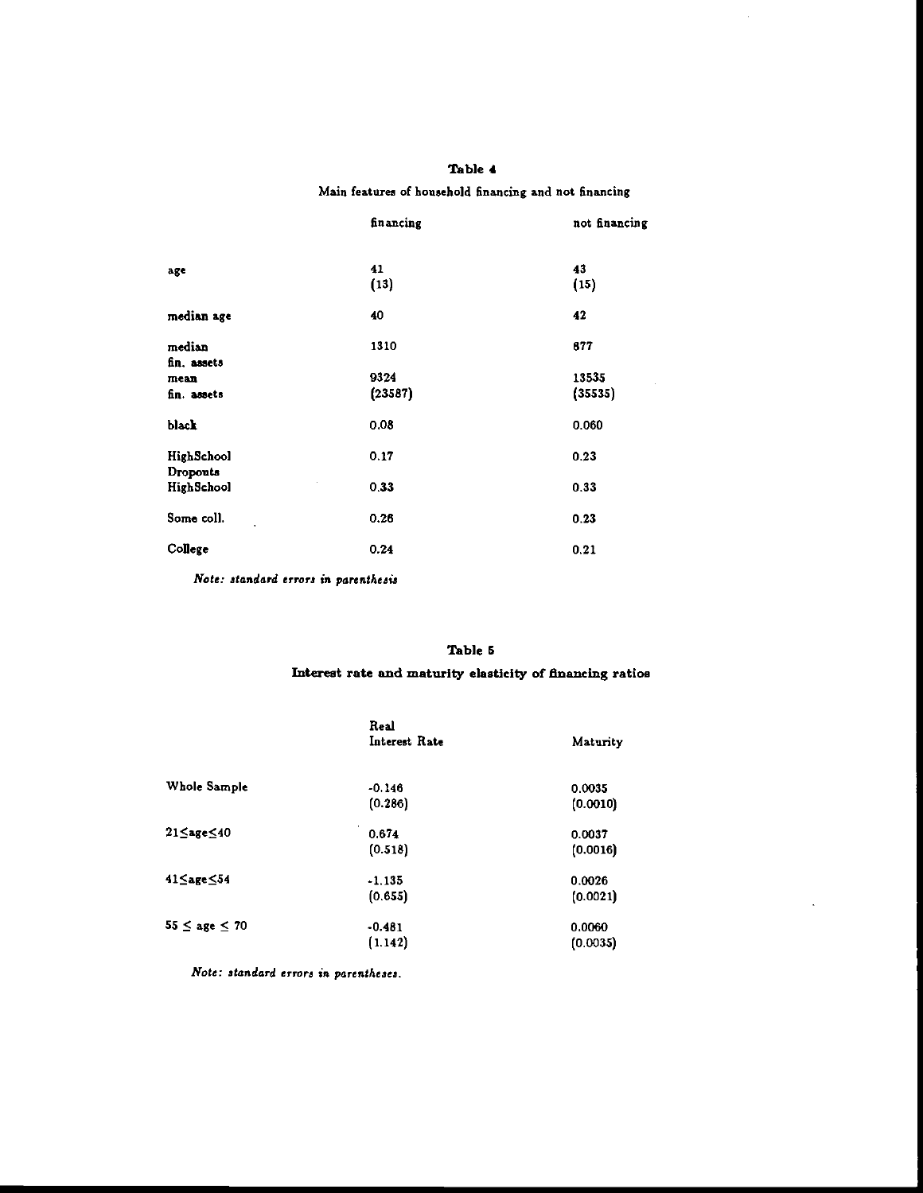**Table 4**

Main features of household financing and not financing

| | financing | not financing |
|---|---|---|
| age | 41 | 43 |
| | (13) | (15) |
| median age | 40 | 42 |
| median fin. assets | 1310 | 877 |
| mean fin. assets | 9324 | 13535 |
| | (23587) | (35535) |
| black | 0.08 | 0.060 |
| HighSchool Dropouts | 0.17 | 0.23 |
| HighSchool | 0.33 | 0.33 |
| Some coll. | 0.26 | 0.23 |
| College | 0.24 | 0.21 |

*Note: standard errors in parenthesis*

**Table 5**

**Interest rate and maturity elasticity of financing ratios**

| | Real Interest Rate | Maturity |
|---|---|---|
| Whole Sample | -0.146 | 0.0035 |
| | (0.286) | (0.0010) |
| $21 \leq age \leq 40$ | 0.674 | 0.0037 |
| | (0.518) | (0.0016) |
| $41 \leq age \leq 54$ | -1.135 | 0.0026 |
| | (0.655) | (0.0021) |
| $55 \leq age \leq 70$ | -0.481 | 0.0060 |
| | (1.142) | (0.0035) |

*Note: standard errors in parentheses.*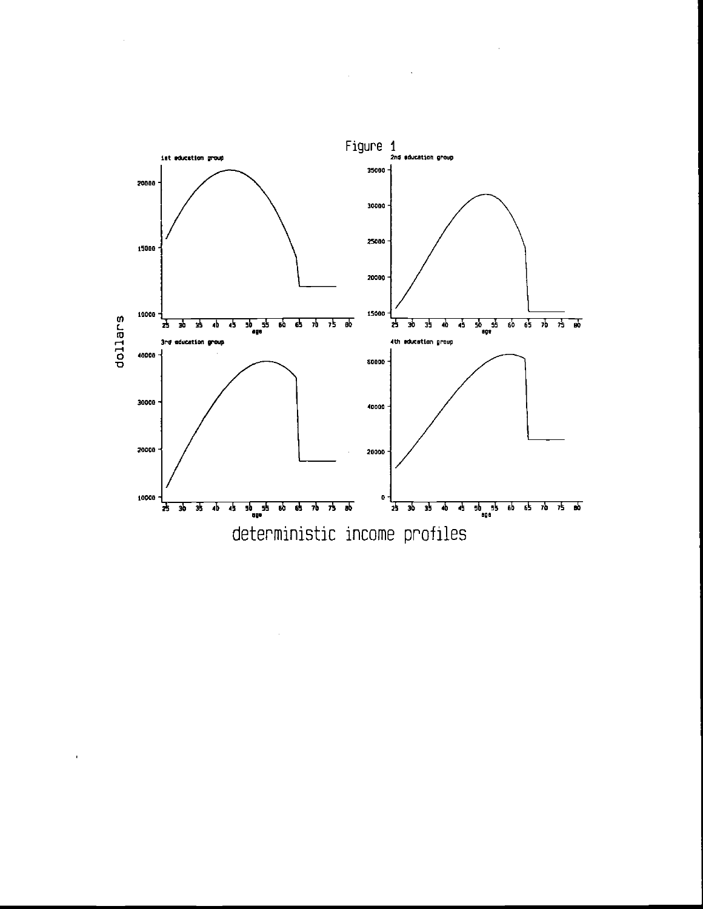Figure 1

1st education group

2nd education group

3rd education group

4th education group

dollars

age

deterministic income profiles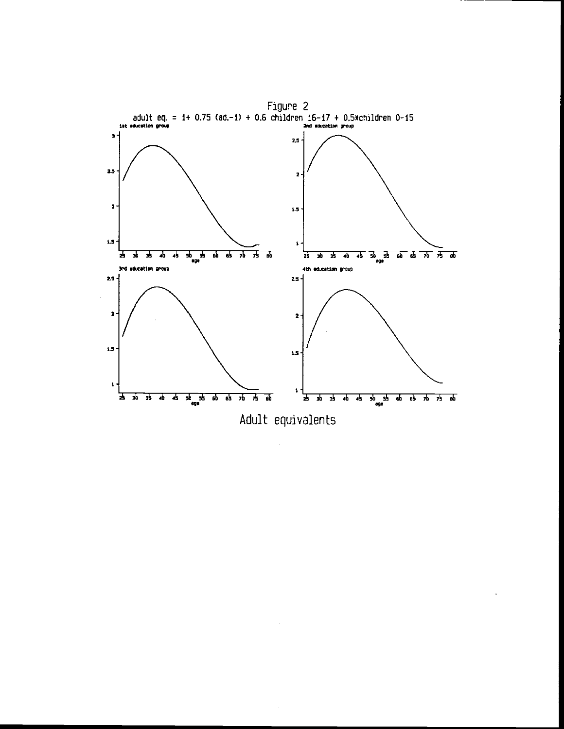Figure 2

adult eq. = 1+ 0.75 (ad.-1) + 0.6 children 16-17 + 0.5*children 0-15

Adult equivalents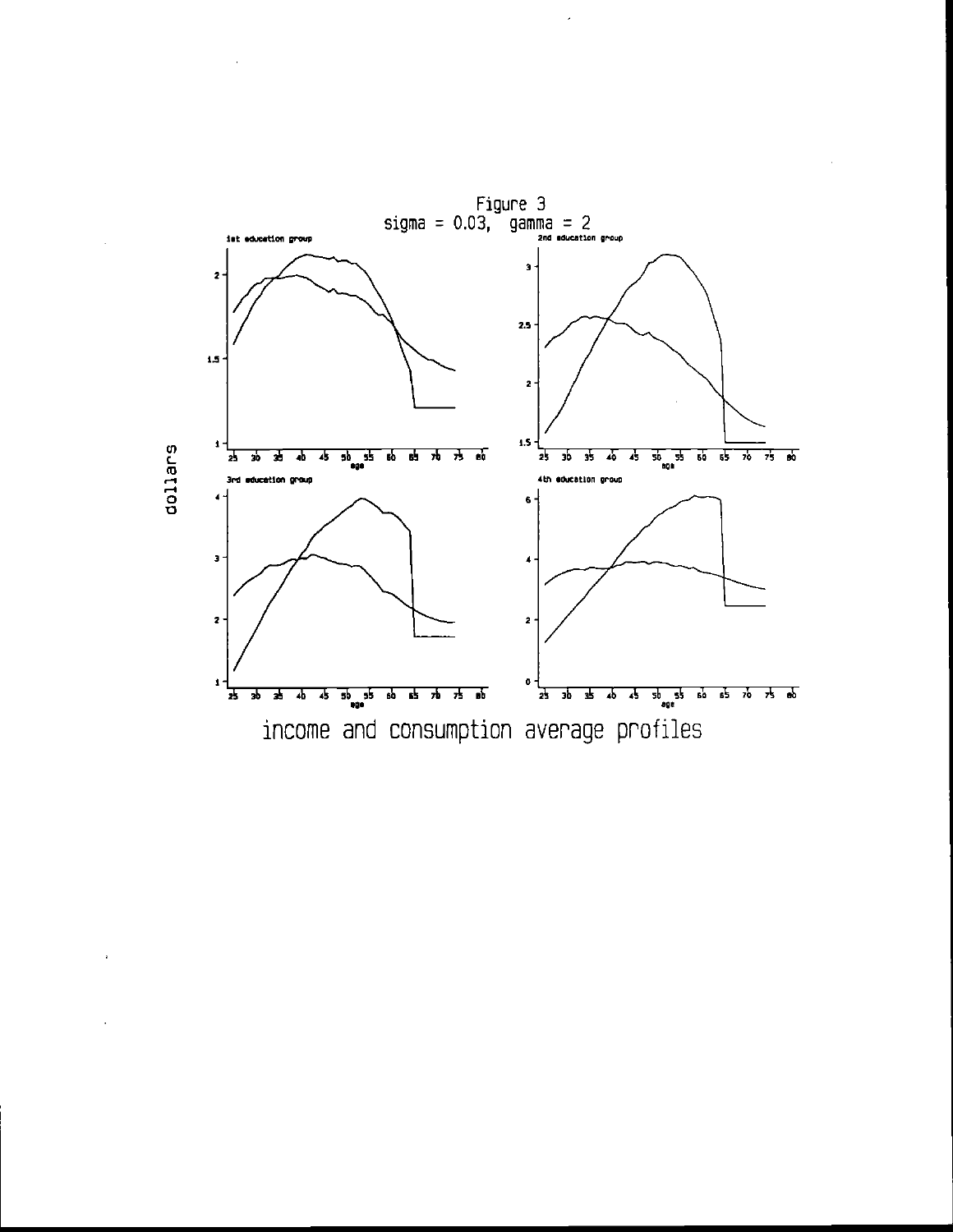Figure 3

sigma = 0.03, gamma = 2

income and consumption average profiles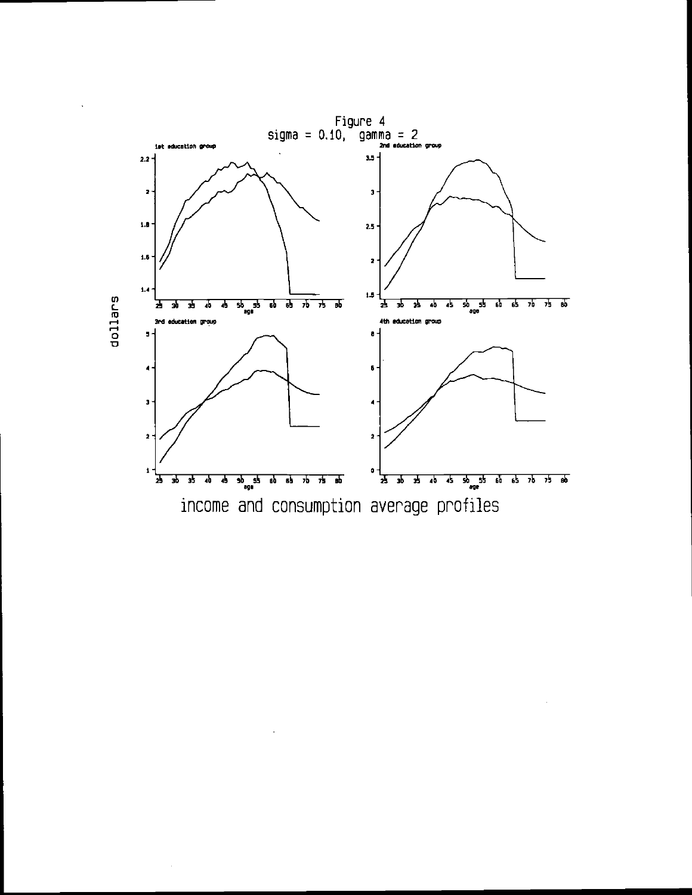Figure 4

sigma = 0.10, gamma = 2

1st education group

2.2
2
1.8
1.6
1.4

25 30 35 40 45 50 55 60 65 70 75 80

age

2nd education group

3.5
3
2.5
2
1.5

25 30 35 40 45 50 55 60 65 70 75 80

age

dollars

3rd education group

5
4
3
2
1

25 30 35 40 45 50 55 60 65 70 75 80

age

4th education group

8
6
4
2
0

25 30 35 40 45 50 55 60 65 70 75 80

age

income and consumption average profiles